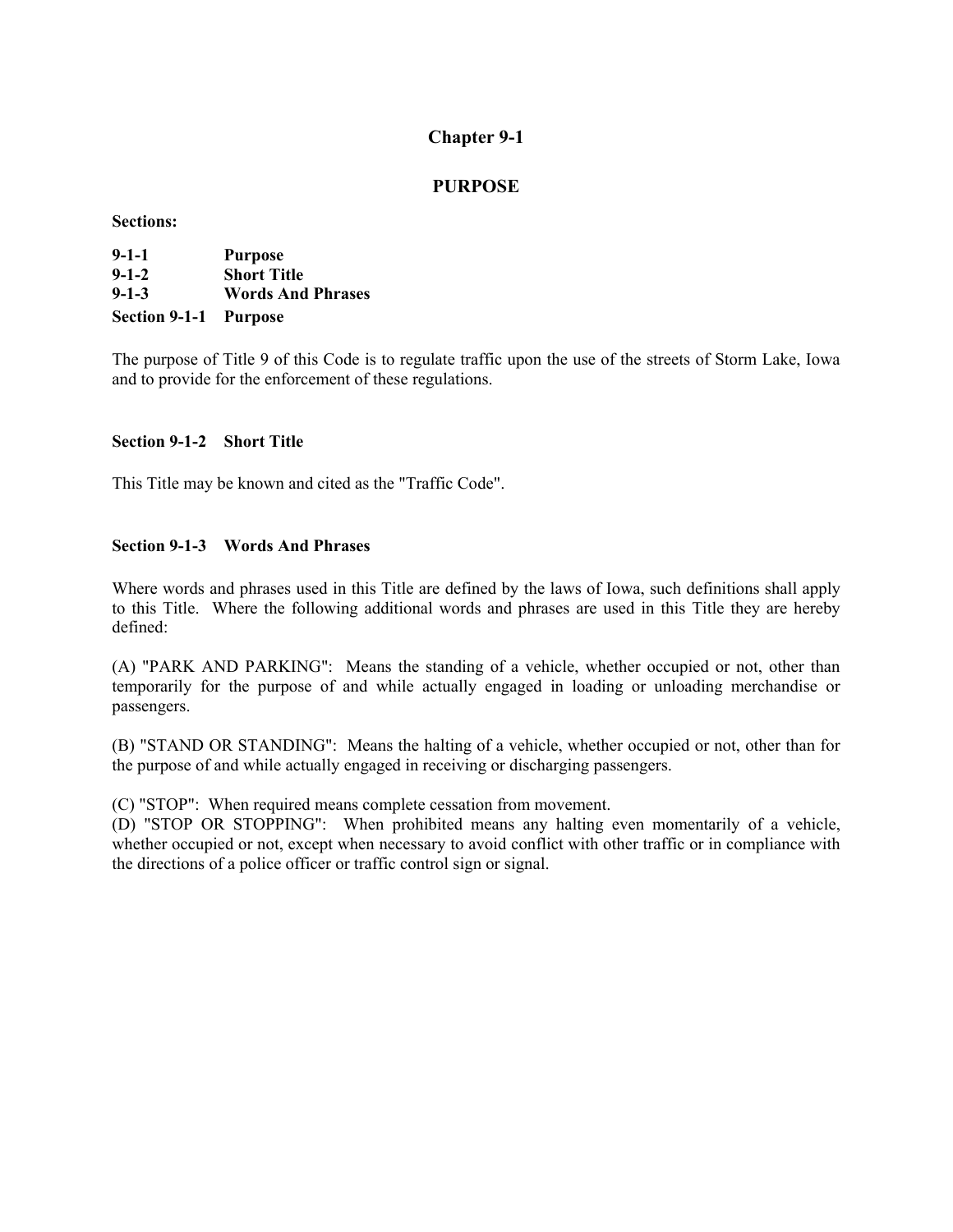# Chapter 9-1

## PURPOSE

**Sections:**

**9-1-1 Purpose**
**9-1-2 Short Title**
**9-1-3 Words And Phrases**

### Section 9-1-1 Purpose

The purpose of Title 9 of this Code is to regulate traffic upon the use of the streets of Storm Lake, Iowa and to provide for the enforcement of these regulations.

### Section 9-1-2 Short Title

This Title may be known and cited as the "Traffic Code".

### Section 9-1-3 Words And Phrases

Where words and phrases used in this Title are defined by the laws of Iowa, such definitions shall apply to this Title. Where the following additional words and phrases are used in this Title they are hereby defined:

(A) "PARK AND PARKING": Means the standing of a vehicle, whether occupied or not, other than temporarily for the purpose of and while actually engaged in loading or unloading merchandise or passengers.

(B) "STAND OR STANDING": Means the halting of a vehicle, whether occupied or not, other than for the purpose of and while actually engaged in receiving or discharging passengers.

(C) "STOP": When required means complete cessation from movement.

(D) "STOP OR STOPPING": When prohibited means any halting even momentarily of a vehicle, whether occupied or not, except when necessary to avoid conflict with other traffic or in compliance with the directions of a police officer or traffic control sign or signal.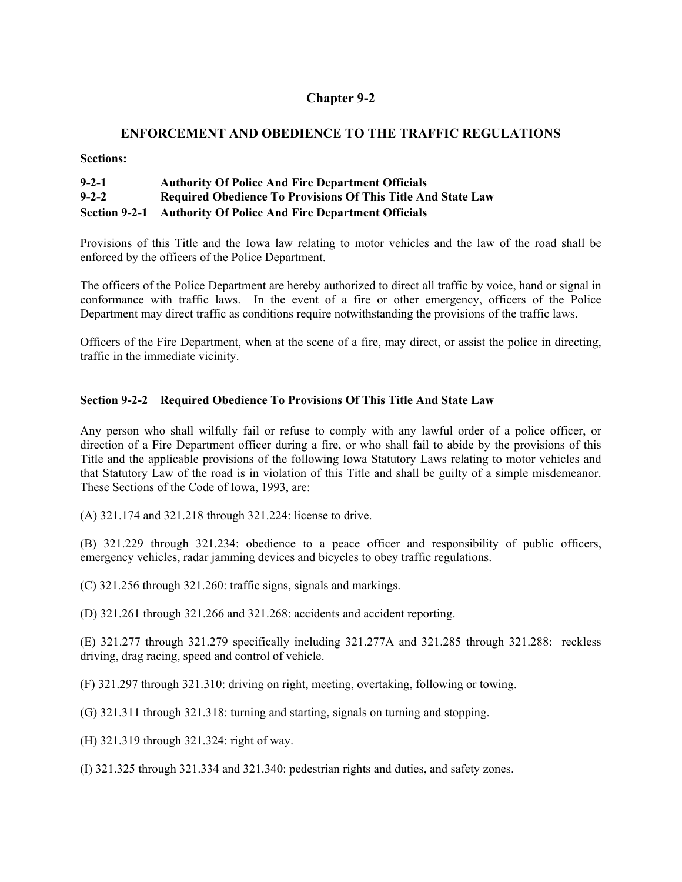# Chapter 9-2

## ENFORCEMENT AND OBEDIENCE TO THE TRAFFIC REGULATIONS

**Sections:**

**9-2-1 Authority Of Police And Fire Department Officials**
**9-2-2 Required Obedience To Provisions Of This Title And State Law**

### Section 9-2-1 Authority Of Police And Fire Department Officials

Provisions of this Title and the Iowa law relating to motor vehicles and the law of the road shall be enforced by the officers of the Police Department.

The officers of the Police Department are hereby authorized to direct all traffic by voice, hand or signal in conformance with traffic laws. In the event of a fire or other emergency, officers of the Police Department may direct traffic as conditions require notwithstanding the provisions of the traffic laws.

Officers of the Fire Department, when at the scene of a fire, may direct, or assist the police in directing, traffic in the immediate vicinity.

### Section 9-2-2 Required Obedience To Provisions Of This Title And State Law

Any person who shall wilfully fail or refuse to comply with any lawful order of a police officer, or direction of a Fire Department officer during a fire, or who shall fail to abide by the provisions of this Title and the applicable provisions of the following Iowa Statutory Laws relating to motor vehicles and that Statutory Law of the road is in violation of this Title and shall be guilty of a simple misdemeanor. These Sections of the Code of Iowa, 1993, are:

(A) 321.174 and 321.218 through 321.224: license to drive.

(B) 321.229 through 321.234: obedience to a peace officer and responsibility of public officers, emergency vehicles, radar jamming devices and bicycles to obey traffic regulations.

(C) 321.256 through 321.260: traffic signs, signals and markings.

(D) 321.261 through 321.266 and 321.268: accidents and accident reporting.

(E) 321.277 through 321.279 specifically including 321.277A and 321.285 through 321.288: reckless driving, drag racing, speed and control of vehicle.

(F) 321.297 through 321.310: driving on right, meeting, overtaking, following or towing.

(G) 321.311 through 321.318: turning and starting, signals on turning and stopping.

(H) 321.319 through 321.324: right of way.

(I) 321.325 through 321.334 and 321.340: pedestrian rights and duties, and safety zones.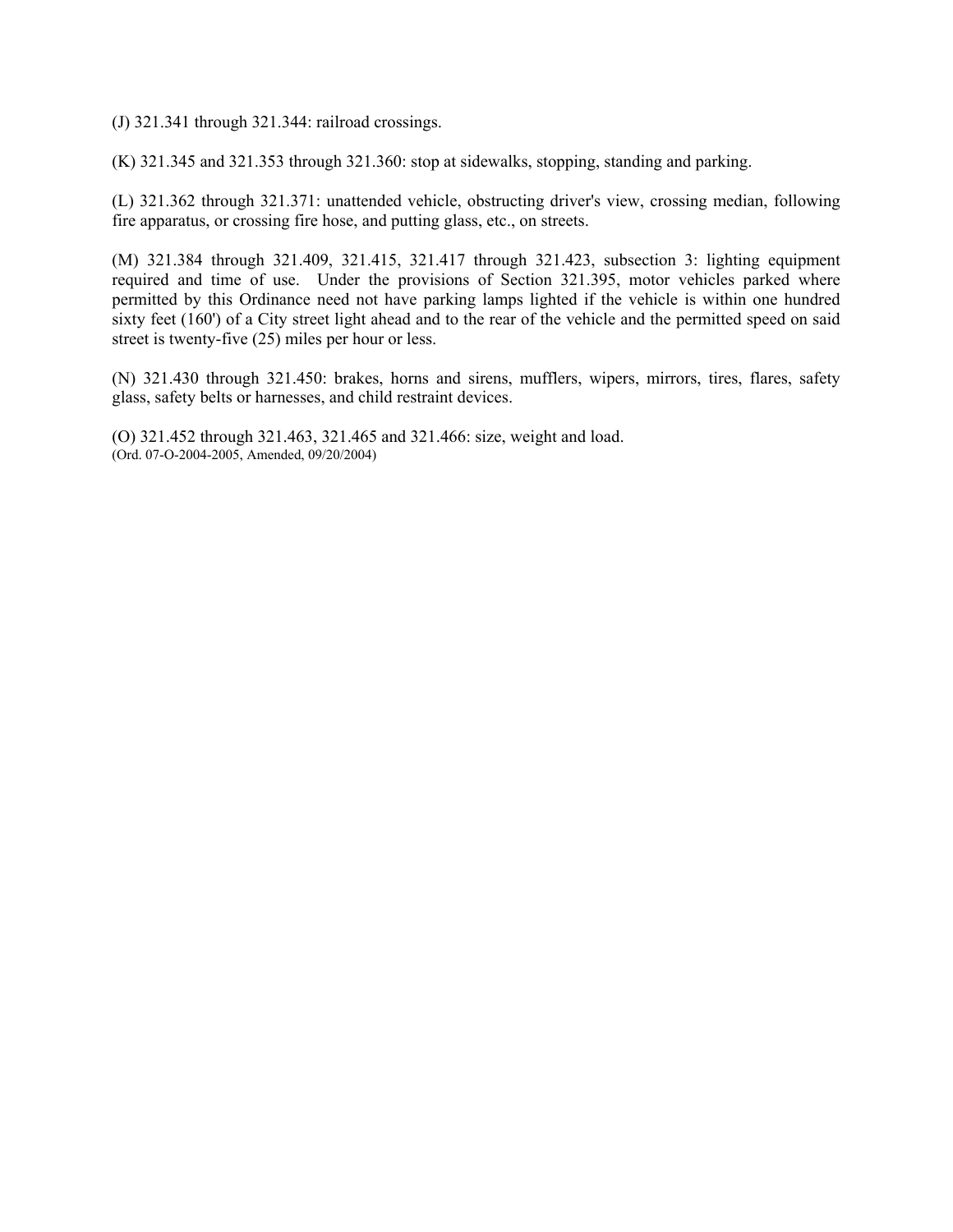(J) 321.341 through 321.344: railroad crossings.

(K) 321.345 and 321.353 through 321.360: stop at sidewalks, stopping, standing and parking.

(L) 321.362 through 321.371: unattended vehicle, obstructing driver's view, crossing median, following fire apparatus, or crossing fire hose, and putting glass, etc., on streets.

(M) 321.384 through 321.409, 321.415, 321.417 through 321.423, subsection 3: lighting equipment required and time of use. Under the provisions of Section 321.395, motor vehicles parked where permitted by this Ordinance need not have parking lamps lighted if the vehicle is within one hundred sixty feet (160') of a City street light ahead and to the rear of the vehicle and the permitted speed on said street is twenty-five (25) miles per hour or less.

(N) 321.430 through 321.450: brakes, horns and sirens, mufflers, wipers, mirrors, tires, flares, safety glass, safety belts or harnesses, and child restraint devices.

(O) 321.452 through 321.463, 321.465 and 321.466: size, weight and load.
(Ord. 07-O-2004-2005, Amended, 09/20/2004)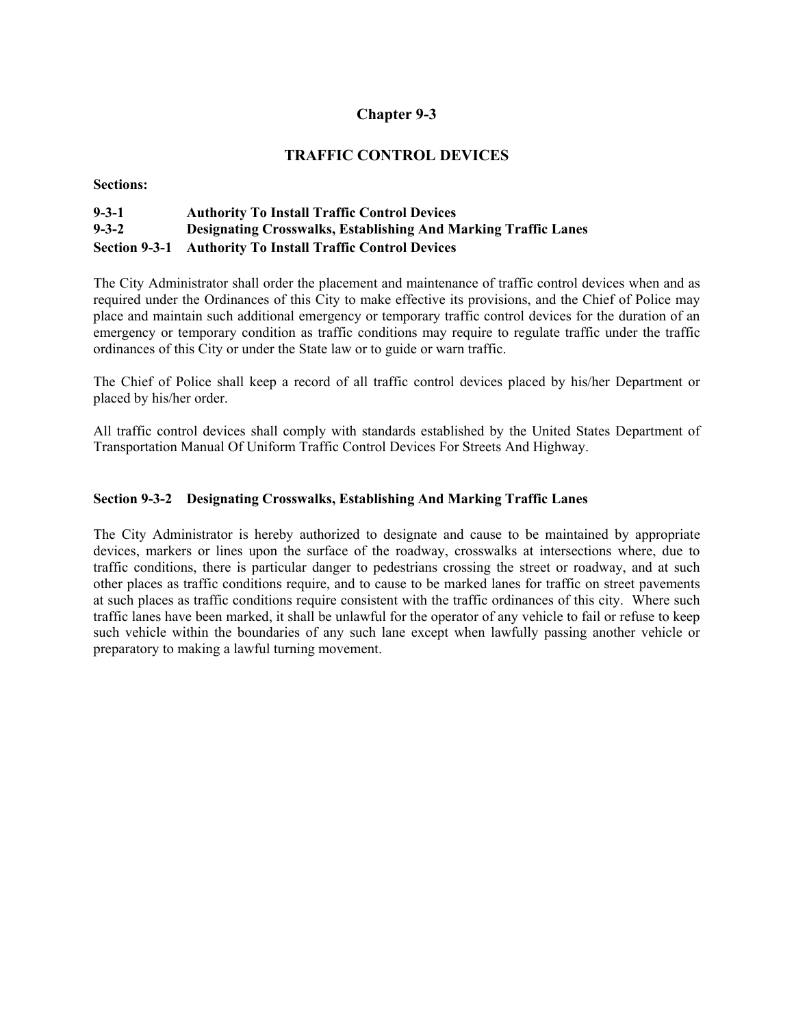# Chapter 9-3

## TRAFFIC CONTROL DEVICES

**Sections:**

**9-3-1 Authority To Install Traffic Control Devices**
**9-3-2 Designating Crosswalks, Establishing And Marking Traffic Lanes**

### Section 9-3-1 Authority To Install Traffic Control Devices

The City Administrator shall order the placement and maintenance of traffic control devices when and as required under the Ordinances of this City to make effective its provisions, and the Chief of Police may place and maintain such additional emergency or temporary traffic control devices for the duration of an emergency or temporary condition as traffic conditions may require to regulate traffic under the traffic ordinances of this City or under the State law or to guide or warn traffic.

The Chief of Police shall keep a record of all traffic control devices placed by his/her Department or placed by his/her order.

All traffic control devices shall comply with standards established by the United States Department of Transportation Manual Of Uniform Traffic Control Devices For Streets And Highway.

### Section 9-3-2 Designating Crosswalks, Establishing And Marking Traffic Lanes

The City Administrator is hereby authorized to designate and cause to be maintained by appropriate devices, markers or lines upon the surface of the roadway, crosswalks at intersections where, due to traffic conditions, there is particular danger to pedestrians crossing the street or roadway, and at such other places as traffic conditions require, and to cause to be marked lanes for traffic on street pavements at such places as traffic conditions require consistent with the traffic ordinances of this city. Where such traffic lanes have been marked, it shall be unlawful for the operator of any vehicle to fail or refuse to keep such vehicle within the boundaries of any such lane except when lawfully passing another vehicle or preparatory to making a lawful turning movement.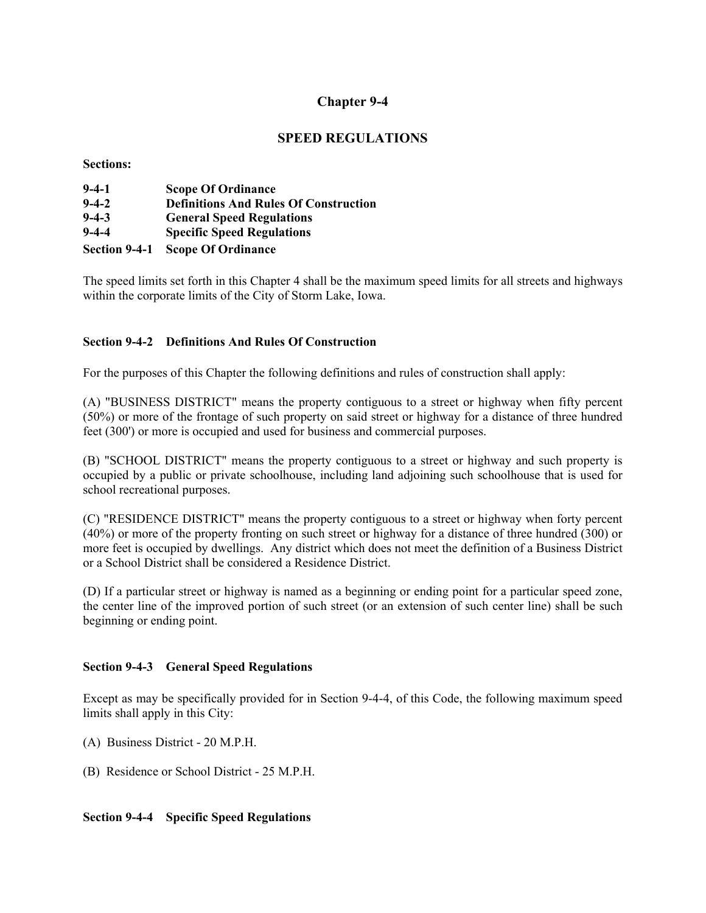# Chapter 9-4

## SPEED REGULATIONS

**Sections:**

**9-4-1** **Scope Of Ordinance**
**9-4-2** **Definitions And Rules Of Construction**
**9-4-3** **General Speed Regulations**
**9-4-4** **Specific Speed Regulations**

### Section 9-4-1 Scope Of Ordinance

The speed limits set forth in this Chapter 4 shall be the maximum speed limits for all streets and highways within the corporate limits of the City of Storm Lake, Iowa.

### Section 9-4-2 Definitions And Rules Of Construction

For the purposes of this Chapter the following definitions and rules of construction shall apply:

(A) "BUSINESS DISTRICT" means the property contiguous to a street or highway when fifty percent (50%) or more of the frontage of such property on said street or highway for a distance of three hundred feet (300') or more is occupied and used for business and commercial purposes.

(B) "SCHOOL DISTRICT" means the property contiguous to a street or highway and such property is occupied by a public or private schoolhouse, including land adjoining such schoolhouse that is used for school recreational purposes.

(C) "RESIDENCE DISTRICT" means the property contiguous to a street or highway when forty percent (40%) or more of the property fronting on such street or highway for a distance of three hundred (300) or more feet is occupied by dwellings. Any district which does not meet the definition of a Business District or a School District shall be considered a Residence District.

(D) If a particular street or highway is named as a beginning or ending point for a particular speed zone, the center line of the improved portion of such street (or an extension of such center line) shall be such beginning or ending point.

### Section 9-4-3 General Speed Regulations

Except as may be specifically provided for in Section 9-4-4, of this Code, the following maximum speed limits shall apply in this City:

(A) Business District - 20 M.P.H.

(B) Residence or School District - 25 M.P.H.

### Section 9-4-4 Specific Speed Regulations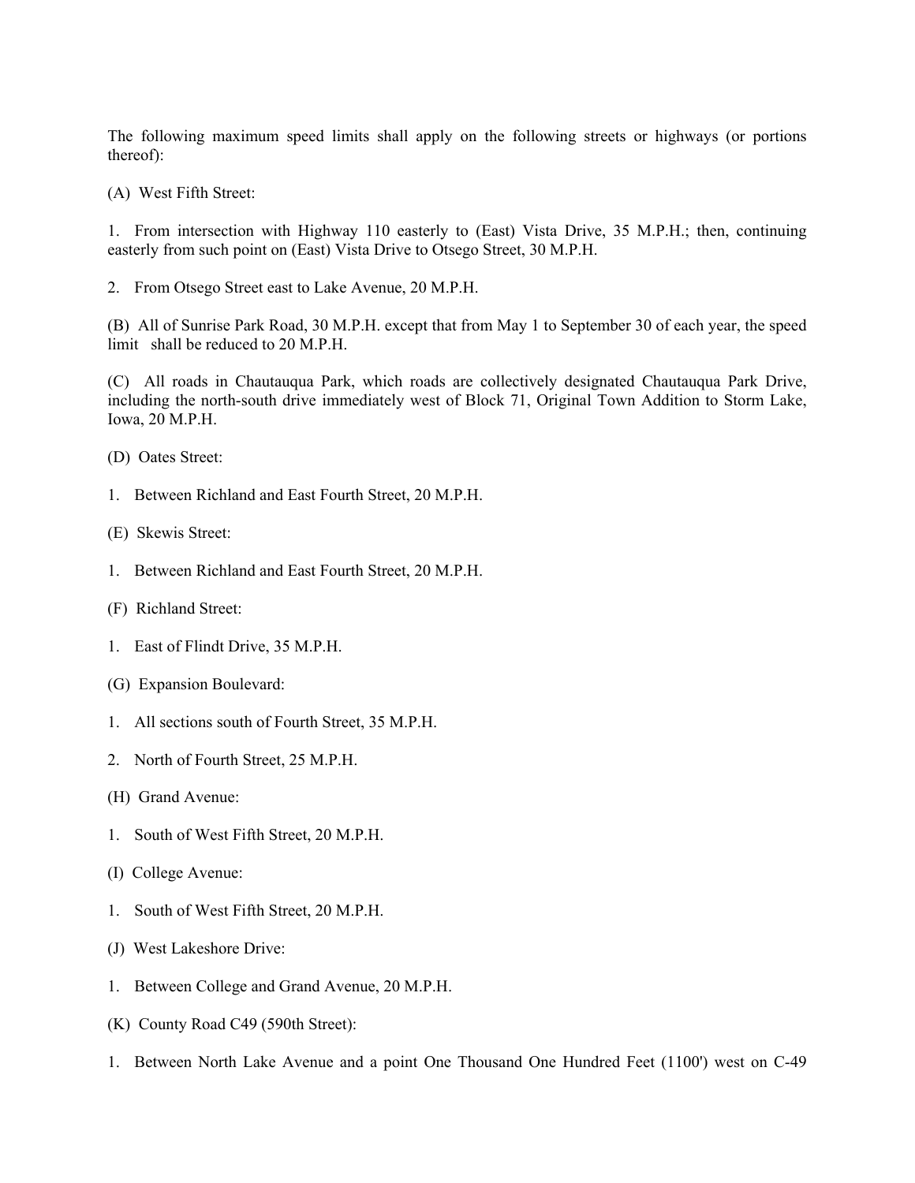The following maximum speed limits shall apply on the following streets or highways (or portions thereof):

(A) West Fifth Street:

1. From intersection with Highway 110 easterly to (East) Vista Drive, 35 M.P.H.; then, continuing easterly from such point on (East) Vista Drive to Otsego Street, 30 M.P.H.

2. From Otsego Street east to Lake Avenue, 20 M.P.H.

(B) All of Sunrise Park Road, 30 M.P.H. except that from May 1 to September 30 of each year, the speed limit shall be reduced to 20 M.P.H.

(C) All roads in Chautauqua Park, which roads are collectively designated Chautauqua Park Drive, including the north-south drive immediately west of Block 71, Original Town Addition to Storm Lake, Iowa, 20 M.P.H.

(D) Oates Street:

1. Between Richland and East Fourth Street, 20 M.P.H.

(E) Skewis Street:

1. Between Richland and East Fourth Street, 20 M.P.H.

(F) Richland Street:

1. East of Flindt Drive, 35 M.P.H.

(G) Expansion Boulevard:

1. All sections south of Fourth Street, 35 M.P.H.

2. North of Fourth Street, 25 M.P.H.

(H) Grand Avenue:

1. South of West Fifth Street, 20 M.P.H.

(I) College Avenue:

1. South of West Fifth Street, 20 M.P.H.

(J) West Lakeshore Drive:

1. Between College and Grand Avenue, 20 M.P.H.

(K) County Road C49 (590th Street):

1. Between North Lake Avenue and a point One Thousand One Hundred Feet (1100') west on C-49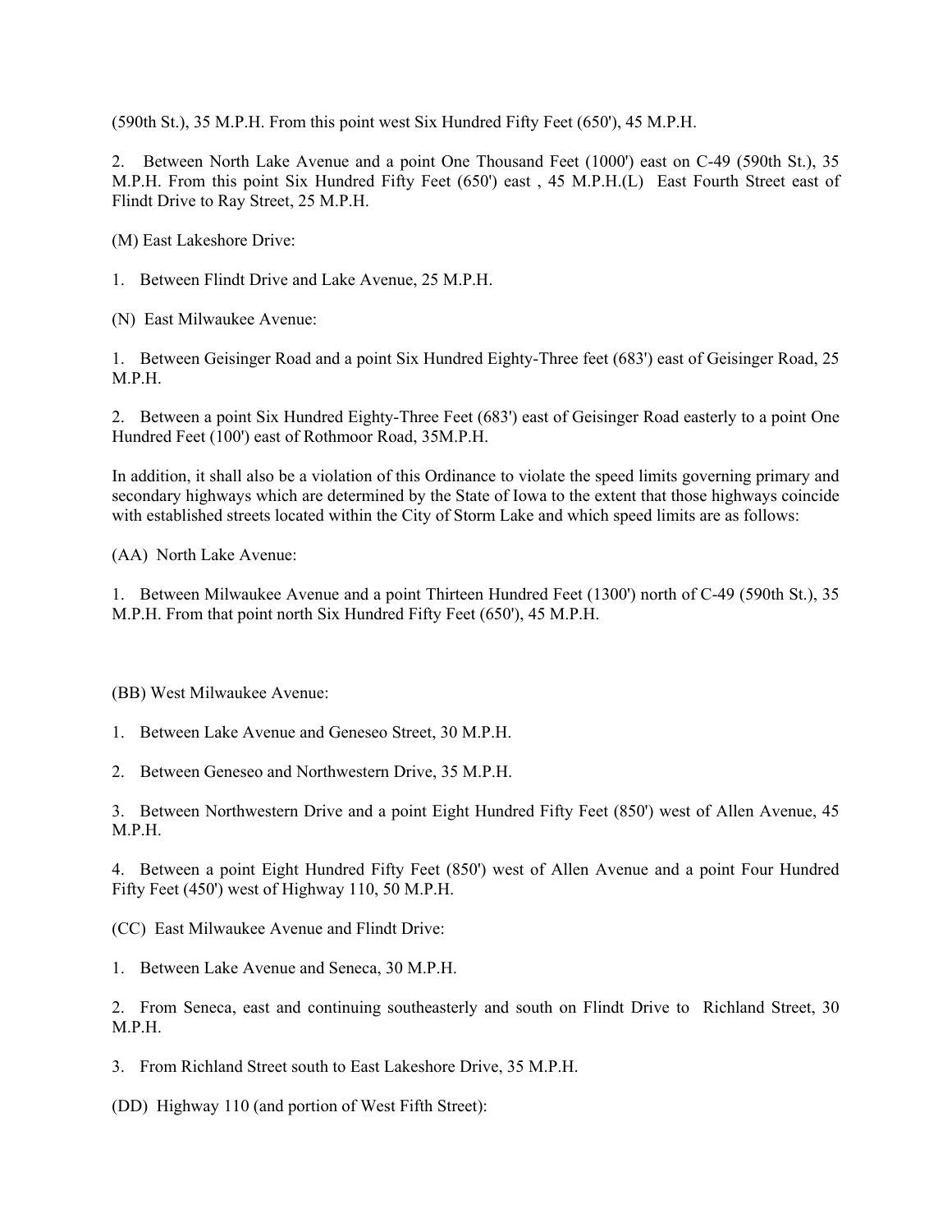(590th St.), 35 M.P.H. From this point west Six Hundred Fifty Feet (650'), 45 M.P.H.

2. Between North Lake Avenue and a point One Thousand Feet (1000') east on C-49 (590th St.), 35 M.P.H. From this point Six Hundred Fifty Feet (650') east , 45 M.P.H.(L) East Fourth Street east of Flindt Drive to Ray Street, 25 M.P.H.

(M) East Lakeshore Drive:

1. Between Flindt Drive and Lake Avenue, 25 M.P.H.

(N) East Milwaukee Avenue:

1. Between Geisinger Road and a point Six Hundred Eighty-Three feet (683') east of Geisinger Road, 25 M.P.H.

2. Between a point Six Hundred Eighty-Three Feet (683') east of Geisinger Road easterly to a point One Hundred Feet (100') east of Rothmoor Road, 35M.P.H.

In addition, it shall also be a violation of this Ordinance to violate the speed limits governing primary and secondary highways which are determined by the State of Iowa to the extent that those highways coincide with established streets located within the City of Storm Lake and which speed limits are as follows:

(AA) North Lake Avenue:

1. Between Milwaukee Avenue and a point Thirteen Hundred Feet (1300') north of C-49 (590th St.), 35 M.P.H. From that point north Six Hundred Fifty Feet (650'), 45 M.P.H.

(BB) West Milwaukee Avenue:

1. Between Lake Avenue and Geneseo Street, 30 M.P.H.

2. Between Geneseo and Northwestern Drive, 35 M.P.H.

3. Between Northwestern Drive and a point Eight Hundred Fifty Feet (850') west of Allen Avenue, 45 M.P.H.

4. Between a point Eight Hundred Fifty Feet (850') west of Allen Avenue and a point Four Hundred Fifty Feet (450') west of Highway 110, 50 M.P.H.

(CC) East Milwaukee Avenue and Flindt Drive:

1. Between Lake Avenue and Seneca, 30 M.P.H.

2. From Seneca, east and continuing southeasterly and south on Flindt Drive to Richland Street, 30 M.P.H.

3. From Richland Street south to East Lakeshore Drive, 35 M.P.H.

(DD) Highway 110 (and portion of West Fifth Street):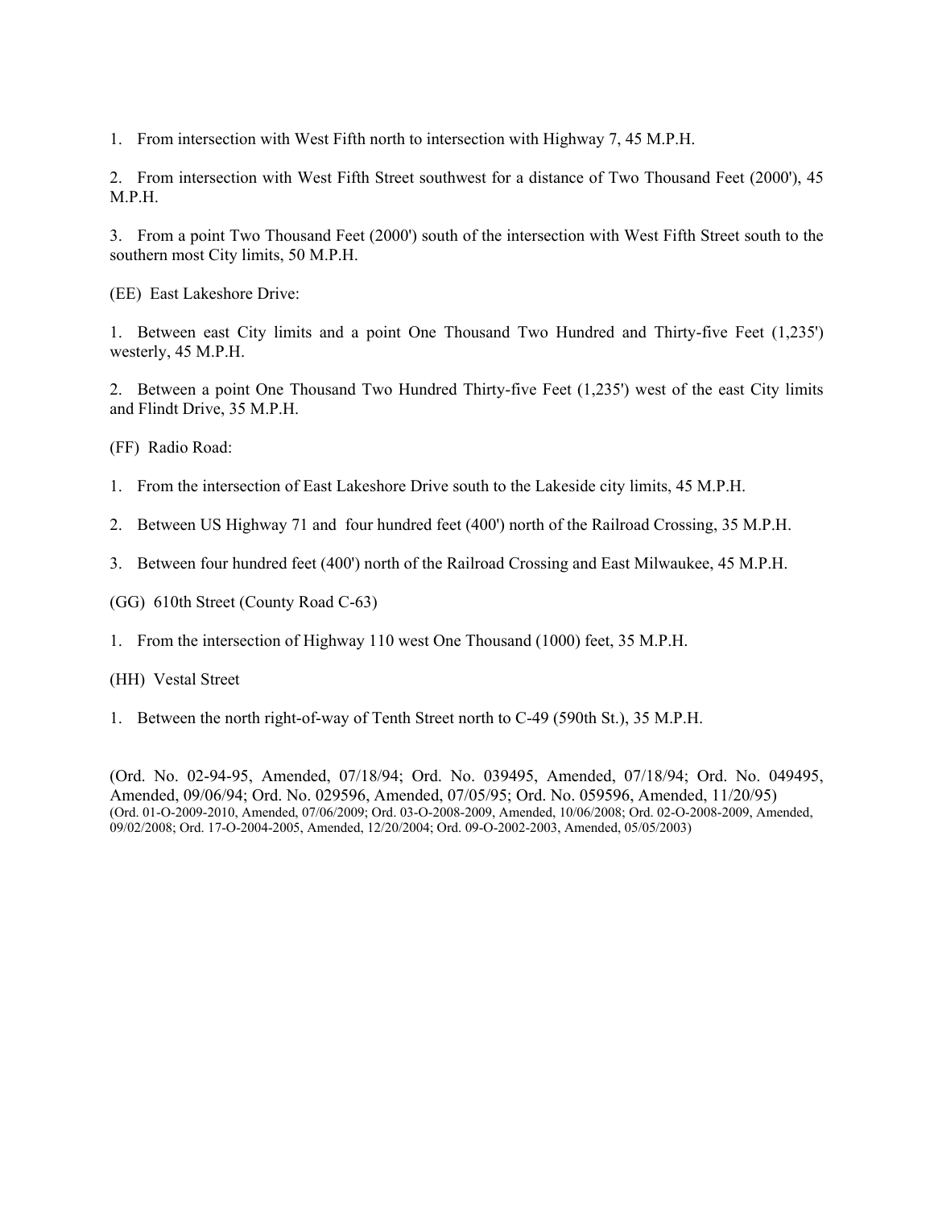1. From intersection with West Fifth north to intersection with Highway 7, 45 M.P.H.

2. From intersection with West Fifth Street southwest for a distance of Two Thousand Feet (2000'), 45 M.P.H.

3. From a point Two Thousand Feet (2000') south of the intersection with West Fifth Street south to the southern most City limits, 50 M.P.H.

(EE) East Lakeshore Drive:

1. Between east City limits and a point One Thousand Two Hundred and Thirty-five Feet (1,235') westerly, 45 M.P.H.

2. Between a point One Thousand Two Hundred Thirty-five Feet (1,235') west of the east City limits and Flindt Drive, 35 M.P.H.

(FF) Radio Road:

1. From the intersection of East Lakeshore Drive south to the Lakeside city limits, 45 M.P.H.

2. Between US Highway 71 and four hundred feet (400') north of the Railroad Crossing, 35 M.P.H.

3. Between four hundred feet (400') north of the Railroad Crossing and East Milwaukee, 45 M.P.H.

(GG) 610th Street (County Road C-63)

1. From the intersection of Highway 110 west One Thousand (1000) feet, 35 M.P.H.

(HH) Vestal Street

1. Between the north right-of-way of Tenth Street north to C-49 (590th St.), 35 M.P.H.

(Ord. No. 02-94-95, Amended, 07/18/94; Ord. No. 039495, Amended, 07/18/94; Ord. No. 049495, Amended, 09/06/94; Ord. No. 029596, Amended, 07/05/95; Ord. No. 059596, Amended, 11/20/95)
(Ord. 01-O-2009-2010, Amended, 07/06/2009; Ord. 03-O-2008-2009, Amended, 10/06/2008; Ord. 02-O-2008-2009, Amended, 09/02/2008; Ord. 17-O-2004-2005, Amended, 12/20/2004; Ord. 09-O-2002-2003, Amended, 05/05/2003)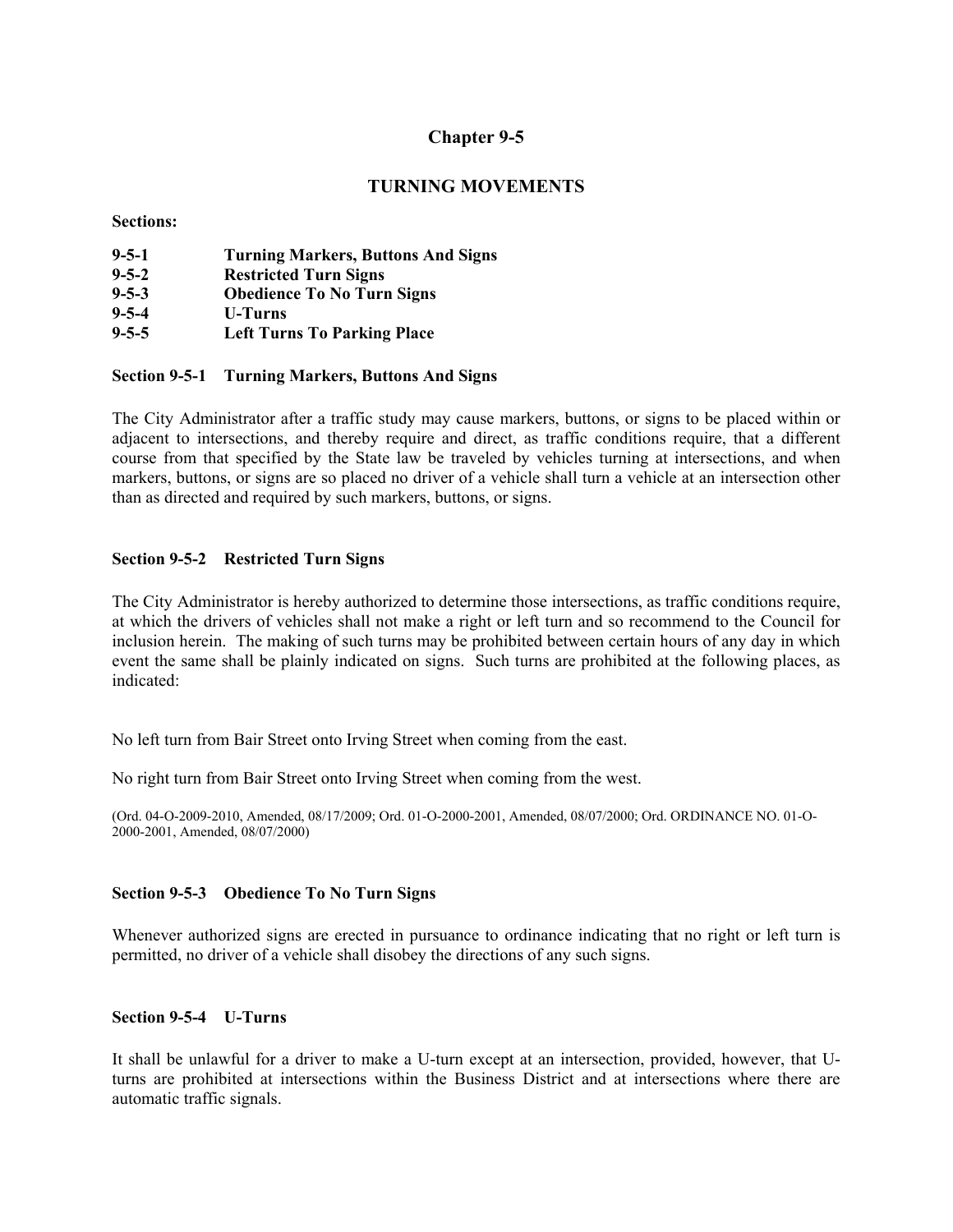# Chapter 9-5

## TURNING MOVEMENTS

**Sections:**

**9-5-1 Turning Markers, Buttons And Signs**
**9-5-2 Restricted Turn Signs**
**9-5-3 Obedience To No Turn Signs**
**9-5-4 U-Turns**
**9-5-5 Left Turns To Parking Place**

### Section 9-5-1 Turning Markers, Buttons And Signs

The City Administrator after a traffic study may cause markers, buttons, or signs to be placed within or adjacent to intersections, and thereby require and direct, as traffic conditions require, that a different course from that specified by the State law be traveled by vehicles turning at intersections, and when markers, buttons, or signs are so placed no driver of a vehicle shall turn a vehicle at an intersection other than as directed and required by such markers, buttons, or signs.

### Section 9-5-2 Restricted Turn Signs

The City Administrator is hereby authorized to determine those intersections, as traffic conditions require, at which the drivers of vehicles shall not make a right or left turn and so recommend to the Council for inclusion herein. The making of such turns may be prohibited between certain hours of any day in which event the same shall be plainly indicated on signs. Such turns are prohibited at the following places, as indicated:

No left turn from Bair Street onto Irving Street when coming from the east.

No right turn from Bair Street onto Irving Street when coming from the west.

(Ord. 04-O-2009-2010, Amended, 08/17/2009; Ord. 01-O-2000-2001, Amended, 08/07/2000; Ord. ORDINANCE NO. 01-O-2000-2001, Amended, 08/07/2000)

### Section 9-5-3 Obedience To No Turn Signs

Whenever authorized signs are erected in pursuance to ordinance indicating that no right or left turn is permitted, no driver of a vehicle shall disobey the directions of any such signs.

### Section 9-5-4 U-Turns

It shall be unlawful for a driver to make a U-turn except at an intersection, provided, however, that U-turns are prohibited at intersections within the Business District and at intersections where there are automatic traffic signals.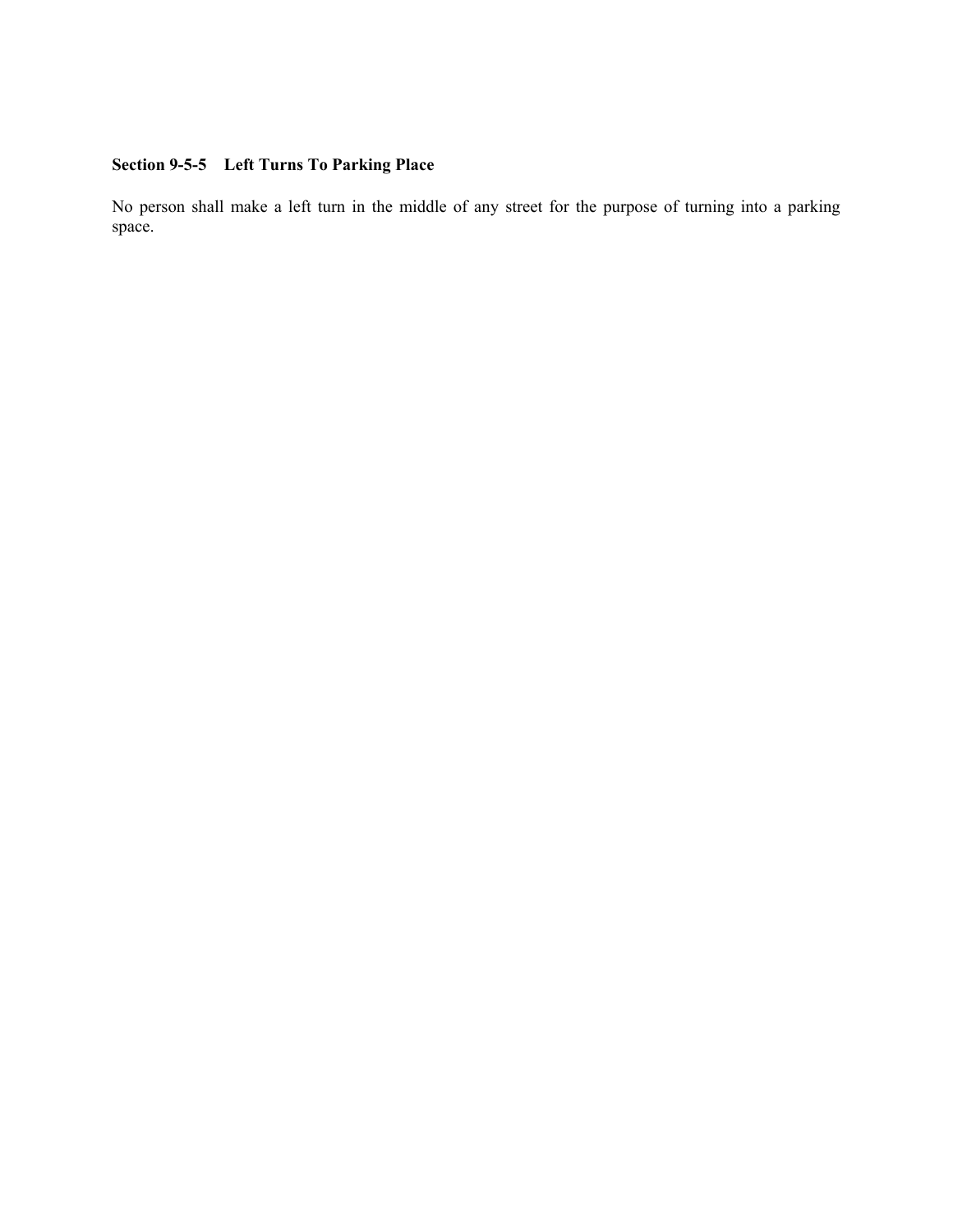### Section 9-5-5 Left Turns To Parking Place

No person shall make a left turn in the middle of any street for the purpose of turning into a parking space.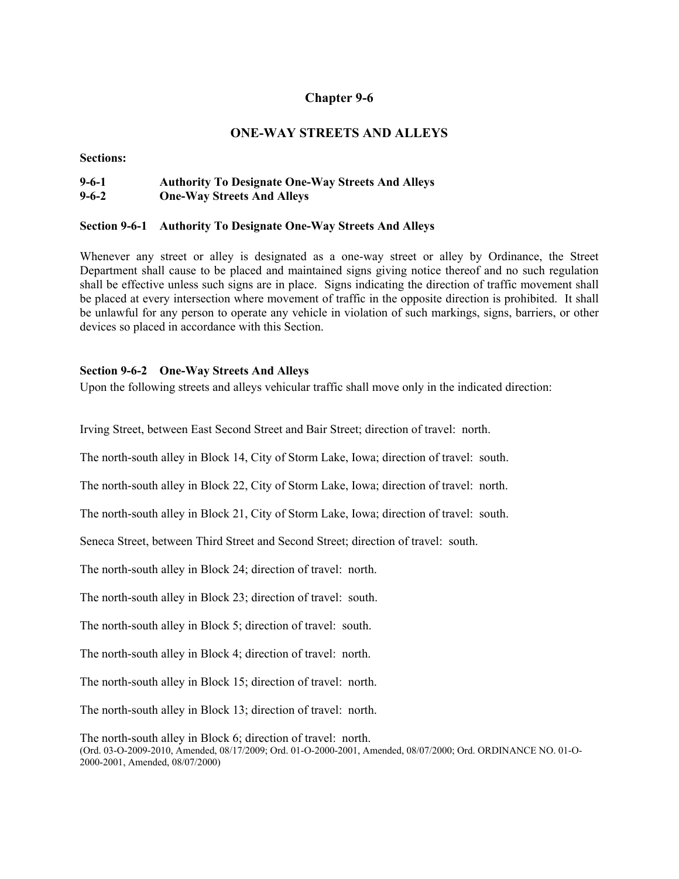# Chapter 9-6

## ONE-WAY STREETS AND ALLEYS

**Sections:**

**9-6-1 Authority To Designate One-Way Streets And Alleys**
**9-6-2 One-Way Streets And Alleys**

### Section 9-6-1 Authority To Designate One-Way Streets And Alleys

Whenever any street or alley is designated as a one-way street or alley by Ordinance, the Street Department shall cause to be placed and maintained signs giving notice thereof and no such regulation shall be effective unless such signs are in place. Signs indicating the direction of traffic movement shall be placed at every intersection where movement of traffic in the opposite direction is prohibited. It shall be unlawful for any person to operate any vehicle in violation of such markings, signs, barriers, or other devices so placed in accordance with this Section.

### Section 9-6-2 One-Way Streets And Alleys

Upon the following streets and alleys vehicular traffic shall move only in the indicated direction:

Irving Street, between East Second Street and Bair Street; direction of travel: north.

The north-south alley in Block 14, City of Storm Lake, Iowa; direction of travel: south.

The north-south alley in Block 22, City of Storm Lake, Iowa; direction of travel: north.

The north-south alley in Block 21, City of Storm Lake, Iowa; direction of travel: south.

Seneca Street, between Third Street and Second Street; direction of travel: south.

The north-south alley in Block 24; direction of travel: north.

The north-south alley in Block 23; direction of travel: south.

The north-south alley in Block 5; direction of travel: south.

The north-south alley in Block 4; direction of travel: north.

The north-south alley in Block 15; direction of travel: north.

The north-south alley in Block 13; direction of travel: north.

The north-south alley in Block 6; direction of travel: north.
(Ord. 03-O-2009-2010, Amended, 08/17/2009; Ord. 01-O-2000-2001, Amended, 08/07/2000; Ord. ORDINANCE NO. 01-O-2000-2001, Amended, 08/07/2000)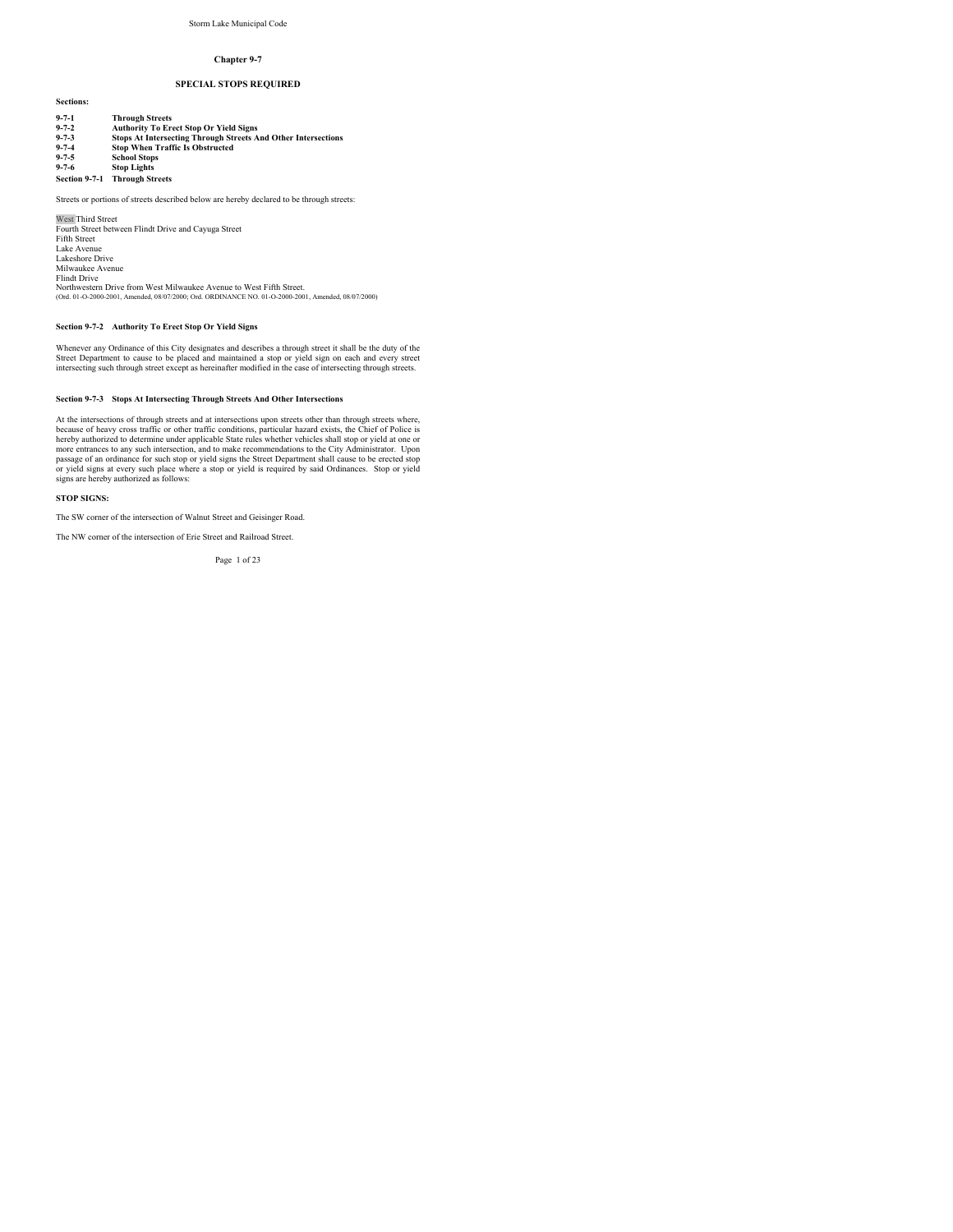## Chapter 9-7

## SPECIAL STOPS REQUIRED

**Sections:**

**9-7-1 Through Streets**
**9-7-2 Authority To Erect Stop Or Yield Signs**
**9-7-3 Stops At Intersecting Through Streets And Other Intersections**
**9-7-4 Stop When Traffic Is Obstructed**
**9-7-5 School Stops**
**9-7-6 Stop Lights**

### Section 9-7-1 Through Streets

Streets or portions of streets described below are hereby declared to be through streets:

West Third Street
Fourth Street between Flindt Drive and Cayuga Street
Fifth Street
Lake Avenue
Lakeshore Drive
Milwaukee Avenue
Flindt Drive
Northwestern Drive from West Milwaukee Avenue to West Fifth Street.
(Ord. 01-O-2000-2001, Amended, 08/07/2000; Ord. ORDINANCE NO. 01-O-2000-2001, Amended, 08/07/2000)

### Section 9-7-2 Authority To Erect Stop Or Yield Signs

Whenever any Ordinance of this City designates and describes a through street it shall be the duty of the Street Department to cause to be placed and maintained a stop or yield sign on each and every street intersecting such through street except as hereinafter modified in the case of intersecting through streets.

### Section 9-7-3 Stops At Intersecting Through Streets And Other Intersections

At the intersections of through streets and at intersections upon streets other than through streets where, because of heavy cross traffic or other traffic conditions, particular hazard exists, the Chief of Police is hereby authorized to determine under applicable State rules whether vehicles shall stop or yield at one or more entrances to any such intersection, and to make recommendations to the City Administrator. Upon passage of an ordinance for such stop or yield signs the Street Department shall cause to be erected stop or yield signs at every such place where a stop or yield is required by said Ordinances. Stop or yield signs are hereby authorized as follows:

**STOP SIGNS:**

The SW corner of the intersection of Walnut Street and Geisinger Road.

The NW corner of the intersection of Erie Street and Railroad Street.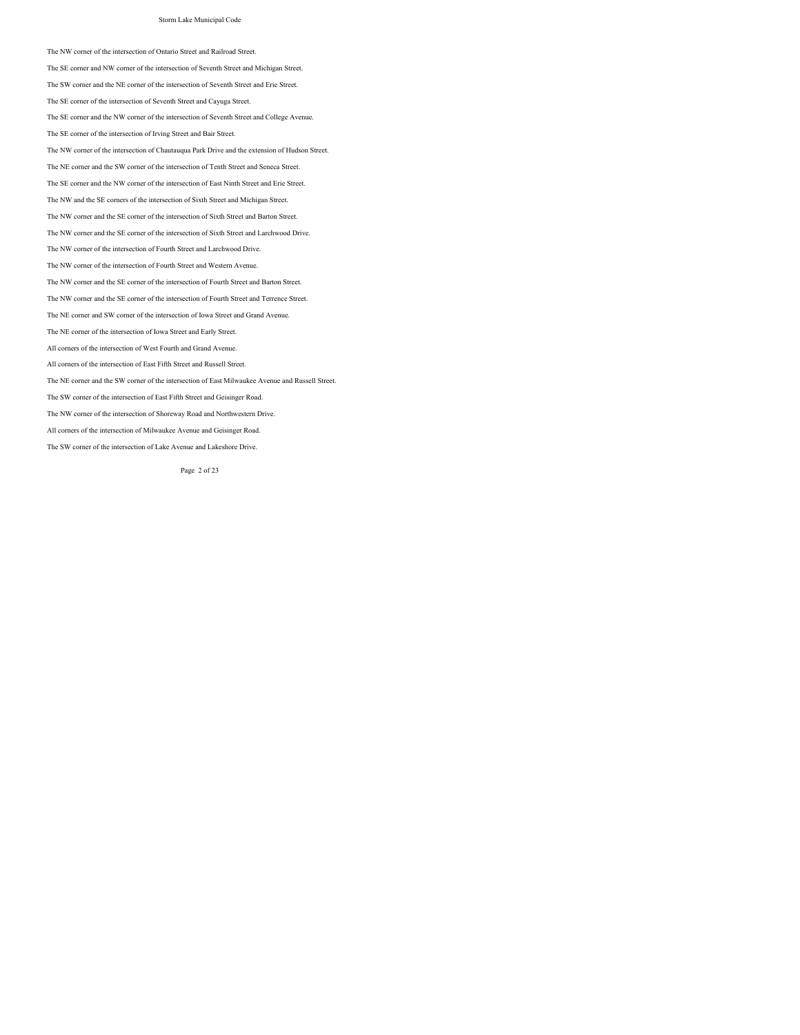The NW corner of the intersection of Ontario Street and Railroad Street.

The SE corner and NW corner of the intersection of Seventh Street and Michigan Street.

The SW corner and the NE corner of the intersection of Seventh Street and Erie Street.

The SE corner of the intersection of Seventh Street and Cayuga Street.

The SE corner and the NW corner of the intersection of Seventh Street and College Avenue.

The SE corner of the intersection of Irving Street and Bair Street.

The NW corner of the intersection of Chautauqua Park Drive and the extension of Hudson Street.

The NE corner and the SW corner of the intersection of Tenth Street and Seneca Street.

The SE corner and the NW corner of the intersection of East Ninth Street and Erie Street.

The NW and the SE corners of the intersection of Sixth Street and Michigan Street.

The NW corner and the SE corner of the intersection of Sixth Street and Barton Street.

The NW corner and the SE corner of the intersection of Sixth Street and Larchwood Drive.

The NW corner of the intersection of Fourth Street and Larchwood Drive.

The NW corner of the intersection of Fourth Street and Western Avenue.

The NW corner and the SE corner of the intersection of Fourth Street and Barton Street.

The NW corner and the SE corner of the intersection of Fourth Street and Terrence Street.

The NE corner and SW corner of the intersection of Iowa Street and Grand Avenue.

The NE corner of the intersection of Iowa Street and Early Street.

All corners of the intersection of West Fourth and Grand Avenue.

All corners of the intersection of East Fifth Street and Russell Street.

The NE corner and the SW corner of the intersection of East Milwaukee Avenue and Russell Street.

The SW corner of the intersection of East Fifth Street and Geisinger Road.

The NW corner of the intersection of Shoreway Road and Northwestern Drive.

All corners of the intersection of Milwaukee Avenue and Geisinger Road.

The SW corner of the intersection of Lake Avenue and Lakeshore Drive.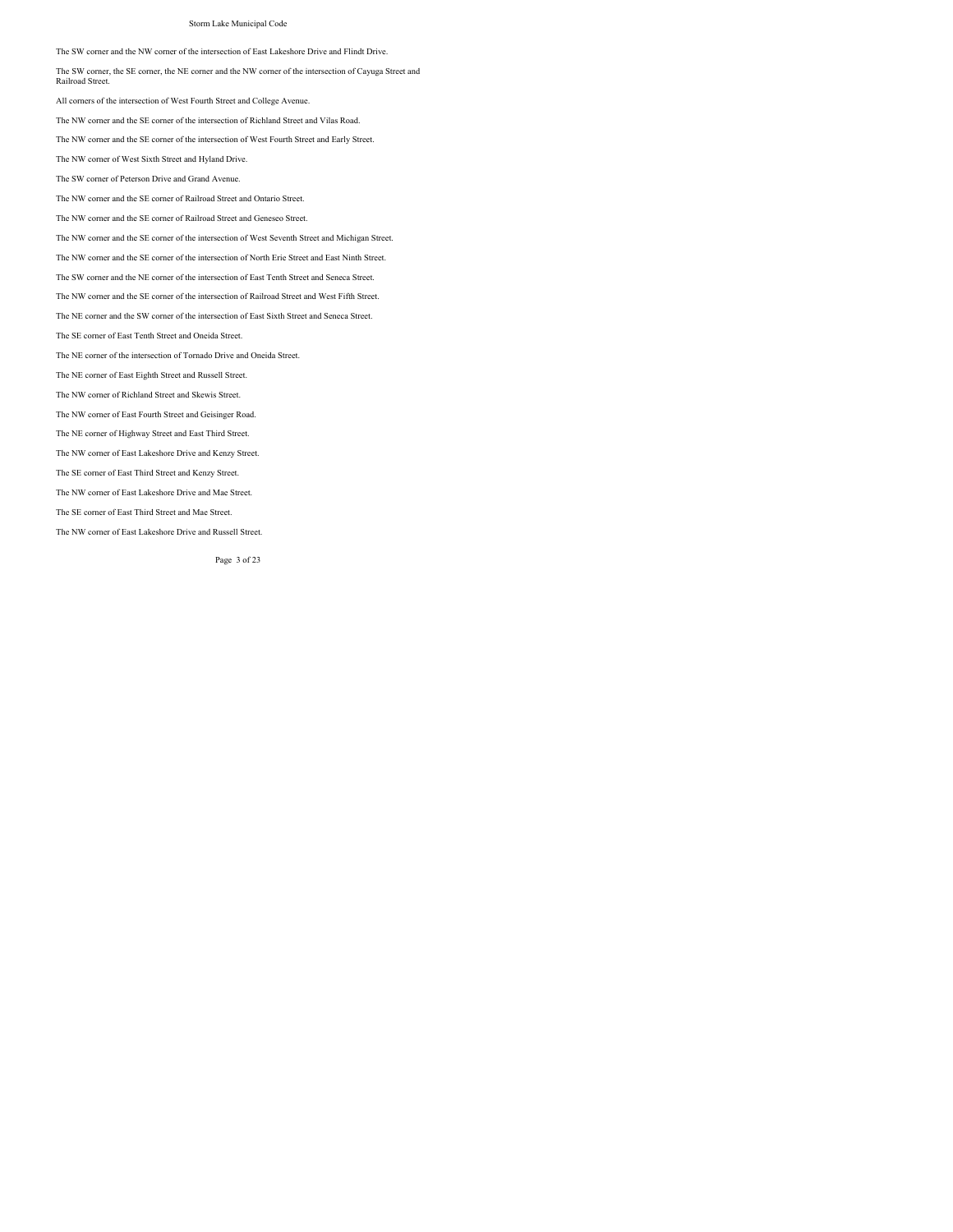The SW corner and the NW corner of the intersection of East Lakeshore Drive and Flindt Drive.

The SW corner, the SE corner, the NE corner and the NW corner of the intersection of Cayuga Street and Railroad Street.

All corners of the intersection of West Fourth Street and College Avenue.

The NW corner and the SE corner of the intersection of Richland Street and Vilas Road.

The NW corner and the SE corner of the intersection of West Fourth Street and Early Street.

The NW corner of West Sixth Street and Hyland Drive.

The SW corner of Peterson Drive and Grand Avenue.

The NW corner and the SE corner of Railroad Street and Ontario Street.

The NW corner and the SE corner of Railroad Street and Geneseo Street.

The NW corner and the SE corner of the intersection of West Seventh Street and Michigan Street.

The NW corner and the SE corner of the intersection of North Erie Street and East Ninth Street.

The SW corner and the NE corner of the intersection of East Tenth Street and Seneca Street.

The NW corner and the SE corner of the intersection of Railroad Street and West Fifth Street.

The NE corner and the SW corner of the intersection of East Sixth Street and Seneca Street.

The SE corner of East Tenth Street and Oneida Street.

The NE corner of the intersection of Tornado Drive and Oneida Street.

The NE corner of East Eighth Street and Russell Street.

The NW corner of Richland Street and Skewis Street.

The NW corner of East Fourth Street and Geisinger Road.

The NE corner of Highway Street and East Third Street.

The NW corner of East Lakeshore Drive and Kenzy Street.

The SE corner of East Third Street and Kenzy Street.

The NW corner of East Lakeshore Drive and Mae Street.

The SE corner of East Third Street and Mae Street.

The NW corner of East Lakeshore Drive and Russell Street.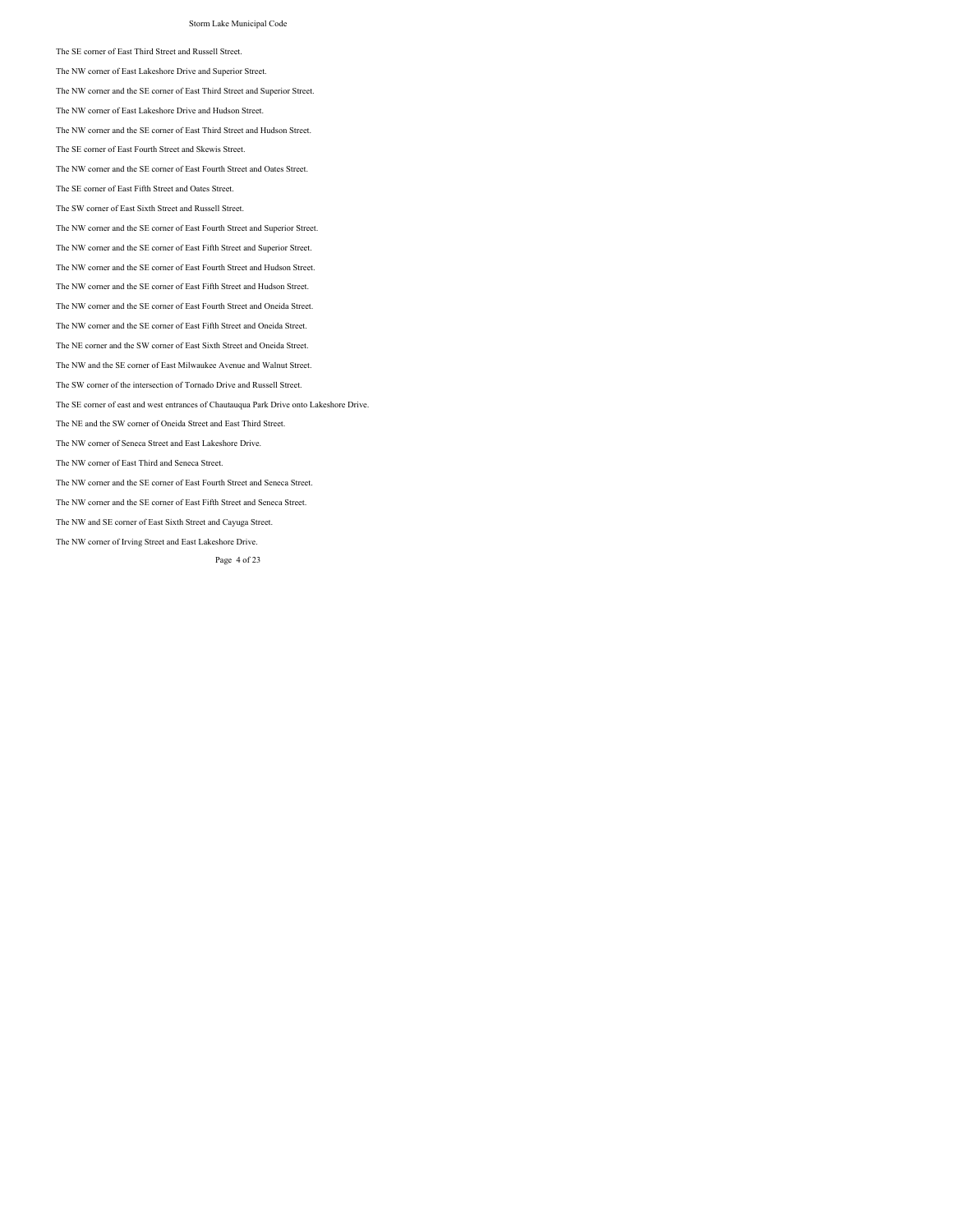The SE corner of East Third Street and Russell Street.

The NW corner of East Lakeshore Drive and Superior Street.

The NW corner and the SE corner of East Third Street and Superior Street.

The NW corner of East Lakeshore Drive and Hudson Street.

The NW corner and the SE corner of East Third Street and Hudson Street.

The SE corner of East Fourth Street and Skewis Street.

The NW corner and the SE corner of East Fourth Street and Oates Street.

The SE corner of East Fifth Street and Oates Street.

The SW corner of East Sixth Street and Russell Street.

The NW corner and the SE corner of East Fourth Street and Superior Street.

The NW corner and the SE corner of East Fifth Street and Superior Street.

The NW corner and the SE corner of East Fourth Street and Hudson Street.

The NW corner and the SE corner of East Fifth Street and Hudson Street.

The NW corner and the SE corner of East Fourth Street and Oneida Street.

The NW corner and the SE corner of East Fifth Street and Oneida Street.

The NE corner and the SW corner of East Sixth Street and Oneida Street.

The NW and the SE corner of East Milwaukee Avenue and Walnut Street.

The SW corner of the intersection of Tornado Drive and Russell Street.

The SE corner of east and west entrances of Chautauqua Park Drive onto Lakeshore Drive.

The NE and the SW corner of Oneida Street and East Third Street.

The NW corner of Seneca Street and East Lakeshore Drive.

The NW corner of East Third and Seneca Street.

The NW corner and the SE corner of East Fourth Street and Seneca Street.

The NW corner and the SE corner of East Fifth Street and Seneca Street.

The NW and SE corner of East Sixth Street and Cayuga Street.

The NW corner of Irving Street and East Lakeshore Drive.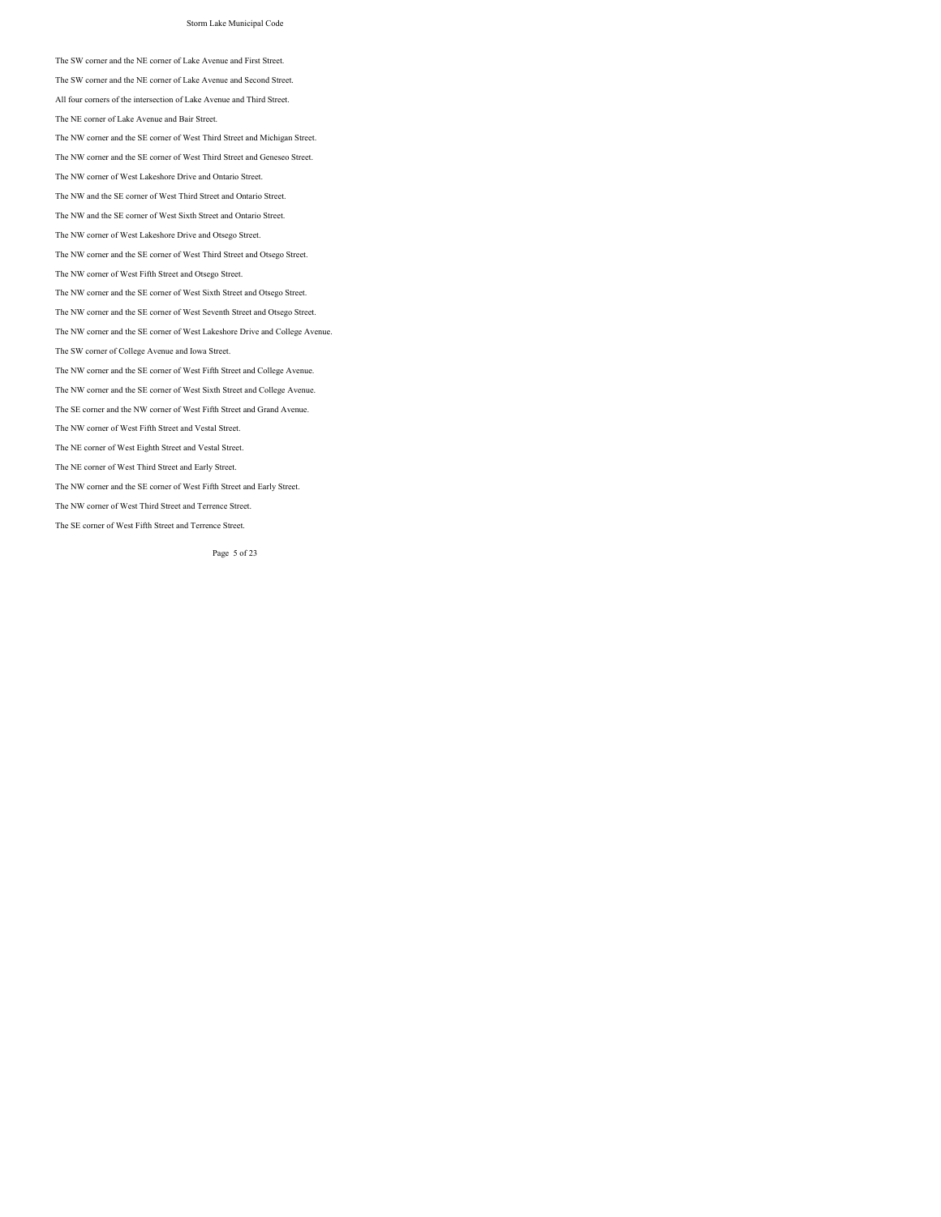The SW corner and the NE corner of Lake Avenue and First Street.

The SW corner and the NE corner of Lake Avenue and Second Street.

All four corners of the intersection of Lake Avenue and Third Street.

The NE corner of Lake Avenue and Bair Street.

The NW corner and the SE corner of West Third Street and Michigan Street.

The NW corner and the SE corner of West Third Street and Geneseo Street.

The NW corner of West Lakeshore Drive and Ontario Street.

The NW and the SE corner of West Third Street and Ontario Street.

The NW and the SE corner of West Sixth Street and Ontario Street.

The NW corner of West Lakeshore Drive and Otsego Street.

The NW corner and the SE corner of West Third Street and Otsego Street.

The NW corner of West Fifth Street and Otsego Street.

The NW corner and the SE corner of West Sixth Street and Otsego Street.

The NW corner and the SE corner of West Seventh Street and Otsego Street.

The NW corner and the SE corner of West Lakeshore Drive and College Avenue.

The SW corner of College Avenue and Iowa Street.

The NW corner and the SE corner of West Fifth Street and College Avenue.

The NW corner and the SE corner of West Sixth Street and College Avenue.

The SE corner and the NW corner of West Fifth Street and Grand Avenue.

The NW corner of West Fifth Street and Vestal Street.

The NE corner of West Eighth Street and Vestal Street.

The NE corner of West Third Street and Early Street.

The NW corner and the SE corner of West Fifth Street and Early Street.

The NW corner of West Third Street and Terrence Street.

The SE corner of West Fifth Street and Terrence Street.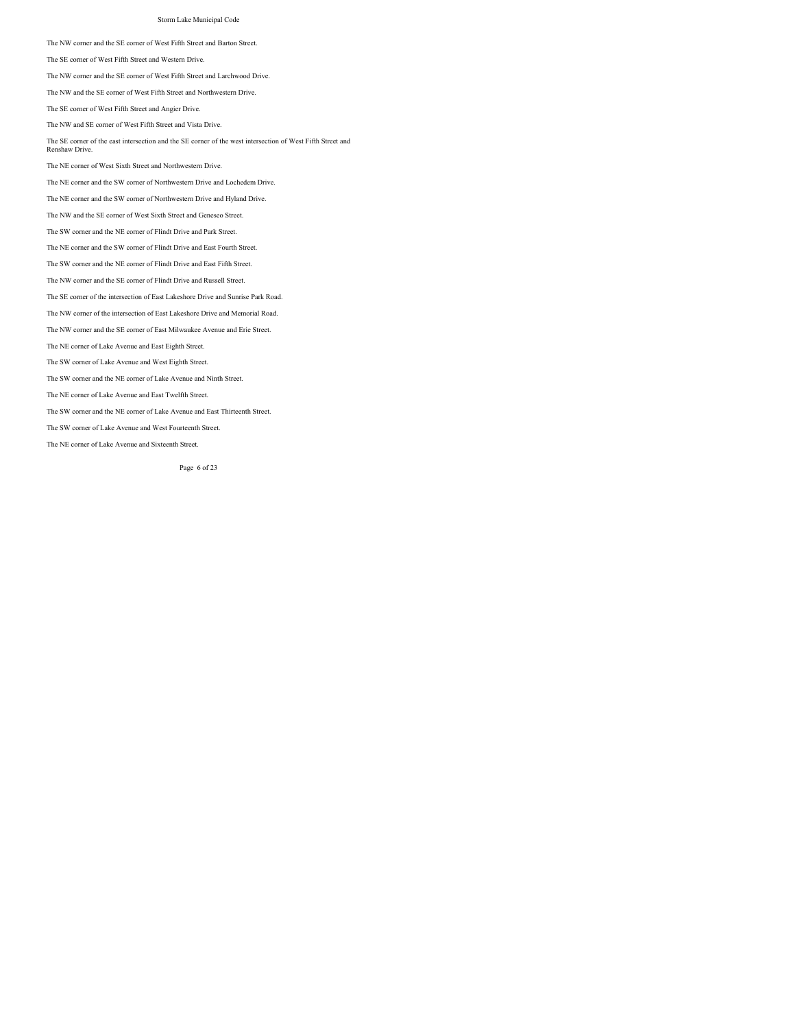The NW corner and the SE corner of West Fifth Street and Barton Street.

The SE corner of West Fifth Street and Western Drive.

The NW corner and the SE corner of West Fifth Street and Larchwood Drive.

The NW and the SE corner of West Fifth Street and Northwestern Drive.

The SE corner of West Fifth Street and Angier Drive.

The NW and SE corner of West Fifth Street and Vista Drive.

The SE corner of the east intersection and the SE corner of the west intersection of West Fifth Street and Renshaw Drive.

The NE corner of West Sixth Street and Northwestern Drive.

The NE corner and the SW corner of Northwestern Drive and Lochedem Drive.

The NE corner and the SW corner of Northwestern Drive and Hyland Drive.

The NW and the SE corner of West Sixth Street and Geneseo Street.

The SW corner and the NE corner of Flindt Drive and Park Street.

The NE corner and the SW corner of Flindt Drive and East Fourth Street.

The SW corner and the NE corner of Flindt Drive and East Fifth Street.

The NW corner and the SE corner of Flindt Drive and Russell Street.

The SE corner of the intersection of East Lakeshore Drive and Sunrise Park Road.

The NW corner of the intersection of East Lakeshore Drive and Memorial Road.

The NW corner and the SE corner of East Milwaukee Avenue and Erie Street.

The NE corner of Lake Avenue and East Eighth Street.

The SW corner of Lake Avenue and West Eighth Street.

The SW corner and the NE corner of Lake Avenue and Ninth Street.

The NE corner of Lake Avenue and East Twelfth Street.

The SW corner and the NE corner of Lake Avenue and East Thirteenth Street.

The SW corner of Lake Avenue and West Fourteenth Street.

The NE corner of Lake Avenue and Sixteenth Street.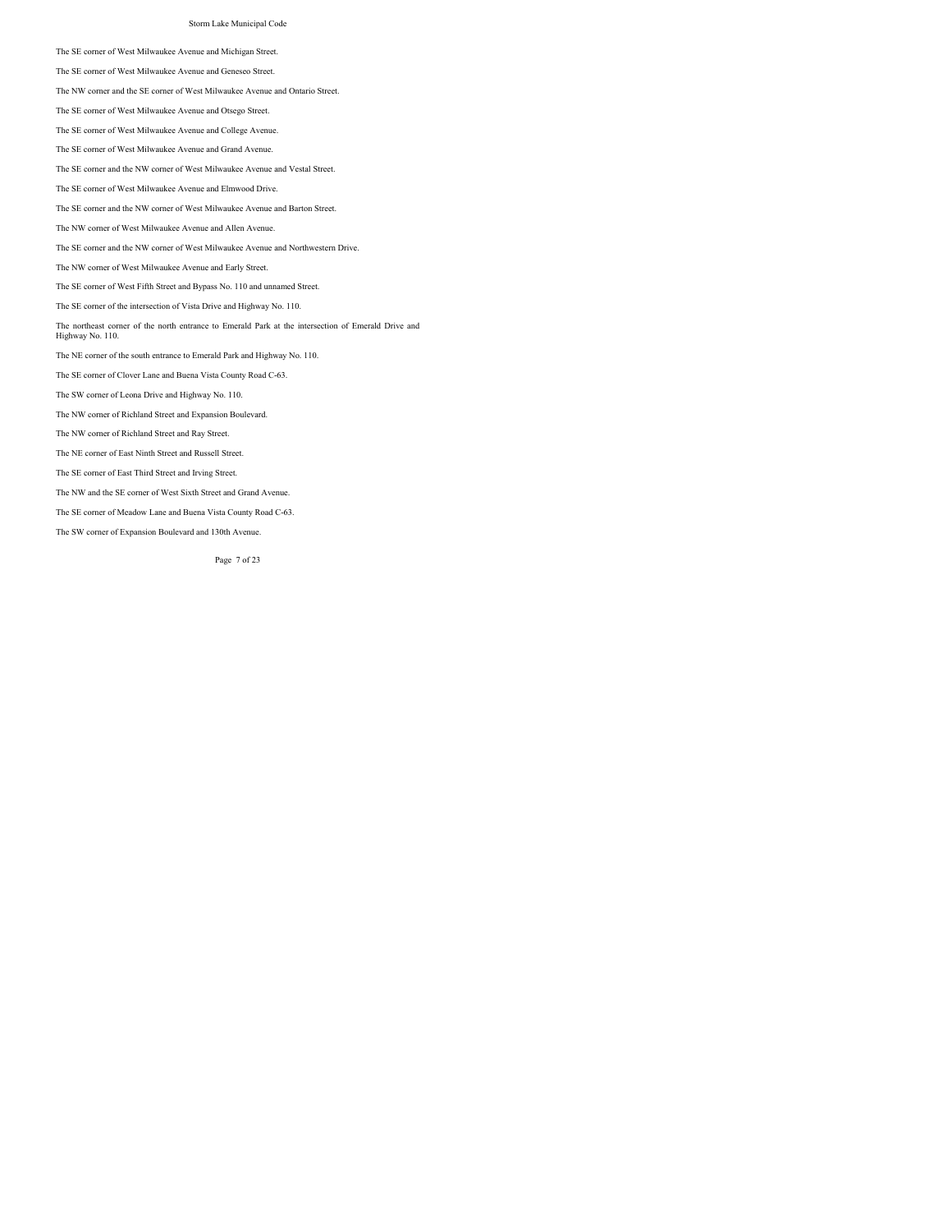The SE corner of West Milwaukee Avenue and Michigan Street.

The SE corner of West Milwaukee Avenue and Geneseo Street.

The NW corner and the SE corner of West Milwaukee Avenue and Ontario Street.

The SE corner of West Milwaukee Avenue and Otsego Street.

The SE corner of West Milwaukee Avenue and College Avenue.

The SE corner of West Milwaukee Avenue and Grand Avenue.

The SE corner and the NW corner of West Milwaukee Avenue and Vestal Street.

The SE corner of West Milwaukee Avenue and Elmwood Drive.

The SE corner and the NW corner of West Milwaukee Avenue and Barton Street.

The NW corner of West Milwaukee Avenue and Allen Avenue.

The SE corner and the NW corner of West Milwaukee Avenue and Northwestern Drive.

The NW corner of West Milwaukee Avenue and Early Street.

The SE corner of West Fifth Street and Bypass No. 110 and unnamed Street.

The SE corner of the intersection of Vista Drive and Highway No. 110.

The northeast corner of the north entrance to Emerald Park at the intersection of Emerald Drive and Highway No. 110.

The NE corner of the south entrance to Emerald Park and Highway No. 110.

The SE corner of Clover Lane and Buena Vista County Road C-63.

The SW corner of Leona Drive and Highway No. 110.

The NW corner of Richland Street and Expansion Boulevard.

The NW corner of Richland Street and Ray Street.

The NE corner of East Ninth Street and Russell Street.

The SE corner of East Third Street and Irving Street.

The NW and the SE corner of West Sixth Street and Grand Avenue.

The SE corner of Meadow Lane and Buena Vista County Road C-63.

The SW corner of Expansion Boulevard and 130th Avenue.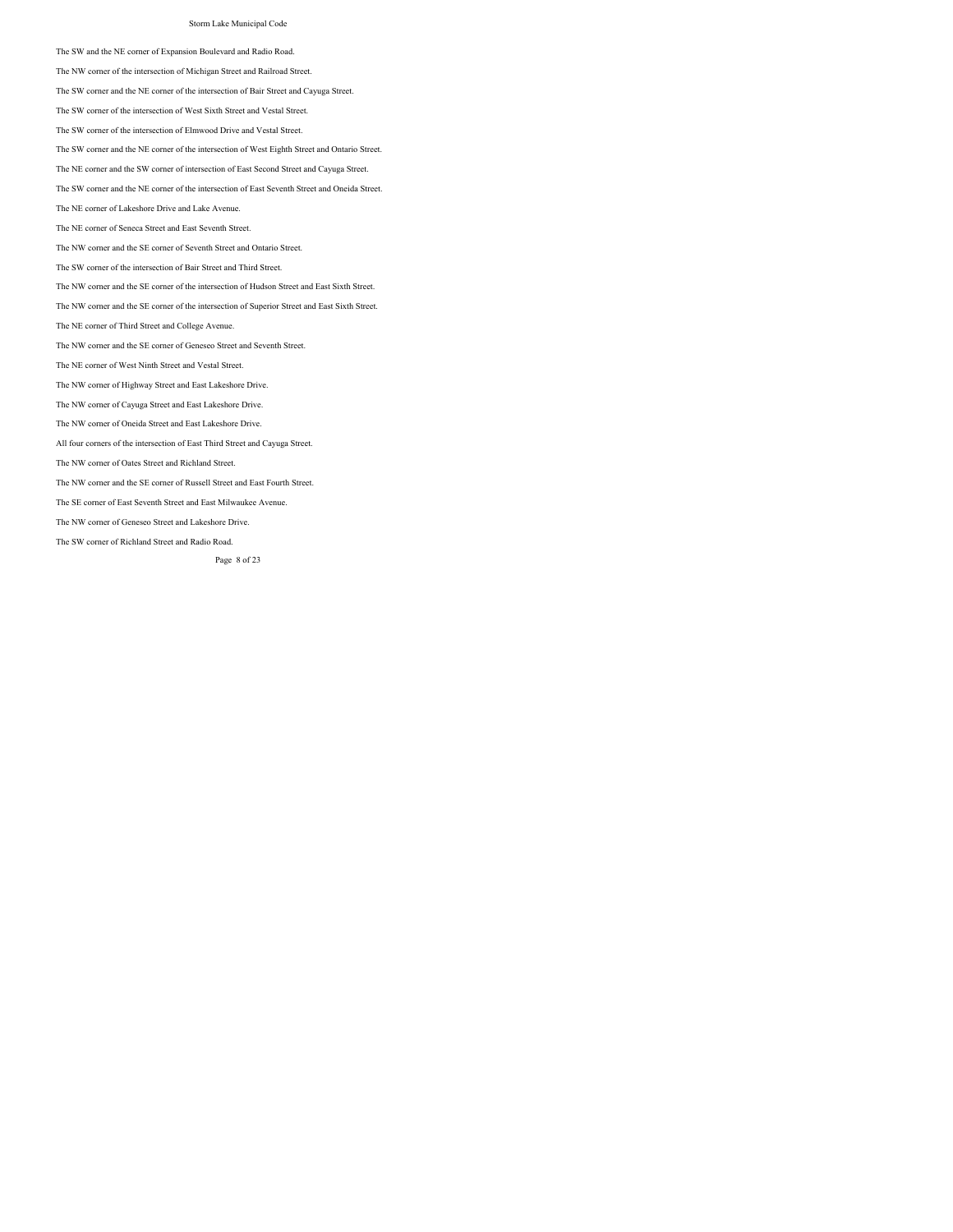The SW and the NE corner of Expansion Boulevard and Radio Road.

The NW corner of the intersection of Michigan Street and Railroad Street.

The SW corner and the NE corner of the intersection of Bair Street and Cayuga Street.

The SW corner of the intersection of West Sixth Street and Vestal Street.

The SW corner of the intersection of Elmwood Drive and Vestal Street.

The SW corner and the NE corner of the intersection of West Eighth Street and Ontario Street.

The NE corner and the SW corner of intersection of East Second Street and Cayuga Street.

The SW corner and the NE corner of the intersection of East Seventh Street and Oneida Street.

The NE corner of Lakeshore Drive and Lake Avenue.

The NE corner of Seneca Street and East Seventh Street.

The NW corner and the SE corner of Seventh Street and Ontario Street.

The SW corner of the intersection of Bair Street and Third Street.

The NW corner and the SE corner of the intersection of Hudson Street and East Sixth Street.

The NW corner and the SE corner of the intersection of Superior Street and East Sixth Street.

The NE corner of Third Street and College Avenue.

The NW corner and the SE corner of Geneseo Street and Seventh Street.

The NE corner of West Ninth Street and Vestal Street.

The NW corner of Highway Street and East Lakeshore Drive.

The NW corner of Cayuga Street and East Lakeshore Drive.

The NW corner of Oneida Street and East Lakeshore Drive.

All four corners of the intersection of East Third Street and Cayuga Street.

The NW corner of Oates Street and Richland Street.

The NW corner and the SE corner of Russell Street and East Fourth Street.

The SE corner of East Seventh Street and East Milwaukee Avenue.

The NW corner of Geneseo Street and Lakeshore Drive.

The SW corner of Richland Street and Radio Road.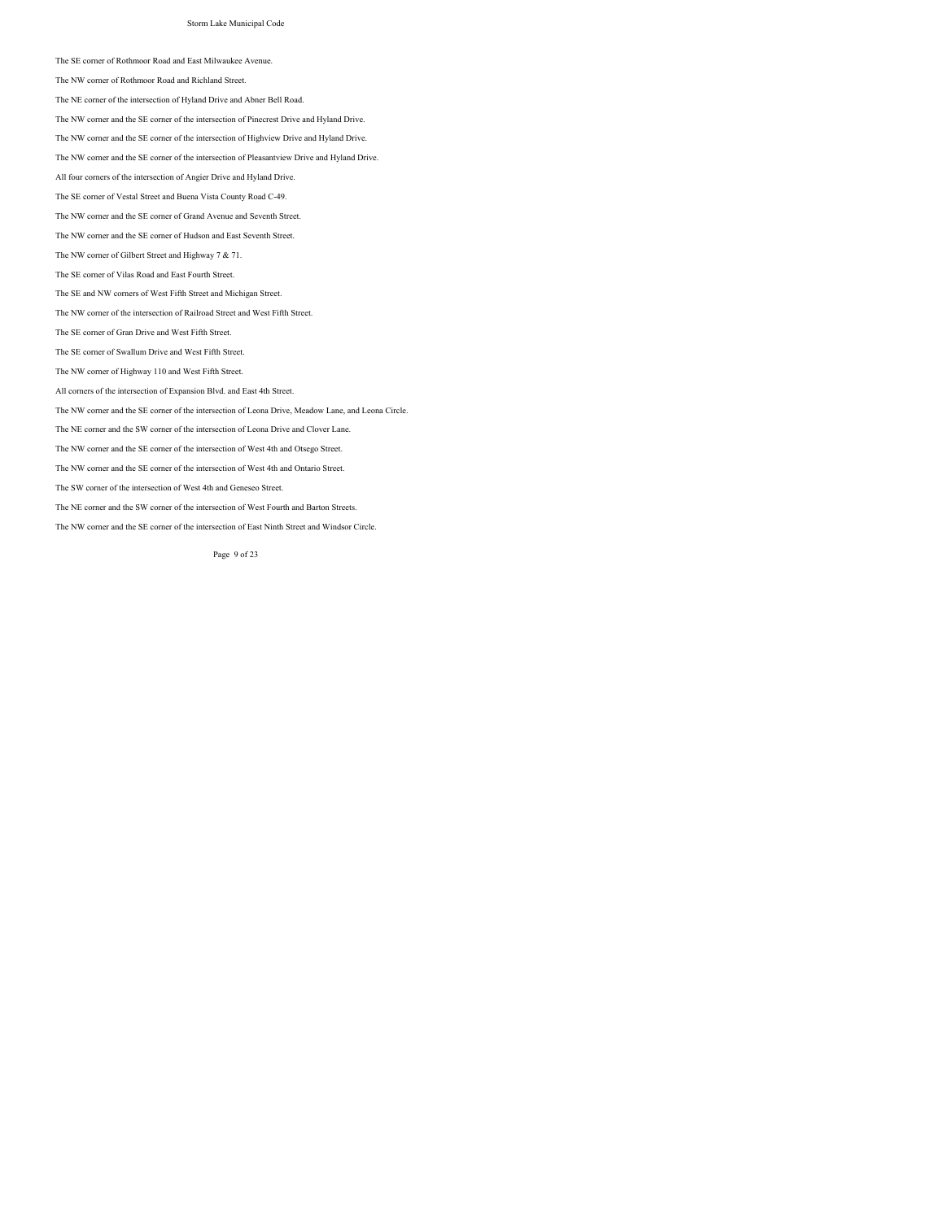The SE corner of Rothmoor Road and East Milwaukee Avenue.

The NW corner of Rothmoor Road and Richland Street.

The NE corner of the intersection of Hyland Drive and Abner Bell Road.

The NW corner and the SE corner of the intersection of Pinecrest Drive and Hyland Drive.

The NW corner and the SE corner of the intersection of Highview Drive and Hyland Drive.

The NW corner and the SE corner of the intersection of Pleasantview Drive and Hyland Drive.

All four corners of the intersection of Angier Drive and Hyland Drive.

The SE corner of Vestal Street and Buena Vista County Road C-49.

The NW corner and the SE corner of Grand Avenue and Seventh Street.

The NW corner and the SE corner of Hudson and East Seventh Street.

The NW corner of Gilbert Street and Highway 7 & 71.

The SE corner of Vilas Road and East Fourth Street.

The SE and NW corners of West Fifth Street and Michigan Street.

The NW corner of the intersection of Railroad Street and West Fifth Street.

The SE corner of Gran Drive and West Fifth Street.

The SE corner of Swallum Drive and West Fifth Street.

The NW corner of Highway 110 and West Fifth Street.

All corners of the intersection of Expansion Blvd. and East 4th Street.

The NW corner and the SE corner of the intersection of Leona Drive, Meadow Lane, and Leona Circle.

The NE corner and the SW corner of the intersection of Leona Drive and Clover Lane.

The NW corner and the SE corner of the intersection of West 4th and Otsego Street.

The NW corner and the SE corner of the intersection of West 4th and Ontario Street.

The SW corner of the intersection of West 4th and Geneseo Street.

The NE corner and the SW corner of the intersection of West Fourth and Barton Streets.

The NW corner and the SE corner of the intersection of East Ninth Street and Windsor Circle.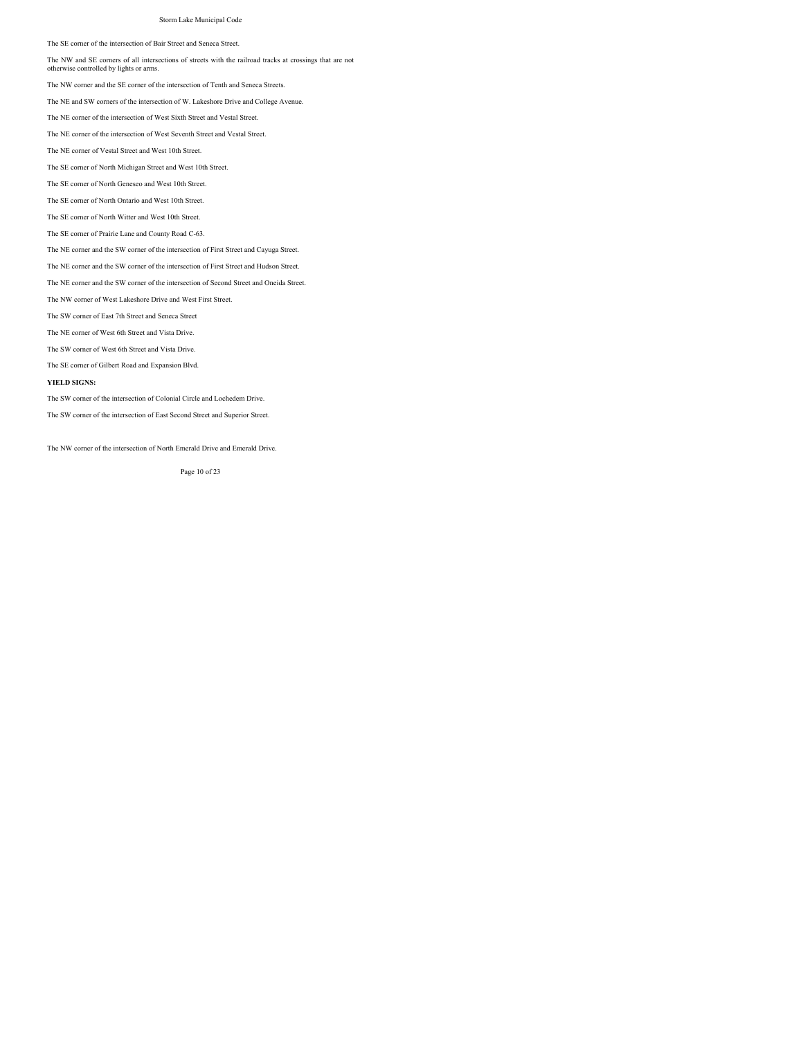The SE corner of the intersection of Bair Street and Seneca Street.

The NW and SE corners of all intersections of streets with the railroad tracks at crossings that are not otherwise controlled by lights or arms.

The NW corner and the SE corner of the intersection of Tenth and Seneca Streets.

The NE and SW corners of the intersection of W. Lakeshore Drive and College Avenue.

The NE corner of the intersection of West Sixth Street and Vestal Street.

The NE corner of the intersection of West Seventh Street and Vestal Street.

The NE corner of Vestal Street and West 10th Street.

The SE corner of North Michigan Street and West 10th Street.

The SE corner of North Geneseo and West 10th Street.

The SE corner of North Ontario and West 10th Street.

The SE corner of North Witter and West 10th Street.

The SE corner of Prairie Lane and County Road C-63.

The NE corner and the SW corner of the intersection of First Street and Cayuga Street.

The NE corner and the SW corner of the intersection of First Street and Hudson Street.

The NE corner and the SW corner of the intersection of Second Street and Oneida Street.

The NW corner of West Lakeshore Drive and West First Street.

The SW corner of East 7th Street and Seneca Street

The NE corner of West 6th Street and Vista Drive.

The SW corner of West 6th Street and Vista Drive.

The SE corner of Gilbert Road and Expansion Blvd.

**YIELD SIGNS:**

The SW corner of the intersection of Colonial Circle and Lochedem Drive.

The SW corner of the intersection of East Second Street and Superior Street.

The NW corner of the intersection of North Emerald Drive and Emerald Drive.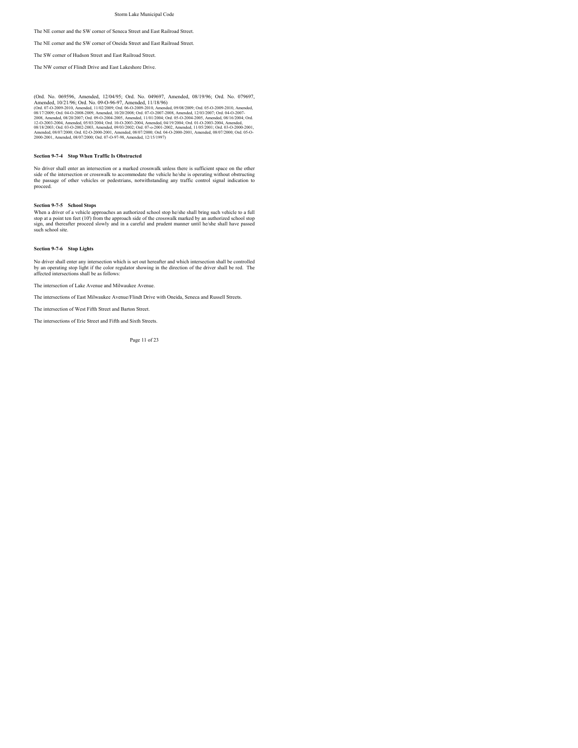The NE corner and the SW corner of Seneca Street and East Railroad Street.

The NE corner and the SW corner of Oneida Street and East Railroad Street.

The SW corner of Hudson Street and East Railroad Street.

The NW corner of Flindt Drive and East Lakeshore Drive.

(Ord. No. 069596, Amended, 12/04/95; Ord. No. 049697, Amended, 08/19/96; Ord. No. 079697, Amended, 10/21/96; Ord. No. 09-O-96-97, Amended, 11/18/96)
(Ord. 07-O-2009-2010, Amended, 11/02/2009; Ord. 06-O-2009-2010, Amended, 09/08/2009; Ord. 05-O-2009-2010, Amended, 08/17/2009; Ord. 04-O-2008-2009, Amended, 10/20/2008; Ord. 07-O-2007-2008, Amended, 12/03/2007; Ord. 04-O-2007-2008, Amended, 08/20/2007; Ord. 09-O-2004-2005, Amended, 11/01/2004; Ord. 05-O-2004-2005, Amended, 08/16/2004; Ord. 12-O-2003-2004, Amended, 05/03/2004; Ord. 10-O-2003-2004, Amended, 04/19/2004; Ord. 01-O-2003-2004, Amended, 08/18/2003; Ord. 03-O-2002-2003, Amended, 09/03/2002; Ord. 07-o-2001-2002, Amended, 11/05/2001; Ord. 03-O-2000-2001, Amended, 08/07/2000; Ord. 02-O-2000-2001, Amended, 08/07/2000; Ord. 04-O-2000-2001, Amended, 08/07/2000; Ord. 05-O-2000-2001, Amended, 08/07/2000; Ord. 07-O-97-98, Amended, 12/15/1997)

**Section 9-7-4 Stop When Traffic Is Obstructed**

No driver shall enter an intersection or a marked crosswalk unless there is sufficient space on the other side of the intersection or crosswalk to accommodate the vehicle he/she is operating without obstructing the passage of other vehicles or pedestrians, notwithstanding any traffic control signal indication to proceed.

**Section 9-7-5 School Stops**

When a driver of a vehicle approaches an authorized school stop he/she shall bring such vehicle to a full stop at a point ten feet (10') from the approach side of the crosswalk marked by an authorized school stop sign, and thereafter proceed slowly and in a careful and prudent manner until he/she shall have passed such school site.

**Section 9-7-6 Stop Lights**

No driver shall enter any intersection which is set out hereafter and which intersection shall be controlled by an operating stop light if the color regulator showing in the direction of the driver shall be red. The affected intersections shall be as follows:

The intersection of Lake Avenue and Milwaukee Avenue.

The intersections of East Milwaukee Avenue/Flindt Drive with Oneida, Seneca and Russell Streets.

The intersection of West Fifth Street and Barton Street.

The intersections of Erie Street and Fifth and Sixth Streets.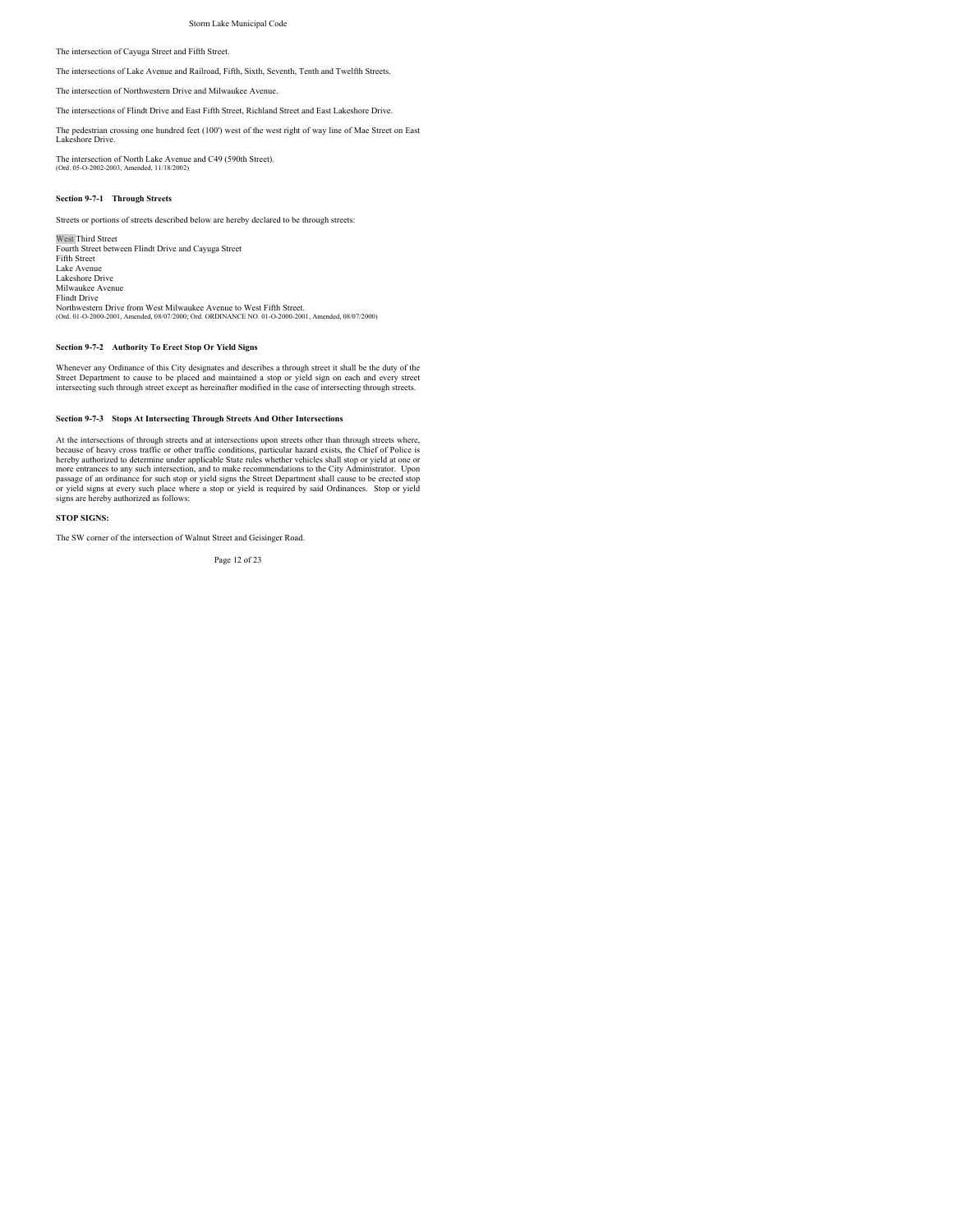The intersection of Cayuga Street and Fifth Street.

The intersections of Lake Avenue and Railroad, Fifth, Sixth, Seventh, Tenth and Twelfth Streets.

The intersection of Northwestern Drive and Milwaukee Avenue.

The intersections of Flindt Drive and East Fifth Street, Richland Street and East Lakeshore Drive.

The pedestrian crossing one hundred feet (100') west of the west right of way line of Mae Street on East Lakeshore Drive.

The intersection of North Lake Avenue and C49 (590th Street).
(Ord. 05-O-2002-2003, Amended, 11/18/2002)

**Section 9-7-1 Through Streets**

Streets or portions of streets described below are hereby declared to be through streets:

West Third Street
Fourth Street between Flindt Drive and Cayuga Street
Fifth Street
Lake Avenue
Lakeshore Drive
Milwaukee Avenue
Flindt Drive
Northwestern Drive from West Milwaukee Avenue to West Fifth Street.
(Ord. 01-O-2000-2001, Amended, 08/07/2000; Ord. ORDINANCE NO. 01-O-2000-2001, Amended, 08/07/2000)

**Section 9-7-2 Authority To Erect Stop Or Yield Signs**

Whenever any Ordinance of this City designates and describes a through street it shall be the duty of the Street Department to cause to be placed and maintained a stop or yield sign on each and every street intersecting such through street except as hereinafter modified in the case of intersecting through streets.

**Section 9-7-3 Stops At Intersecting Through Streets And Other Intersections**

At the intersections of through streets and at intersections upon streets other than through streets where, because of heavy cross traffic or other traffic conditions, particular hazard exists, the Chief of Police is hereby authorized to determine under applicable State rules whether vehicles shall stop or yield at one or more entrances to any such intersection, and to make recommendations to the City Administrator. Upon passage of an ordinance for such stop or yield signs the Street Department shall cause to be erected stop or yield signs at every such place where a stop or yield is required by said Ordinances. Stop or yield signs are hereby authorized as follows:

**STOP SIGNS:**

The SW corner of the intersection of Walnut Street and Geisinger Road.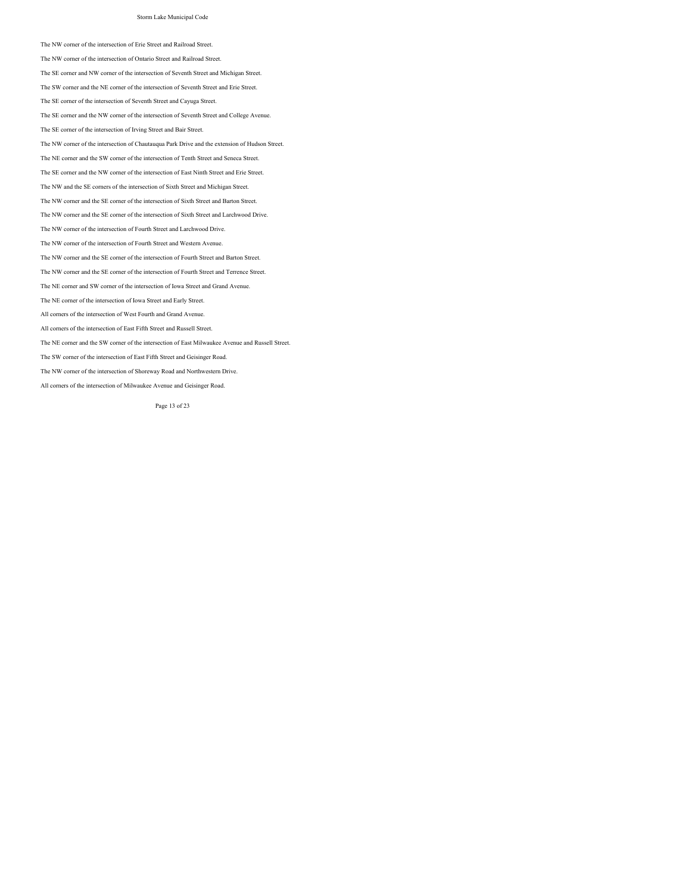The NW corner of the intersection of Erie Street and Railroad Street.

The NW corner of the intersection of Ontario Street and Railroad Street.

The SE corner and NW corner of the intersection of Seventh Street and Michigan Street.

The SW corner and the NE corner of the intersection of Seventh Street and Erie Street.

The SE corner of the intersection of Seventh Street and Cayuga Street.

The SE corner and the NW corner of the intersection of Seventh Street and College Avenue.

The SE corner of the intersection of Irving Street and Bair Street.

The NW corner of the intersection of Chautauqua Park Drive and the extension of Hudson Street.

The NE corner and the SW corner of the intersection of Tenth Street and Seneca Street.

The SE corner and the NW corner of the intersection of East Ninth Street and Erie Street.

The NW and the SE corners of the intersection of Sixth Street and Michigan Street.

The NW corner and the SE corner of the intersection of Sixth Street and Barton Street.

The NW corner and the SE corner of the intersection of Sixth Street and Larchwood Drive.

The NW corner of the intersection of Fourth Street and Larchwood Drive.

The NW corner of the intersection of Fourth Street and Western Avenue.

The NW corner and the SE corner of the intersection of Fourth Street and Barton Street.

The NW corner and the SE corner of the intersection of Fourth Street and Terrence Street.

The NE corner and SW corner of the intersection of Iowa Street and Grand Avenue.

The NE corner of the intersection of Iowa Street and Early Street.

All corners of the intersection of West Fourth and Grand Avenue.

All corners of the intersection of East Fifth Street and Russell Street.

The NE corner and the SW corner of the intersection of East Milwaukee Avenue and Russell Street.

The SW corner of the intersection of East Fifth Street and Geisinger Road.

The NW corner of the intersection of Shoreway Road and Northwestern Drive.

All corners of the intersection of Milwaukee Avenue and Geisinger Road.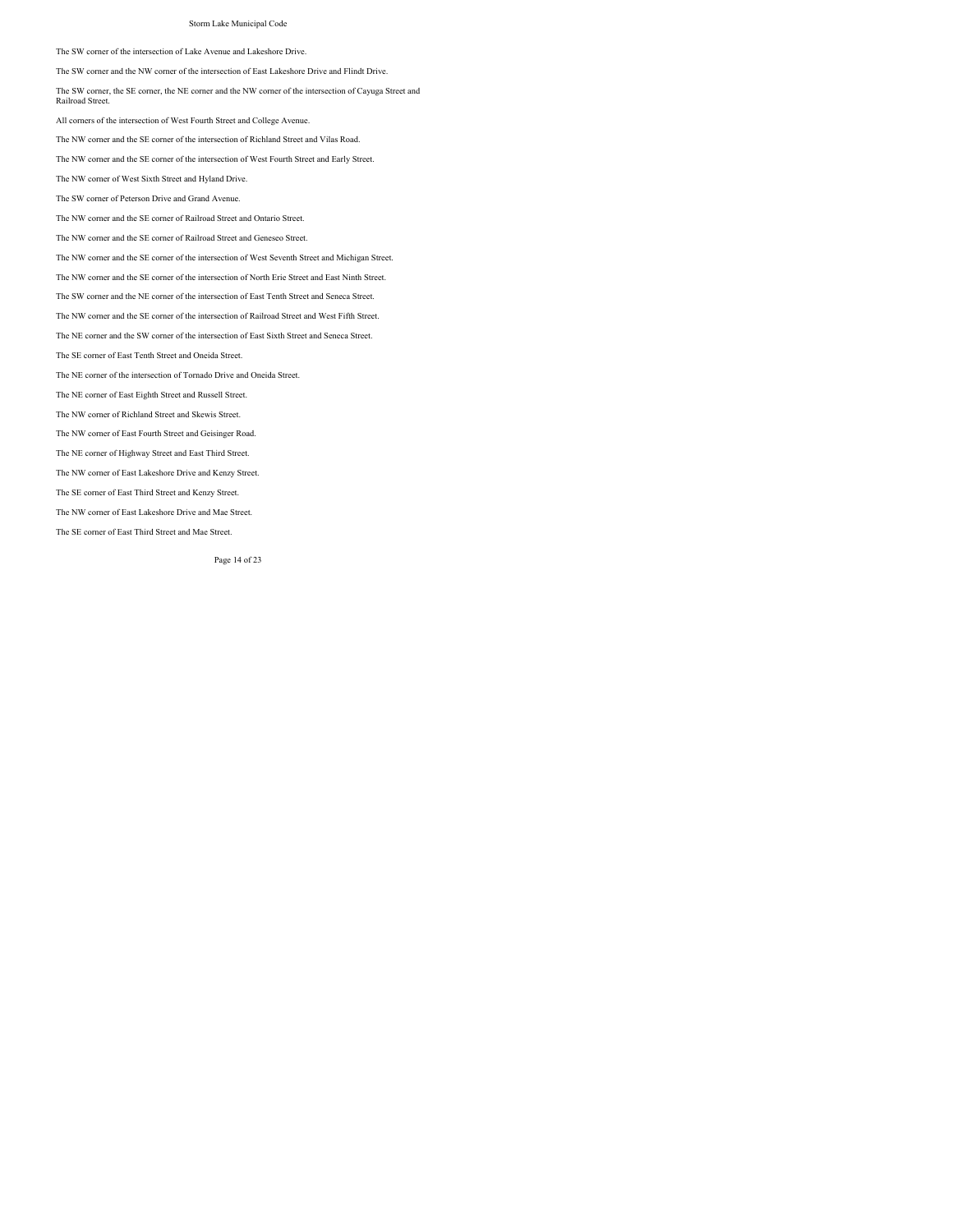The SW corner of the intersection of Lake Avenue and Lakeshore Drive.

The SW corner and the NW corner of the intersection of East Lakeshore Drive and Flindt Drive.

The SW corner, the SE corner, the NE corner and the NW corner of the intersection of Cayuga Street and Railroad Street.

All corners of the intersection of West Fourth Street and College Avenue.

The NW corner and the SE corner of the intersection of Richland Street and Vilas Road.

The NW corner and the SE corner of the intersection of West Fourth Street and Early Street.

The NW corner of West Sixth Street and Hyland Drive.

The SW corner of Peterson Drive and Grand Avenue.

The NW corner and the SE corner of Railroad Street and Ontario Street.

The NW corner and the SE corner of Railroad Street and Geneseo Street.

The NW corner and the SE corner of the intersection of West Seventh Street and Michigan Street.

The NW corner and the SE corner of the intersection of North Erie Street and East Ninth Street.

The SW corner and the NE corner of the intersection of East Tenth Street and Seneca Street.

The NW corner and the SE corner of the intersection of Railroad Street and West Fifth Street.

The NE corner and the SW corner of the intersection of East Sixth Street and Seneca Street.

The SE corner of East Tenth Street and Oneida Street.

The NE corner of the intersection of Tornado Drive and Oneida Street.

The NE corner of East Eighth Street and Russell Street.

The NW corner of Richland Street and Skewis Street.

The NW corner of East Fourth Street and Geisinger Road.

The NE corner of Highway Street and East Third Street.

The NW corner of East Lakeshore Drive and Kenzy Street.

The SE corner of East Third Street and Kenzy Street.

The NW corner of East Lakeshore Drive and Mae Street.

The SE corner of East Third Street and Mae Street.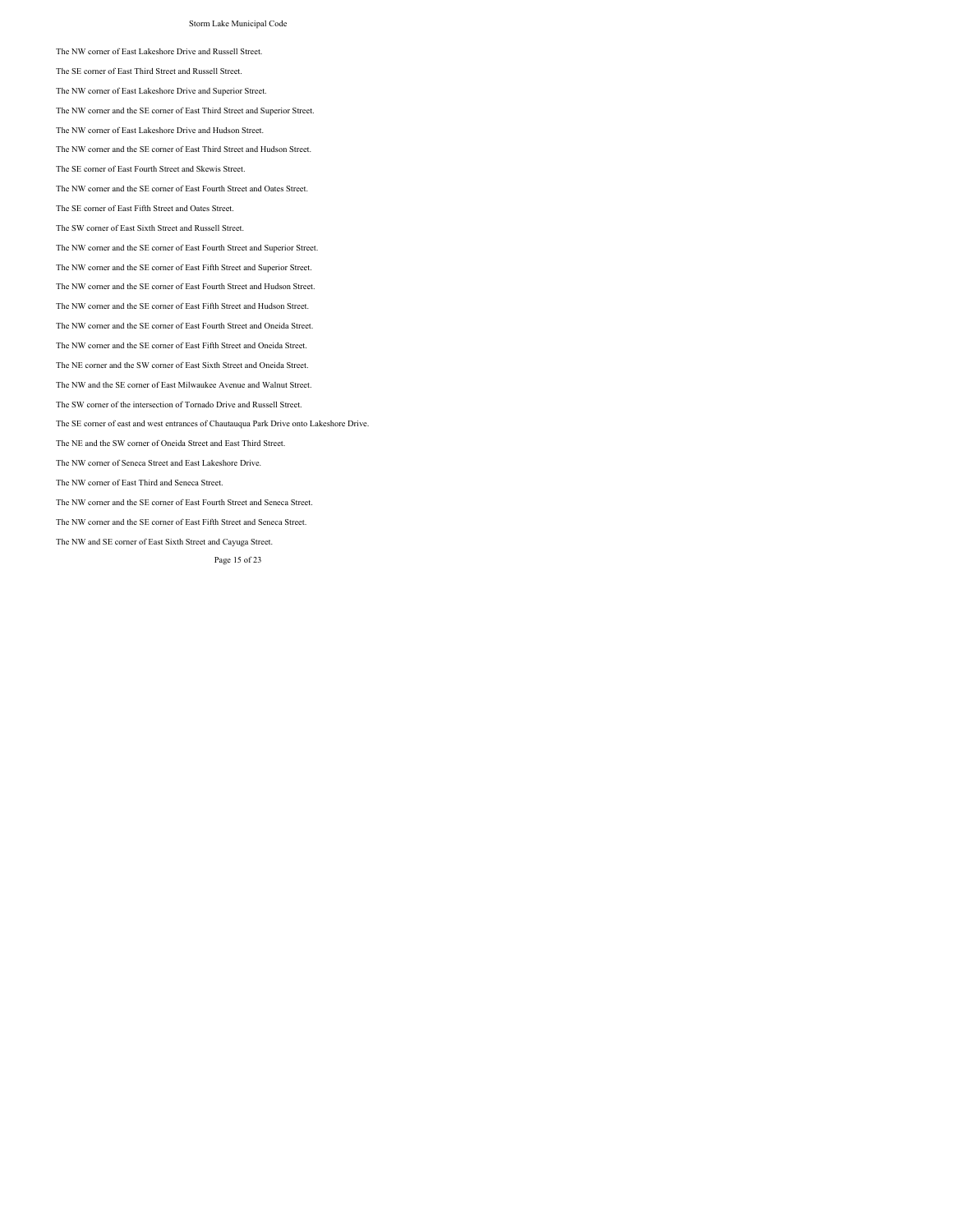The NW corner of East Lakeshore Drive and Russell Street.

The SE corner of East Third Street and Russell Street.

The NW corner of East Lakeshore Drive and Superior Street.

The NW corner and the SE corner of East Third Street and Superior Street.

The NW corner of East Lakeshore Drive and Hudson Street.

The NW corner and the SE corner of East Third Street and Hudson Street.

The SE corner of East Fourth Street and Skewis Street.

The NW corner and the SE corner of East Fourth Street and Oates Street.

The SE corner of East Fifth Street and Oates Street.

The SW corner of East Sixth Street and Russell Street.

The NW corner and the SE corner of East Fourth Street and Superior Street.

The NW corner and the SE corner of East Fifth Street and Superior Street.

The NW corner and the SE corner of East Fourth Street and Hudson Street.

The NW corner and the SE corner of East Fifth Street and Hudson Street.

The NW corner and the SE corner of East Fourth Street and Oneida Street.

The NW corner and the SE corner of East Fifth Street and Oneida Street.

The NE corner and the SW corner of East Sixth Street and Oneida Street.

The NW and the SE corner of East Milwaukee Avenue and Walnut Street.

The SW corner of the intersection of Tornado Drive and Russell Street.

The SE corner of east and west entrances of Chautauqua Park Drive onto Lakeshore Drive.

The NE and the SW corner of Oneida Street and East Third Street.

The NW corner of Seneca Street and East Lakeshore Drive.

The NW corner of East Third and Seneca Street.

The NW corner and the SE corner of East Fourth Street and Seneca Street.

The NW corner and the SE corner of East Fifth Street and Seneca Street.

The NW and SE corner of East Sixth Street and Cayuga Street.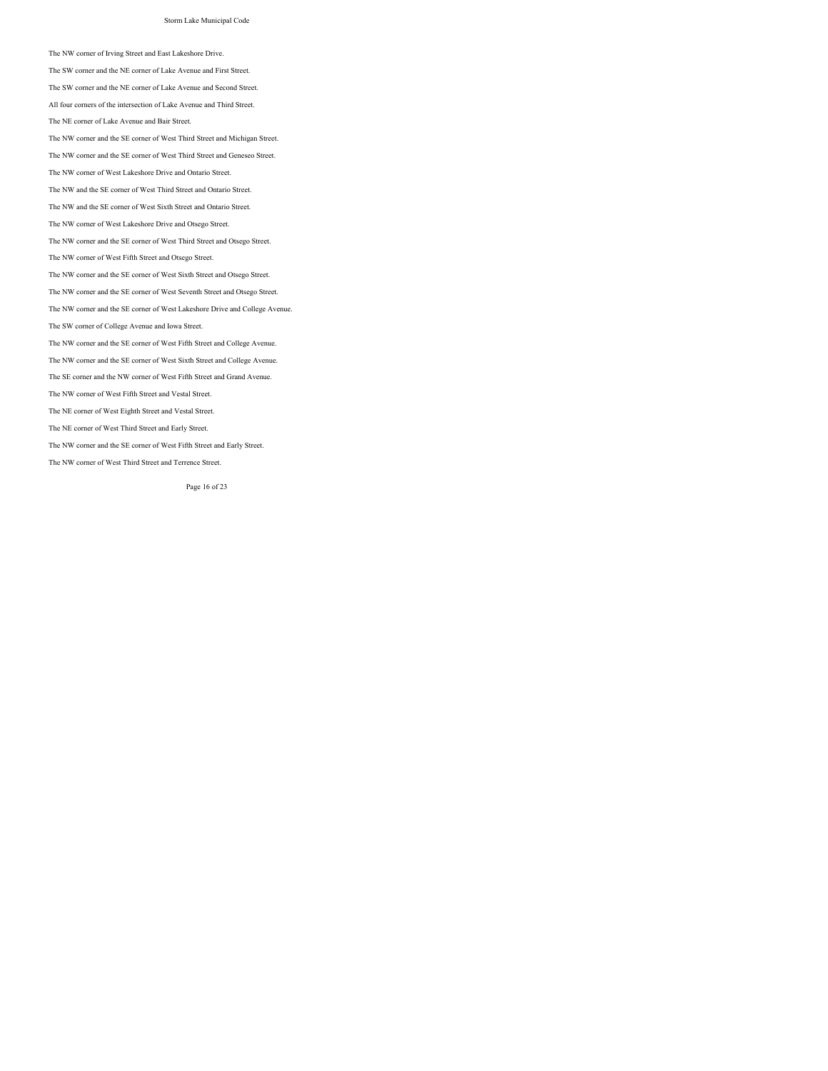The NW corner of Irving Street and East Lakeshore Drive.

The SW corner and the NE corner of Lake Avenue and First Street.

The SW corner and the NE corner of Lake Avenue and Second Street.

All four corners of the intersection of Lake Avenue and Third Street.

The NE corner of Lake Avenue and Bair Street.

The NW corner and the SE corner of West Third Street and Michigan Street.

The NW corner and the SE corner of West Third Street and Geneseo Street.

The NW corner of West Lakeshore Drive and Ontario Street.

The NW and the SE corner of West Third Street and Ontario Street.

The NW and the SE corner of West Sixth Street and Ontario Street.

The NW corner of West Lakeshore Drive and Otsego Street.

The NW corner and the SE corner of West Third Street and Otsego Street.

The NW corner of West Fifth Street and Otsego Street.

The NW corner and the SE corner of West Sixth Street and Otsego Street.

The NW corner and the SE corner of West Seventh Street and Otsego Street.

The NW corner and the SE corner of West Lakeshore Drive and College Avenue.

The SW corner of College Avenue and Iowa Street.

The NW corner and the SE corner of West Fifth Street and College Avenue.

The NW corner and the SE corner of West Sixth Street and College Avenue.

The SE corner and the NW corner of West Fifth Street and Grand Avenue.

The NW corner of West Fifth Street and Vestal Street.

The NE corner of West Eighth Street and Vestal Street.

The NE corner of West Third Street and Early Street.

The NW corner and the SE corner of West Fifth Street and Early Street.

The NW corner of West Third Street and Terrence Street.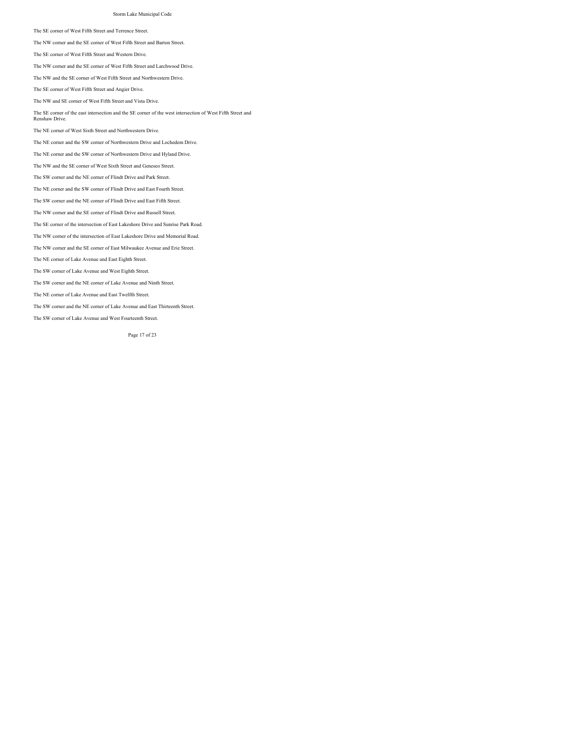The SE corner of West Fifth Street and Terrence Street.

The NW corner and the SE corner of West Fifth Street and Barton Street.

The SE corner of West Fifth Street and Western Drive.

The NW corner and the SE corner of West Fifth Street and Larchwood Drive.

The NW and the SE corner of West Fifth Street and Northwestern Drive.

The SE corner of West Fifth Street and Angier Drive.

The NW and SE corner of West Fifth Street and Vista Drive.

The SE corner of the east intersection and the SE corner of the west intersection of West Fifth Street and Renshaw Drive.

The NE corner of West Sixth Street and Northwestern Drive.

The NE corner and the SW corner of Northwestern Drive and Lochedem Drive.

The NE corner and the SW corner of Northwestern Drive and Hyland Drive.

The NW and the SE corner of West Sixth Street and Geneseo Street.

The SW corner and the NE corner of Flindt Drive and Park Street.

The NE corner and the SW corner of Flindt Drive and East Fourth Street.

The SW corner and the NE corner of Flindt Drive and East Fifth Street.

The NW corner and the SE corner of Flindt Drive and Russell Street.

The SE corner of the intersection of East Lakeshore Drive and Sunrise Park Road.

The NW corner of the intersection of East Lakeshore Drive and Memorial Road.

The NW corner and the SE corner of East Milwaukee Avenue and Erie Street.

The NE corner of Lake Avenue and East Eighth Street.

The SW corner of Lake Avenue and West Eighth Street.

The SW corner and the NE corner of Lake Avenue and Ninth Street.

The NE corner of Lake Avenue and East Twelfth Street.

The SW corner and the NE corner of Lake Avenue and East Thirteenth Street.

The SW corner of Lake Avenue and West Fourteenth Street.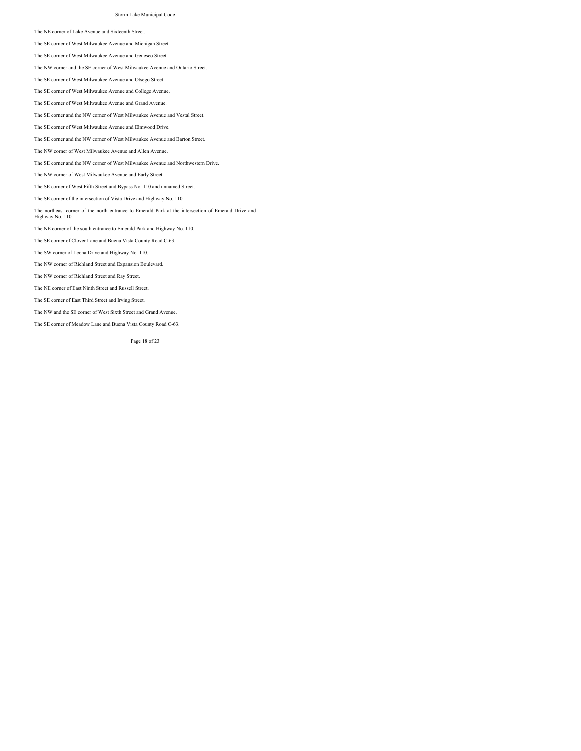The NE corner of Lake Avenue and Sixteenth Street.

The SE corner of West Milwaukee Avenue and Michigan Street.

The SE corner of West Milwaukee Avenue and Geneseo Street.

The NW corner and the SE corner of West Milwaukee Avenue and Ontario Street.

The SE corner of West Milwaukee Avenue and Otsego Street.

The SE corner of West Milwaukee Avenue and College Avenue.

The SE corner of West Milwaukee Avenue and Grand Avenue.

The SE corner and the NW corner of West Milwaukee Avenue and Vestal Street.

The SE corner of West Milwaukee Avenue and Elmwood Drive.

The SE corner and the NW corner of West Milwaukee Avenue and Barton Street.

The NW corner of West Milwaukee Avenue and Allen Avenue.

The SE corner and the NW corner of West Milwaukee Avenue and Northwestern Drive.

The NW corner of West Milwaukee Avenue and Early Street.

The SE corner of West Fifth Street and Bypass No. 110 and unnamed Street.

The SE corner of the intersection of Vista Drive and Highway No. 110.

The northeast corner of the north entrance to Emerald Park at the intersection of Emerald Drive and Highway No. 110.

The NE corner of the south entrance to Emerald Park and Highway No. 110.

The SE corner of Clover Lane and Buena Vista County Road C-63.

The SW corner of Leona Drive and Highway No. 110.

The NW corner of Richland Street and Expansion Boulevard.

The NW corner of Richland Street and Ray Street.

The NE corner of East Ninth Street and Russell Street.

The SE corner of East Third Street and Irving Street.

The NW and the SE corner of West Sixth Street and Grand Avenue.

The SE corner of Meadow Lane and Buena Vista County Road C-63.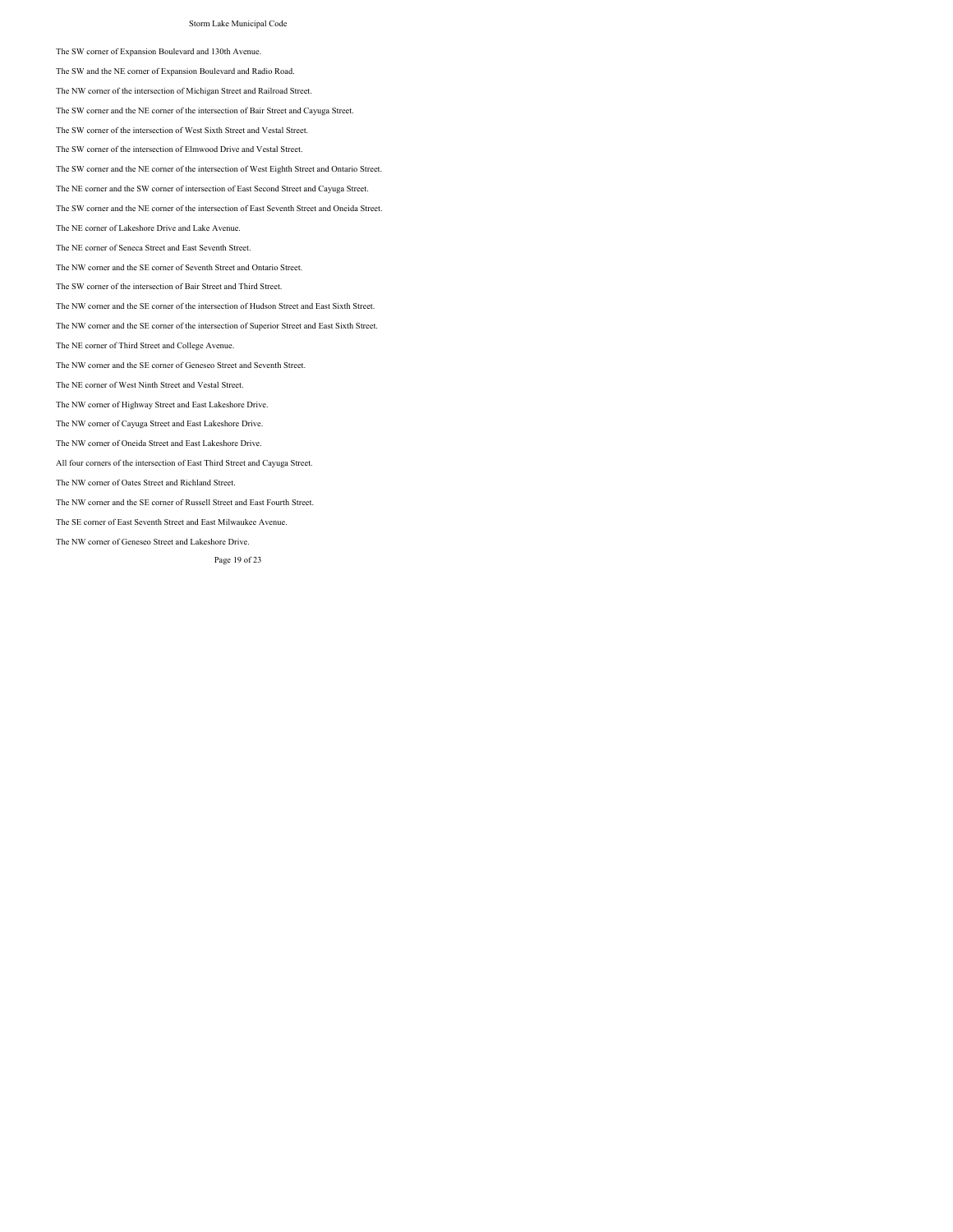The SW corner of Expansion Boulevard and 130th Avenue.

The SW and the NE corner of Expansion Boulevard and Radio Road.

The NW corner of the intersection of Michigan Street and Railroad Street.

The SW corner and the NE corner of the intersection of Bair Street and Cayuga Street.

The SW corner of the intersection of West Sixth Street and Vestal Street.

The SW corner of the intersection of Elmwood Drive and Vestal Street.

The SW corner and the NE corner of the intersection of West Eighth Street and Ontario Street.

The NE corner and the SW corner of intersection of East Second Street and Cayuga Street.

The SW corner and the NE corner of the intersection of East Seventh Street and Oneida Street.

The NE corner of Lakeshore Drive and Lake Avenue.

The NE corner of Seneca Street and East Seventh Street.

The NW corner and the SE corner of Seventh Street and Ontario Street.

The SW corner of the intersection of Bair Street and Third Street.

The NW corner and the SE corner of the intersection of Hudson Street and East Sixth Street.

The NW corner and the SE corner of the intersection of Superior Street and East Sixth Street.

The NE corner of Third Street and College Avenue.

The NW corner and the SE corner of Geneseo Street and Seventh Street.

The NE corner of West Ninth Street and Vestal Street.

The NW corner of Highway Street and East Lakeshore Drive.

The NW corner of Cayuga Street and East Lakeshore Drive.

The NW corner of Oneida Street and East Lakeshore Drive.

All four corners of the intersection of East Third Street and Cayuga Street.

The NW corner of Oates Street and Richland Street.

The NW corner and the SE corner of Russell Street and East Fourth Street.

The SE corner of East Seventh Street and East Milwaukee Avenue.

The NW corner of Geneseo Street and Lakeshore Drive.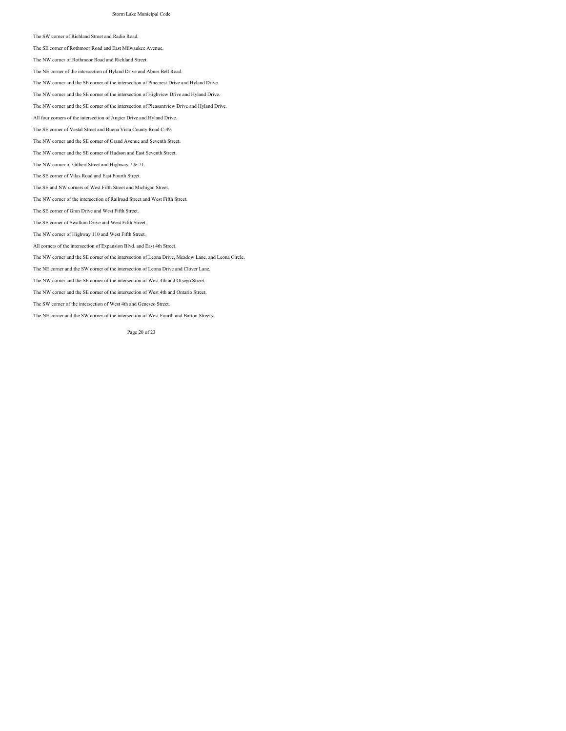The SW corner of Richland Street and Radio Road.

The SE corner of Rothmoor Road and East Milwaukee Avenue.

The NW corner of Rothmoor Road and Richland Street.

The NE corner of the intersection of Hyland Drive and Abner Bell Road.

The NW corner and the SE corner of the intersection of Pinecrest Drive and Hyland Drive.

The NW corner and the SE corner of the intersection of Highview Drive and Hyland Drive.

The NW corner and the SE corner of the intersection of Pleasantview Drive and Hyland Drive.

All four corners of the intersection of Angier Drive and Hyland Drive.

The SE corner of Vestal Street and Buena Vista County Road C-49.

The NW corner and the SE corner of Grand Avenue and Seventh Street.

The NW corner and the SE corner of Hudson and East Seventh Street.

The NW corner of Gilbert Street and Highway 7 & 71.

The SE corner of Vilas Road and East Fourth Street.

The SE and NW corners of West Fifth Street and Michigan Street.

The NW corner of the intersection of Railroad Street and West Fifth Street.

The SE corner of Gran Drive and West Fifth Street.

The SE corner of Swallum Drive and West Fifth Street.

The NW corner of Highway 110 and West Fifth Street.

All corners of the intersection of Expansion Blvd. and East 4th Street.

The NW corner and the SE corner of the intersection of Leona Drive, Meadow Lane, and Leona Circle.

The NE corner and the SW corner of the intersection of Leona Drive and Clover Lane.

The NW corner and the SE corner of the intersection of West 4th and Otsego Street.

The NW corner and the SE corner of the intersection of West 4th and Ontario Street.

The SW corner of the intersection of West 4th and Geneseo Street.

The NE corner and the SW corner of the intersection of West Fourth and Barton Streets.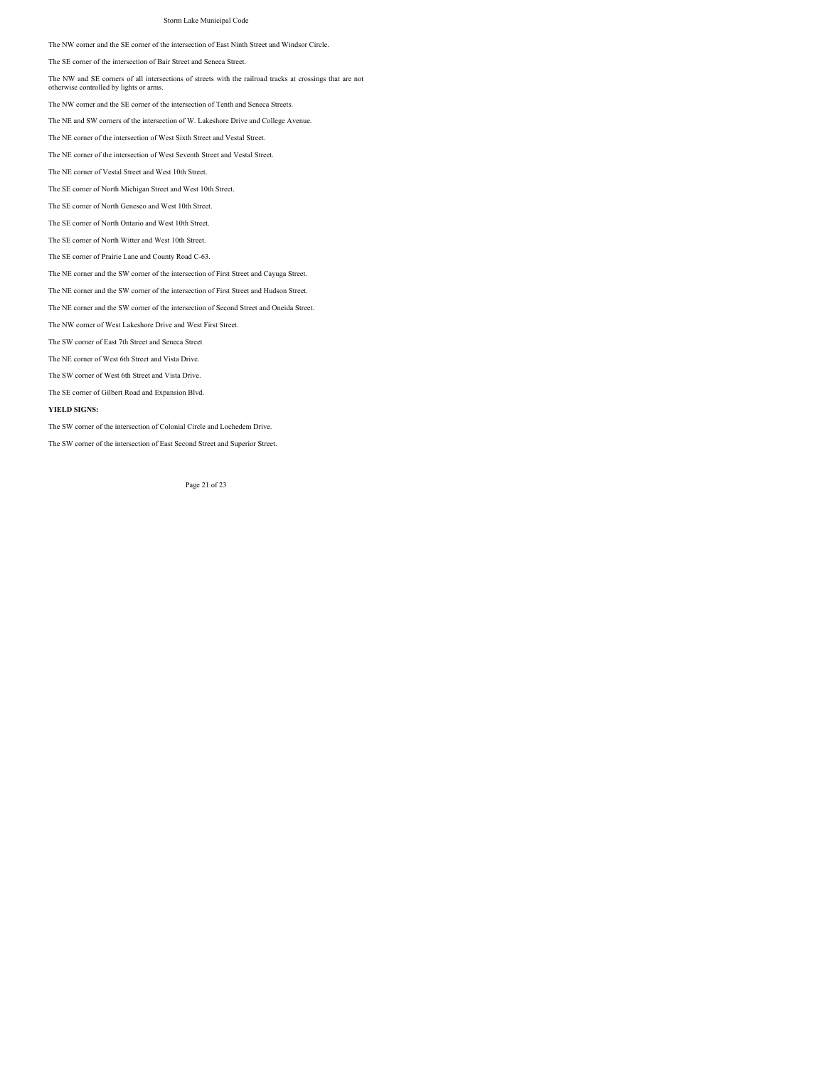The NW corner and the SE corner of the intersection of East Ninth Street and Windsor Circle.

The SE corner of the intersection of Bair Street and Seneca Street.

The NW and SE corners of all intersections of streets with the railroad tracks at crossings that are not otherwise controlled by lights or arms.

The NW corner and the SE corner of the intersection of Tenth and Seneca Streets.

The NE and SW corners of the intersection of W. Lakeshore Drive and College Avenue.

The NE corner of the intersection of West Sixth Street and Vestal Street.

The NE corner of the intersection of West Seventh Street and Vestal Street.

The NE corner of Vestal Street and West 10th Street.

The SE corner of North Michigan Street and West 10th Street.

The SE corner of North Geneseo and West 10th Street.

The SE corner of North Ontario and West 10th Street.

The SE corner of North Witter and West 10th Street.

The SE corner of Prairie Lane and County Road C-63.

The NE corner and the SW corner of the intersection of First Street and Cayuga Street.

The NE corner and the SW corner of the intersection of First Street and Hudson Street.

The NE corner and the SW corner of the intersection of Second Street and Oneida Street.

The NW corner of West Lakeshore Drive and West First Street.

The SW corner of East 7th Street and Seneca Street

The NE corner of West 6th Street and Vista Drive.

The SW corner of West 6th Street and Vista Drive.

The SE corner of Gilbert Road and Expansion Blvd.

**YIELD SIGNS:**

The SW corner of the intersection of Colonial Circle and Lochedem Drive.

The SW corner of the intersection of East Second Street and Superior Street.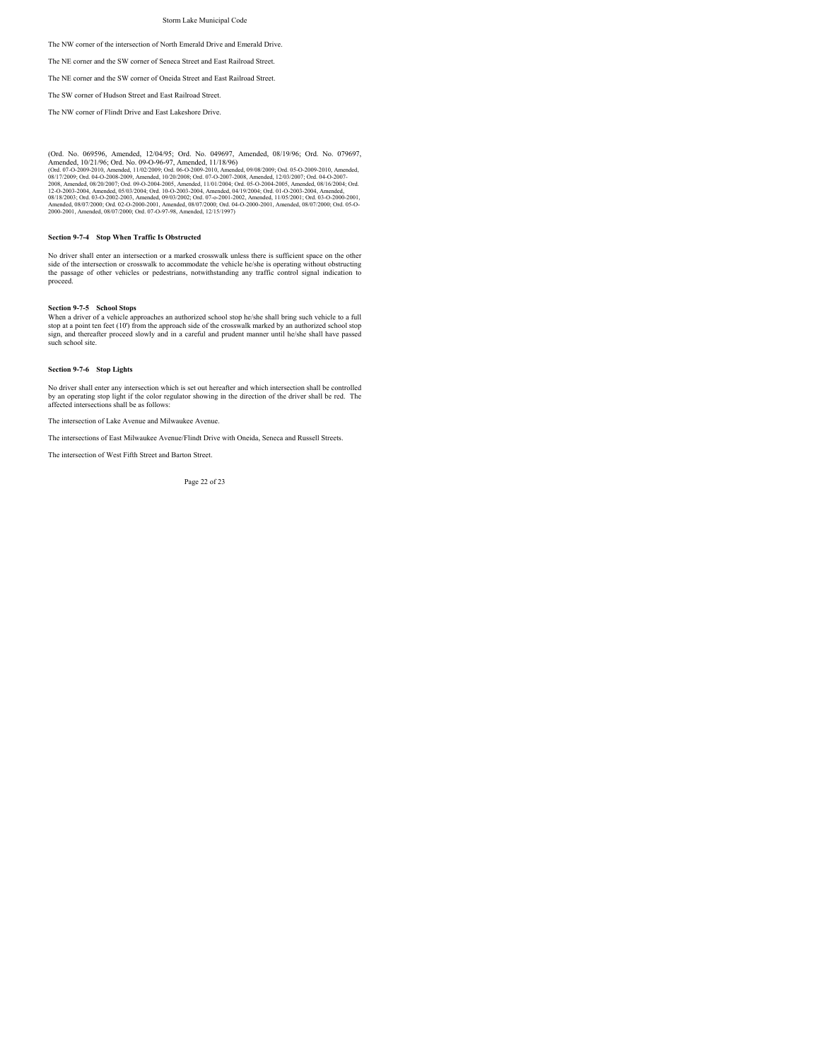The NW corner of the intersection of North Emerald Drive and Emerald Drive.

The NE corner and the SW corner of Seneca Street and East Railroad Street.

The NE corner and the SW corner of Oneida Street and East Railroad Street.

The SW corner of Hudson Street and East Railroad Street.

The NW corner of Flindt Drive and East Lakeshore Drive.

(Ord. No. 069596, Amended, 12/04/95; Ord. No. 049697, Amended, 08/19/96; Ord. No. 079697, Amended, 10/21/96; Ord. No. 09-O-96-97, Amended, 11/18/96)
(Ord. 07-O-2009-2010, Amended, 11/02/2009; Ord. 06-O-2009-2010, Amended, 09/08/2009; Ord. 05-O-2009-2010, Amended, 08/17/2009; Ord. 04-O-2008-2009, Amended, 10/20/2008; Ord. 07-O-2007-2008, Amended, 12/03/2007; Ord. 04-O-2007-2008, Amended, 08/20/2007; Ord. 09-O-2004-2005, Amended, 11/01/2004; Ord. 05-O-2004-2005, Amended, 08/16/2004; Ord. 12-O-2003-2004, Amended, 05/03/2004; Ord. 10-O-2003-2004, Amended, 04/19/2004; Ord. 01-O-2003-2004, Amended, 08/18/2003; Ord. 03-O-2002-2003, Amended, 09/03/2002; Ord. 07-o-2001-2002, Amended, 11/05/2001; Ord. 03-O-2000-2001, Amended, 08/07/2000; Ord. 02-O-2000-2001, Amended, 08/07/2000; Ord. 04-O-2000-2001, Amended, 08/07/2000; Ord. 05-O-2000-2001, Amended, 08/07/2000; Ord. 07-O-97-98, Amended, 12/15/1997)

### Section 9-7-4 Stop When Traffic Is Obstructed

No driver shall enter an intersection or a marked crosswalk unless there is sufficient space on the other side of the intersection or crosswalk to accommodate the vehicle he/she is operating without obstructing the passage of other vehicles or pedestrians, notwithstanding any traffic control signal indication to proceed.

### Section 9-7-5 School Stops

When a driver of a vehicle approaches an authorized school stop he/she shall bring such vehicle to a full stop at a point ten feet (10') from the approach side of the crosswalk marked by an authorized school stop sign, and thereafter proceed slowly and in a careful and prudent manner until he/she shall have passed such school site.

### Section 9-7-6 Stop Lights

No driver shall enter any intersection which is set out hereafter and which intersection shall be controlled by an operating stop light if the color regulator showing in the direction of the driver shall be red. The affected intersections shall be as follows:

The intersection of Lake Avenue and Milwaukee Avenue.

The intersections of East Milwaukee Avenue/Flindt Drive with Oneida, Seneca and Russell Streets.

The intersection of West Fifth Street and Barton Street.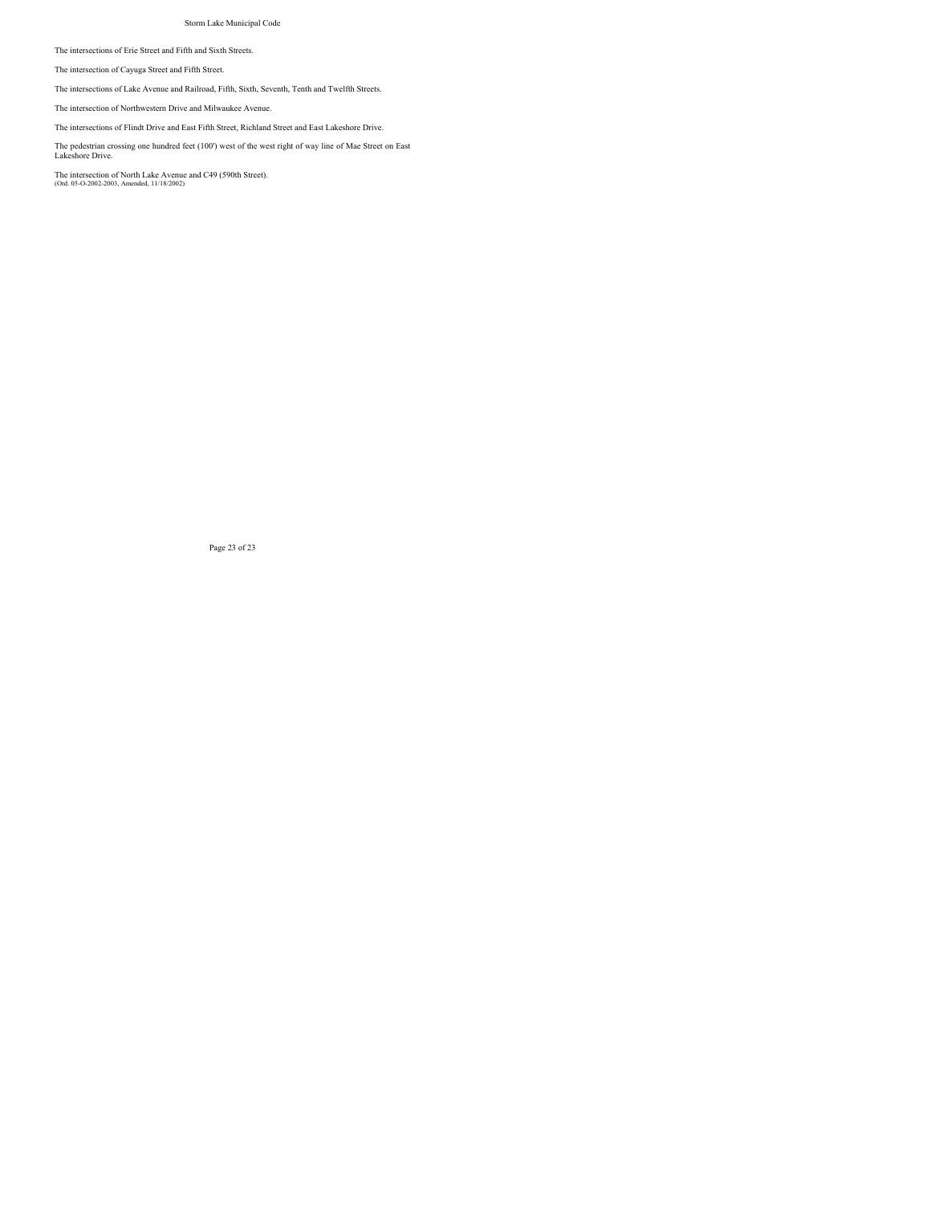The intersections of Erie Street and Fifth and Sixth Streets.

The intersection of Cayuga Street and Fifth Street.

The intersections of Lake Avenue and Railroad, Fifth, Sixth, Seventh, Tenth and Twelfth Streets.

The intersection of Northwestern Drive and Milwaukee Avenue.

The intersections of Flindt Drive and East Fifth Street, Richland Street and East Lakeshore Drive.

The pedestrian crossing one hundred feet (100') west of the west right of way line of Mae Street on East Lakeshore Drive.

The intersection of North Lake Avenue and C49 (590th Street).
(Ord. 05-O-2002-2003, Amended, 11/18/2002)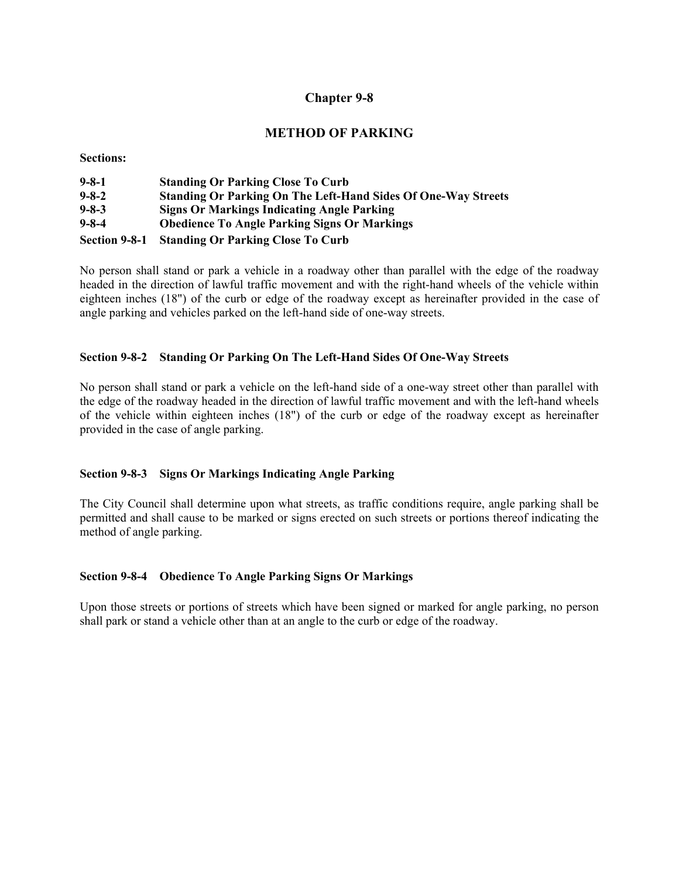# Chapter 9-8

## METHOD OF PARKING

**Sections:**

| | |
|---|---|
| **9-8-1** | **Standing Or Parking Close To Curb** |
| **9-8-2** | **Standing Or Parking On The Left-Hand Sides Of One-Way Streets** |
| **9-8-3** | **Signs Or Markings Indicating Angle Parking** |
| **9-8-4** | **Obedience To Angle Parking Signs Or Markings** |

### Section 9-8-1 Standing Or Parking Close To Curb

No person shall stand or park a vehicle in a roadway other than parallel with the edge of the roadway headed in the direction of lawful traffic movement and with the right-hand wheels of the vehicle within eighteen inches (18") of the curb or edge of the roadway except as hereinafter provided in the case of angle parking and vehicles parked on the left-hand side of one-way streets.

### Section 9-8-2 Standing Or Parking On The Left-Hand Sides Of One-Way Streets

No person shall stand or park a vehicle on the left-hand side of a one-way street other than parallel with the edge of the roadway headed in the direction of lawful traffic movement and with the left-hand wheels of the vehicle within eighteen inches (18") of the curb or edge of the roadway except as hereinafter provided in the case of angle parking.

### Section 9-8-3 Signs Or Markings Indicating Angle Parking

The City Council shall determine upon what streets, as traffic conditions require, angle parking shall be permitted and shall cause to be marked or signs erected on such streets or portions thereof indicating the method of angle parking.

### Section 9-8-4 Obedience To Angle Parking Signs Or Markings

Upon those streets or portions of streets which have been signed or marked for angle parking, no person shall park or stand a vehicle other than at an angle to the curb or edge of the roadway.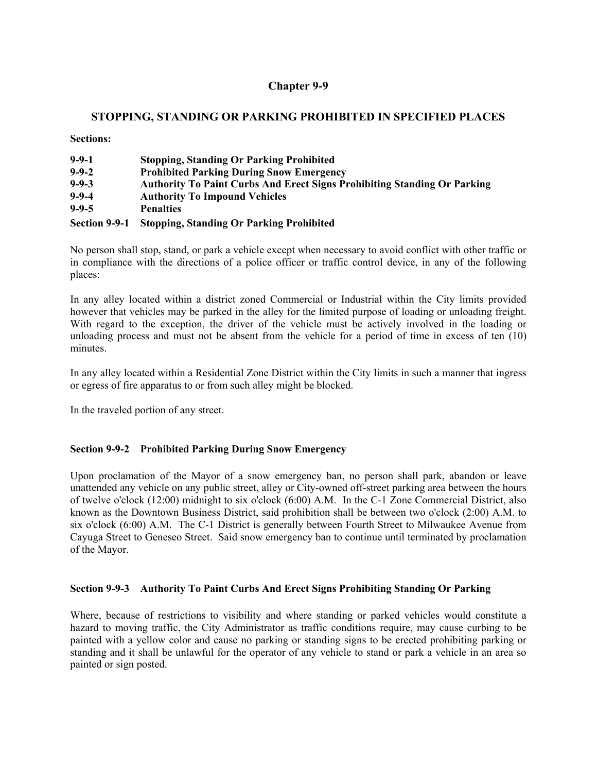# Chapter 9-9

## STOPPING, STANDING OR PARKING PROHIBITED IN SPECIFIED PLACES

**Sections:**

| | |
|---|---|
| **9-9-1** | **Stopping, Standing Or Parking Prohibited** |
| **9-9-2** | **Prohibited Parking During Snow Emergency** |
| **9-9-3** | **Authority To Paint Curbs And Erect Signs Prohibiting Standing Or Parking** |
| **9-9-4** | **Authority To Impound Vehicles** |
| **9-9-5** | **Penalties** |

### Section 9-9-1 Stopping, Standing Or Parking Prohibited

No person shall stop, stand, or park a vehicle except when necessary to avoid conflict with other traffic or in compliance with the directions of a police officer or traffic control device, in any of the following places:

In any alley located within a district zoned Commercial or Industrial within the City limits provided however that vehicles may be parked in the alley for the limited purpose of loading or unloading freight. With regard to the exception, the driver of the vehicle must be actively involved in the loading or unloading process and must not be absent from the vehicle for a period of time in excess of ten (10) minutes.

In any alley located within a Residential Zone District within the City limits in such a manner that ingress or egress of fire apparatus to or from such alley might be blocked.

In the traveled portion of any street.

### Section 9-9-2 Prohibited Parking During Snow Emergency

Upon proclamation of the Mayor of a snow emergency ban, no person shall park, abandon or leave unattended any vehicle on any public street, alley or City-owned off-street parking area between the hours of twelve o'clock (12:00) midnight to six o'clock (6:00) A.M. In the C-1 Zone Commercial District, also known as the Downtown Business District, said prohibition shall be between two o'clock (2:00) A.M. to six o'clock (6:00) A.M. The C-1 District is generally between Fourth Street to Milwaukee Avenue from Cayuga Street to Geneseo Street. Said snow emergency ban to continue until terminated by proclamation of the Mayor.

### Section 9-9-3 Authority To Paint Curbs And Erect Signs Prohibiting Standing Or Parking

Where, because of restrictions to visibility and where standing or parked vehicles would constitute a hazard to moving traffic, the City Administrator as traffic conditions require, may cause curbing to be painted with a yellow color and cause no parking or standing signs to be erected prohibiting parking or standing and it shall be unlawful for the operator of any vehicle to stand or park a vehicle in an area so painted or sign posted.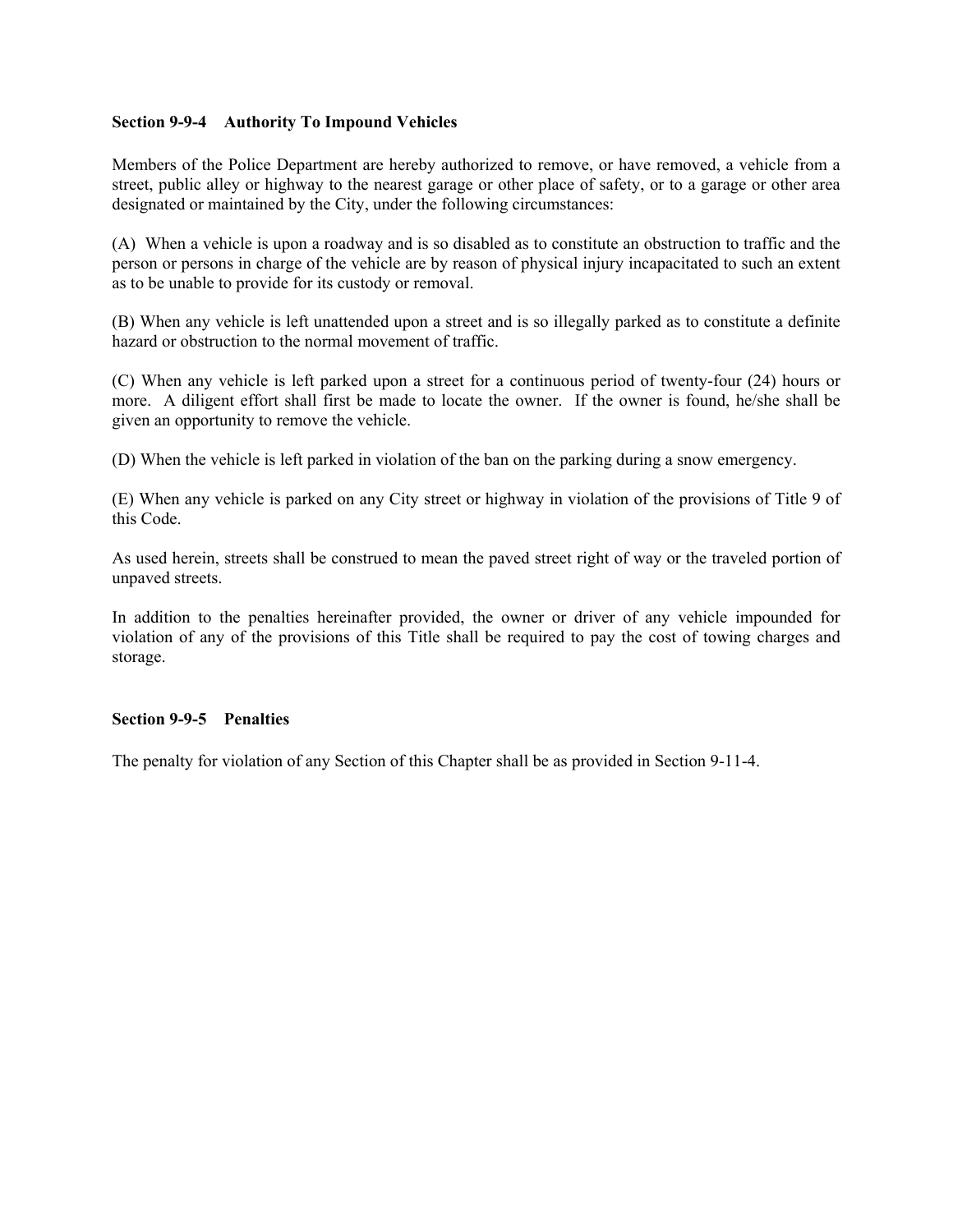**Section 9-9-4 Authority To Impound Vehicles**

Members of the Police Department are hereby authorized to remove, or have removed, a vehicle from a street, public alley or highway to the nearest garage or other place of safety, or to a garage or other area designated or maintained by the City, under the following circumstances:

(A) When a vehicle is upon a roadway and is so disabled as to constitute an obstruction to traffic and the person or persons in charge of the vehicle are by reason of physical injury incapacitated to such an extent as to be unable to provide for its custody or removal.

(B) When any vehicle is left unattended upon a street and is so illegally parked as to constitute a definite hazard or obstruction to the normal movement of traffic.

(C) When any vehicle is left parked upon a street for a continuous period of twenty-four (24) hours or more. A diligent effort shall first be made to locate the owner. If the owner is found, he/she shall be given an opportunity to remove the vehicle.

(D) When the vehicle is left parked in violation of the ban on the parking during a snow emergency.

(E) When any vehicle is parked on any City street or highway in violation of the provisions of Title 9 of this Code.

As used herein, streets shall be construed to mean the paved street right of way or the traveled portion of unpaved streets.

In addition to the penalties hereinafter provided, the owner or driver of any vehicle impounded for violation of any of the provisions of this Title shall be required to pay the cost of towing charges and storage.

**Section 9-9-5 Penalties**

The penalty for violation of any Section of this Chapter shall be as provided in Section 9-11-4.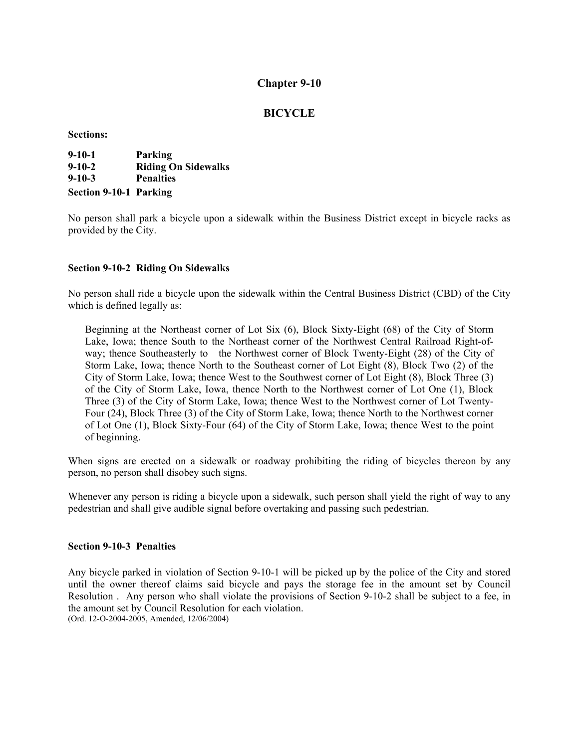# Chapter 9-10

## BICYCLE

**Sections:**

**9-10-1 Parking**
**9-10-2 Riding On Sidewalks**
**9-10-3 Penalties**

### Section 9-10-1 Parking

No person shall park a bicycle upon a sidewalk within the Business District except in bicycle racks as provided by the City.

### Section 9-10-2 Riding On Sidewalks

No person shall ride a bicycle upon the sidewalk within the Central Business District (CBD) of the City which is defined legally as:

> Beginning at the Northeast corner of Lot Six (6), Block Sixty-Eight (68) of the City of Storm Lake, Iowa; thence South to the Northeast corner of the Northwest Central Railroad Right-of-way; thence Southeasterly to the Northwest corner of Block Twenty-Eight (28) of the City of Storm Lake, Iowa; thence North to the Southeast corner of Lot Eight (8), Block Two (2) of the City of Storm Lake, Iowa; thence West to the Southwest corner of Lot Eight (8), Block Three (3) of the City of Storm Lake, Iowa, thence North to the Northwest corner of Lot One (1), Block Three (3) of the City of Storm Lake, Iowa; thence West to the Northwest corner of Lot Twenty-Four (24), Block Three (3) of the City of Storm Lake, Iowa; thence North to the Northwest corner of Lot One (1), Block Sixty-Four (64) of the City of Storm Lake, Iowa; thence West to the point of beginning.

When signs are erected on a sidewalk or roadway prohibiting the riding of bicycles thereon by any person, no person shall disobey such signs.

Whenever any person is riding a bicycle upon a sidewalk, such person shall yield the right of way to any pedestrian and shall give audible signal before overtaking and passing such pedestrian.

### Section 9-10-3 Penalties

Any bicycle parked in violation of Section 9-10-1 will be picked up by the police of the City and stored until the owner thereof claims said bicycle and pays the storage fee in the amount set by Council Resolution . Any person who shall violate the provisions of Section 9-10-2 shall be subject to a fee, in the amount set by Council Resolution for each violation.
(Ord. 12-O-2004-2005, Amended, 12/06/2004)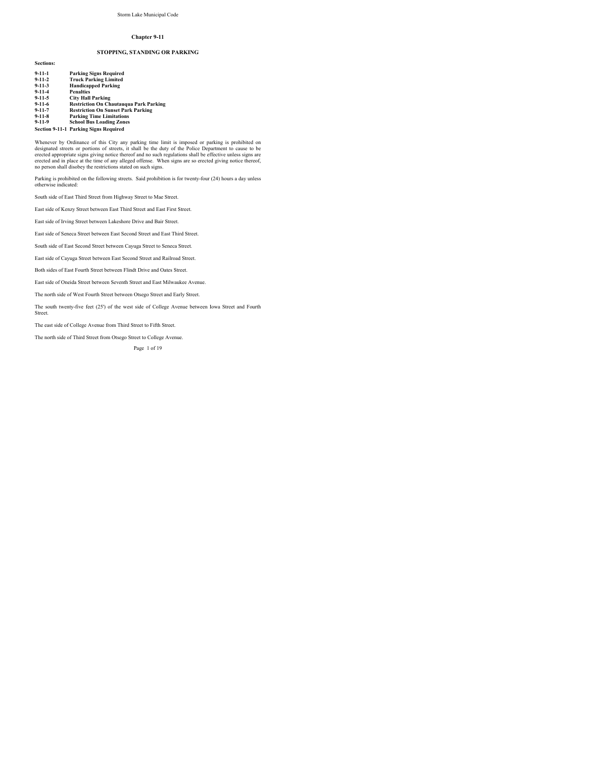# Chapter 9-11

## STOPPING, STANDING OR PARKING

**Sections:**

**9-11-1 Parking Signs Required**
**9-11-2 Truck Parking Limited**
**9-11-3 Handicapped Parking**
**9-11-4 Penalties**
**9-11-5 City Hall Parking**
**9-11-6 Restriction On Chautauqua Park Parking**
**9-11-7 Restriction On Sunset Park Parking**
**9-11-8 Parking Time Limitations**
**9-11-9 School Bus Loading Zones**

### Section 9-11-1 Parking Signs Required

Whenever by Ordinance of this City any parking time limit is imposed or parking is prohibited on designated streets or portions of streets, it shall be the duty of the Police Department to cause to be erected appropriate signs giving notice thereof and no such regulations shall be effective unless signs are erected and in place at the time of any alleged offense. When signs are so erected giving notice thereof, no person shall disobey the restrictions stated on such signs.

Parking is prohibited on the following streets. Said prohibition is for twenty-four (24) hours a day unless otherwise indicated:

South side of East Third Street from Highway Street to Mae Street.

East side of Kenzy Street between East Third Street and East First Street.

East side of Irving Street between Lakeshore Drive and Bair Street.

East side of Seneca Street between East Second Street and East Third Street.

South side of East Second Street between Cayuga Street to Seneca Street.

East side of Cayuga Street between East Second Street and Railroad Street.

Both sides of East Fourth Street between Flindt Drive and Oates Street.

East side of Oneida Street between Seventh Street and East Milwaukee Avenue.

The north side of West Fourth Street between Otsego Street and Early Street.

The south twenty-five feet (25') of the west side of College Avenue between Iowa Street and Fourth Street.

The east side of College Avenue from Third Street to Fifth Street.

The north side of Third Street from Otsego Street to College Avenue.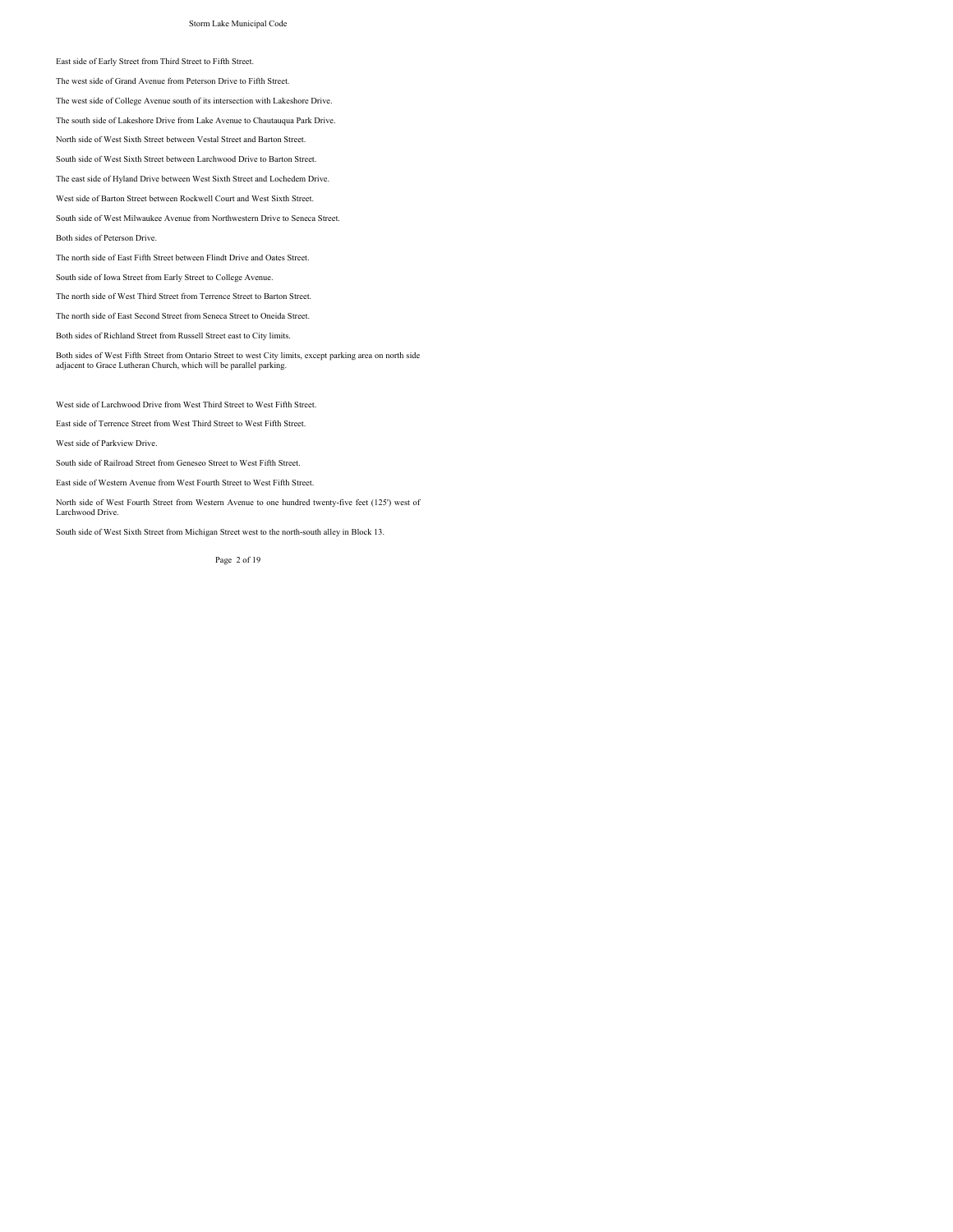East side of Early Street from Third Street to Fifth Street.

The west side of Grand Avenue from Peterson Drive to Fifth Street.

The west side of College Avenue south of its intersection with Lakeshore Drive.

The south side of Lakeshore Drive from Lake Avenue to Chautauqua Park Drive.

North side of West Sixth Street between Vestal Street and Barton Street.

South side of West Sixth Street between Larchwood Drive to Barton Street.

The east side of Hyland Drive between West Sixth Street and Lochedem Drive.

West side of Barton Street between Rockwell Court and West Sixth Street.

South side of West Milwaukee Avenue from Northwestern Drive to Seneca Street.

Both sides of Peterson Drive.

The north side of East Fifth Street between Flindt Drive and Oates Street.

South side of Iowa Street from Early Street to College Avenue.

The north side of West Third Street from Terrence Street to Barton Street.

The north side of East Second Street from Seneca Street to Oneida Street.

Both sides of Richland Street from Russell Street east to City limits.

Both sides of West Fifth Street from Ontario Street to west City limits, except parking area on north side adjacent to Grace Lutheran Church, which will be parallel parking.

West side of Larchwood Drive from West Third Street to West Fifth Street.

East side of Terrence Street from West Third Street to West Fifth Street.

West side of Parkview Drive.

South side of Railroad Street from Geneseo Street to West Fifth Street.

East side of Western Avenue from West Fourth Street to West Fifth Street.

North side of West Fourth Street from Western Avenue to one hundred twenty-five feet (125') west of Larchwood Drive.

South side of West Sixth Street from Michigan Street west to the north-south alley in Block 13.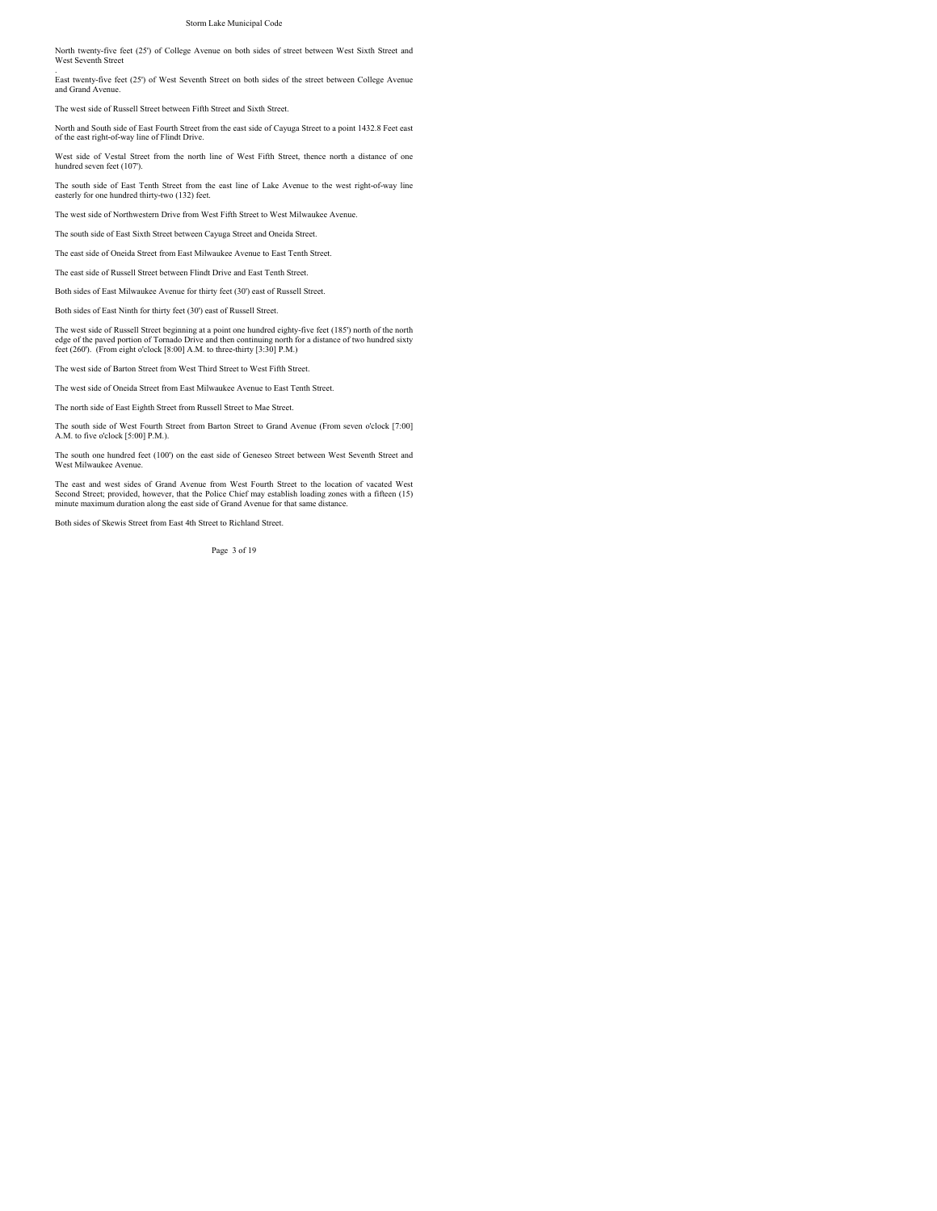North twenty-five feet (25') of College Avenue on both sides of street between West Sixth Street and West Seventh Street

.
East twenty-five feet (25') of West Seventh Street on both sides of the street between College Avenue and Grand Avenue.

The west side of Russell Street between Fifth Street and Sixth Street.

North and South side of East Fourth Street from the east side of Cayuga Street to a point 1432.8 Feet east of the east right-of-way line of Flindt Drive.

West side of Vestal Street from the north line of West Fifth Street, thence north a distance of one hundred seven feet (107').

The south side of East Tenth Street from the east line of Lake Avenue to the west right-of-way line easterly for one hundred thirty-two (132) feet.

The west side of Northwestern Drive from West Fifth Street to West Milwaukee Avenue.

The south side of East Sixth Street between Cayuga Street and Oneida Street.

The east side of Oneida Street from East Milwaukee Avenue to East Tenth Street.

The east side of Russell Street between Flindt Drive and East Tenth Street.

Both sides of East Milwaukee Avenue for thirty feet (30') east of Russell Street.

Both sides of East Ninth for thirty feet (30') east of Russell Street.

The west side of Russell Street beginning at a point one hundred eighty-five feet (185') north of the north edge of the paved portion of Tornado Drive and then continuing north for a distance of two hundred sixty feet (260'). (From eight o'clock [8:00] A.M. to three-thirty [3:30] P.M.)

The west side of Barton Street from West Third Street to West Fifth Street.

The west side of Oneida Street from East Milwaukee Avenue to East Tenth Street.

The north side of East Eighth Street from Russell Street to Mae Street.

The south side of West Fourth Street from Barton Street to Grand Avenue (From seven o'clock [7:00] A.M. to five o'clock [5:00] P.M.).

The south one hundred feet (100') on the east side of Geneseo Street between West Seventh Street and West Milwaukee Avenue.

The east and west sides of Grand Avenue from West Fourth Street to the location of vacated West Second Street; provided, however, that the Police Chief may establish loading zones with a fifteen (15) minute maximum duration along the east side of Grand Avenue for that same distance.

Both sides of Skewis Street from East 4th Street to Richland Street.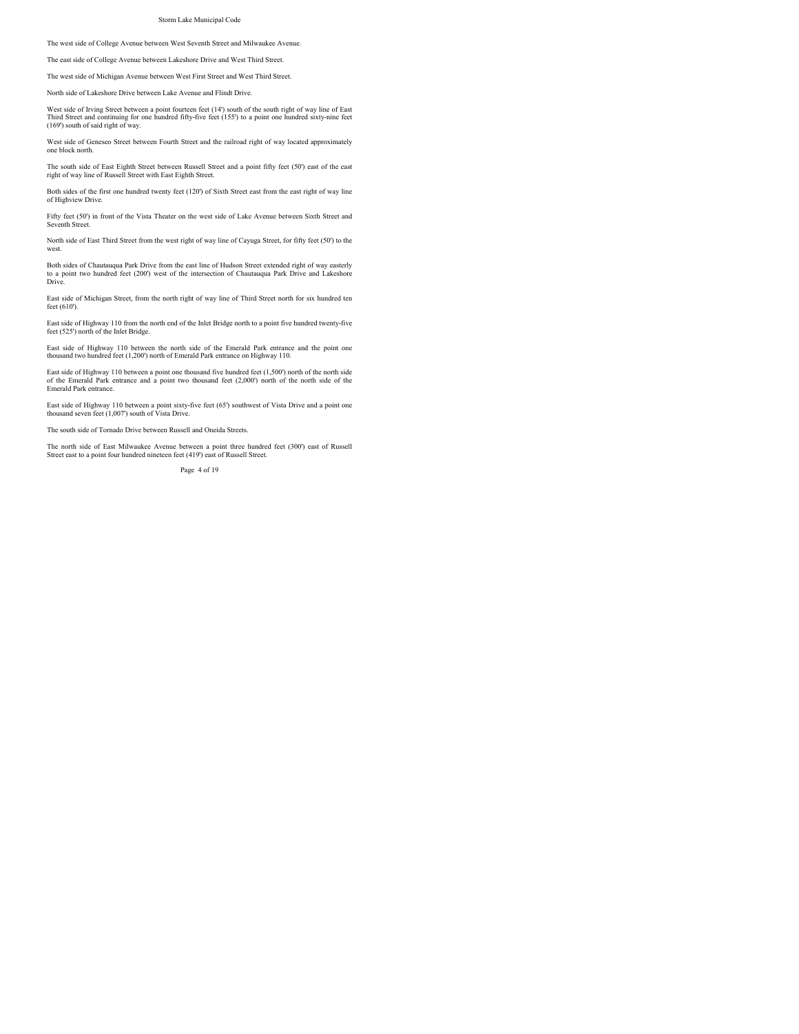The west side of College Avenue between West Seventh Street and Milwaukee Avenue.

The east side of College Avenue between Lakeshore Drive and West Third Street.

The west side of Michigan Avenue between West First Street and West Third Street.

North side of Lakeshore Drive between Lake Avenue and Flindt Drive.

West side of Irving Street between a point fourteen feet (14') south of the south right of way line of East Third Street and continuing for one hundred fifty-five feet (155') to a point one hundred sixty-nine feet (169') south of said right of way.

West side of Geneseo Street between Fourth Street and the railroad right of way located approximately one block north.

The south side of East Eighth Street between Russell Street and a point fifty feet (50') east of the east right of way line of Russell Street with East Eighth Street.

Both sides of the first one hundred twenty feet (120') of Sixth Street east from the east right of way line of Highview Drive.

Fifty feet (50') in front of the Vista Theater on the west side of Lake Avenue between Sixth Street and Seventh Street.

North side of East Third Street from the west right of way line of Cayuga Street, for fifty feet (50') to the west.

Both sides of Chautauqua Park Drive from the east line of Hudson Street extended right of way easterly to a point two hundred feet (200') west of the intersection of Chautauqua Park Drive and Lakeshore Drive.

East side of Michigan Street, from the north right of way line of Third Street north for six hundred ten feet (610').

East side of Highway 110 from the north end of the Inlet Bridge north to a point five hundred twenty-five feet (525') north of the Inlet Bridge.

East side of Highway 110 between the north side of the Emerald Park entrance and the point one thousand two hundred feet (1,200') north of Emerald Park entrance on Highway 110.

East side of Highway 110 between a point one thousand five hundred feet (1,500') north of the north side of the Emerald Park entrance and a point two thousand feet (2,000') north of the north side of the Emerald Park entrance.

East side of Highway 110 between a point sixty-five feet (65') southwest of Vista Drive and a point one thousand seven feet (1,007') south of Vista Drive.

The south side of Tornado Drive between Russell and Oneida Streets.

The north side of East Milwaukee Avenue between a point three hundred feet (300') east of Russell Street east to a point four hundred nineteen feet (419') east of Russell Street.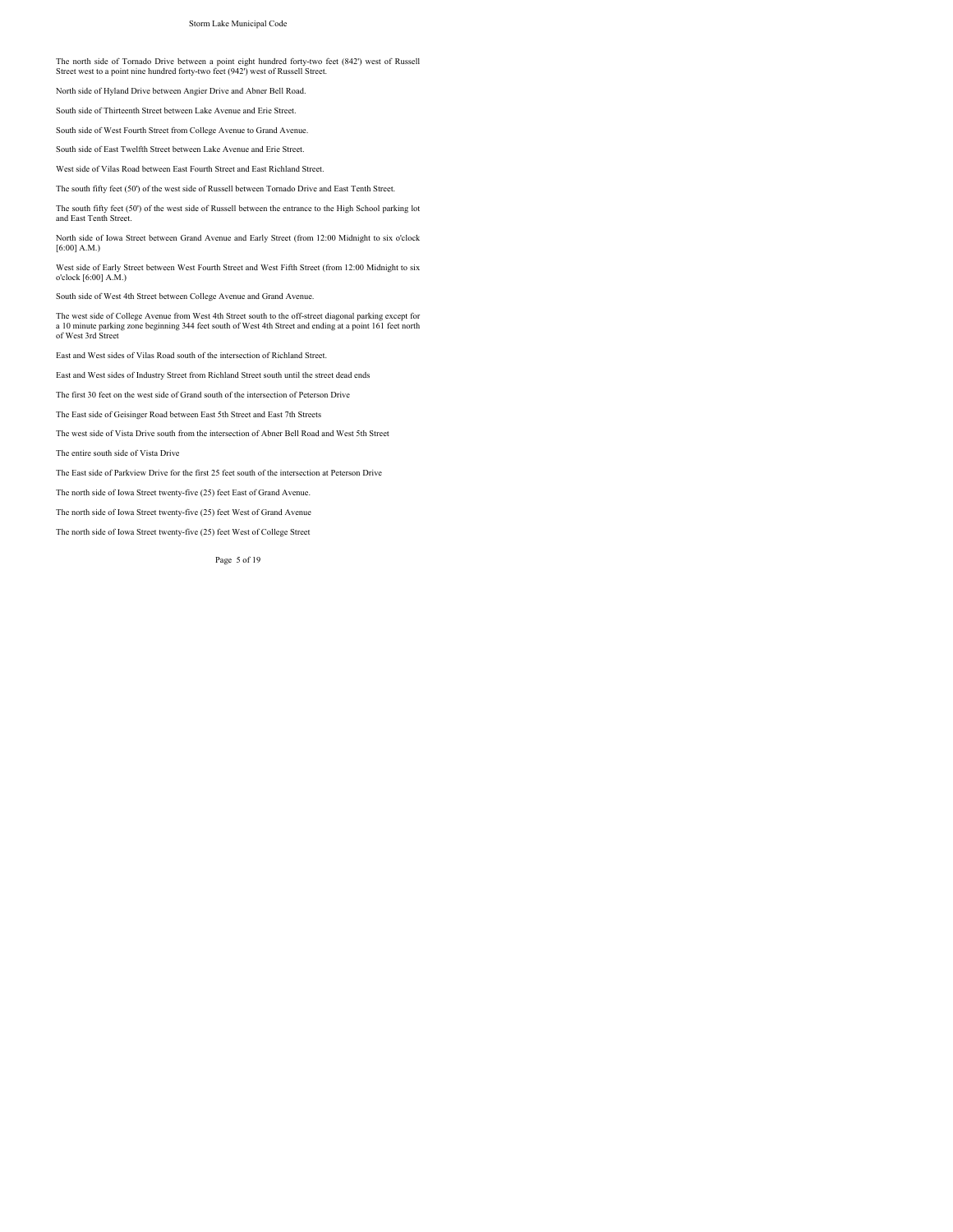The north side of Tornado Drive between a point eight hundred forty-two feet (842') west of Russell Street west to a point nine hundred forty-two feet (942') west of Russell Street.

North side of Hyland Drive between Angier Drive and Abner Bell Road.

South side of Thirteenth Street between Lake Avenue and Erie Street.

South side of West Fourth Street from College Avenue to Grand Avenue.

South side of East Twelfth Street between Lake Avenue and Erie Street.

West side of Vilas Road between East Fourth Street and East Richland Street.

The south fifty feet (50') of the west side of Russell between Tornado Drive and East Tenth Street.

The south fifty feet (50') of the west side of Russell between the entrance to the High School parking lot and East Tenth Street.

North side of Iowa Street between Grand Avenue and Early Street (from 12:00 Midnight to six o'clock [6:00] A.M.)

West side of Early Street between West Fourth Street and West Fifth Street (from 12:00 Midnight to six o'clock [6:00] A.M.)

South side of West 4th Street between College Avenue and Grand Avenue.

The west side of College Avenue from West 4th Street south to the off-street diagonal parking except for a 10 minute parking zone beginning 344 feet south of West 4th Street and ending at a point 161 feet north of West 3rd Street

East and West sides of Vilas Road south of the intersection of Richland Street.

East and West sides of Industry Street from Richland Street south until the street dead ends

The first 30 feet on the west side of Grand south of the intersection of Peterson Drive

The East side of Geisinger Road between East 5th Street and East 7th Streets

The west side of Vista Drive south from the intersection of Abner Bell Road and West 5th Street

The entire south side of Vista Drive

The East side of Parkview Drive for the first 25 feet south of the intersection at Peterson Drive

The north side of Iowa Street twenty-five (25) feet East of Grand Avenue.

The north side of Iowa Street twenty-five (25) feet West of Grand Avenue

The north side of Iowa Street twenty-five (25) feet West of College Street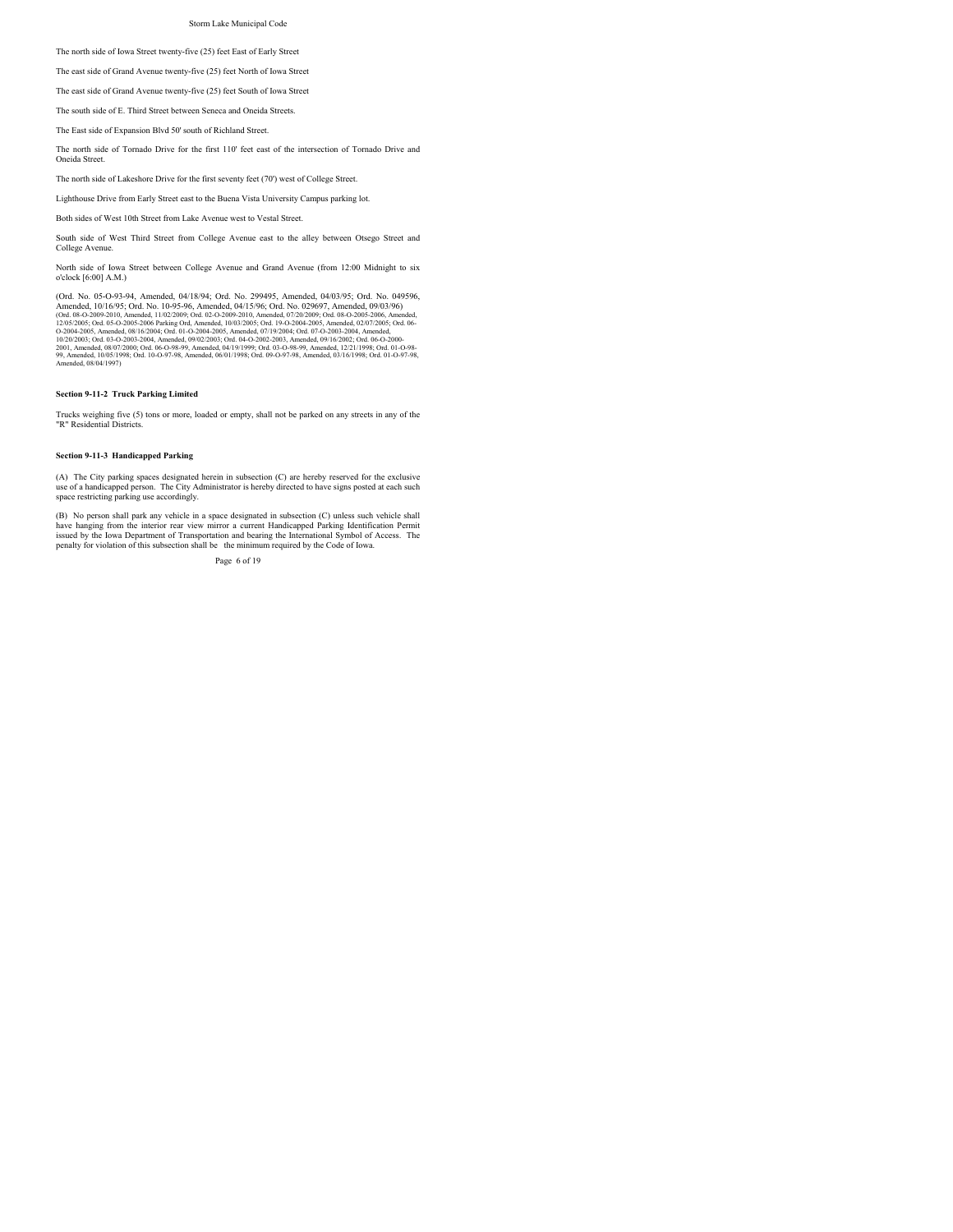The north side of Iowa Street twenty-five (25) feet East of Early Street

The east side of Grand Avenue twenty-five (25) feet North of Iowa Street

The east side of Grand Avenue twenty-five (25) feet South of Iowa Street

The south side of E. Third Street between Seneca and Oneida Streets.

The East side of Expansion Blvd 50' south of Richland Street.

The north side of Tornado Drive for the first 110' feet east of the intersection of Tornado Drive and Oneida Street.

The north side of Lakeshore Drive for the first seventy feet (70') west of College Street.

Lighthouse Drive from Early Street east to the Buena Vista University Campus parking lot.

Both sides of West 10th Street from Lake Avenue west to Vestal Street.

South side of West Third Street from College Avenue east to the alley between Otsego Street and College Avenue.

North side of Iowa Street between College Avenue and Grand Avenue (from 12:00 Midnight to six o'clock [6:00] A.M.)

(Ord. No. 05-O-93-94, Amended, 04/18/94; Ord. No. 299495, Amended, 04/03/95; Ord. No. 049596, Amended, 10/16/95; Ord. No. 10-95-96, Amended, 04/15/96; Ord. No. 029697, Amended, 09/03/96) (Ord. 08-O-2009-2010, Amended, 11/02/2009; Ord. 02-O-2009-2010, Amended, 07/20/2009; Ord. 08-O-2005-2006, Amended, 12/05/2005; Ord. 05-O-2005-2006 Parking Ord, Amended, 10/03/2005; Ord. 19-O-2004-2005, Amended, 02/07/2005; Ord. 06-O-2004-2005, Amended, 08/16/2004; Ord. 01-O-2004-2005, Amended, 07/19/2004; Ord. 07-O-2003-2004, Amended, 10/20/2003; Ord. 03-O-2003-2004, Amended, 09/02/2003; Ord. 04-O-2002-2003, Amended, 09/16/2002; Ord. 06-O-2000-2001, Amended, 08/07/2000; Ord. 06-O-98-99, Amended, 04/19/1999; Ord. 03-O-98-99, Amended, 12/21/1998; Ord. 01-O-98-99, Amended, 10/05/1998; Ord. 10-O-97-98, Amended, 06/01/1998; Ord. 09-O-97-98, Amended, 03/16/1998; Ord. 01-O-97-98, Amended, 08/04/1997)

**Section 9-11-2 Truck Parking Limited**

Trucks weighing five (5) tons or more, loaded or empty, shall not be parked on any streets in any of the "R" Residential Districts.

**Section 9-11-3 Handicapped Parking**

(A) The City parking spaces designated herein in subsection (C) are hereby reserved for the exclusive use of a handicapped person. The City Administrator is hereby directed to have signs posted at each such space restricting parking use accordingly.

(B) No person shall park any vehicle in a space designated in subsection (C) unless such vehicle shall have hanging from the interior rear view mirror a current Handicapped Parking Identification Permit issued by the Iowa Department of Transportation and bearing the International Symbol of Access. The penalty for violation of this subsection shall be the minimum required by the Code of Iowa.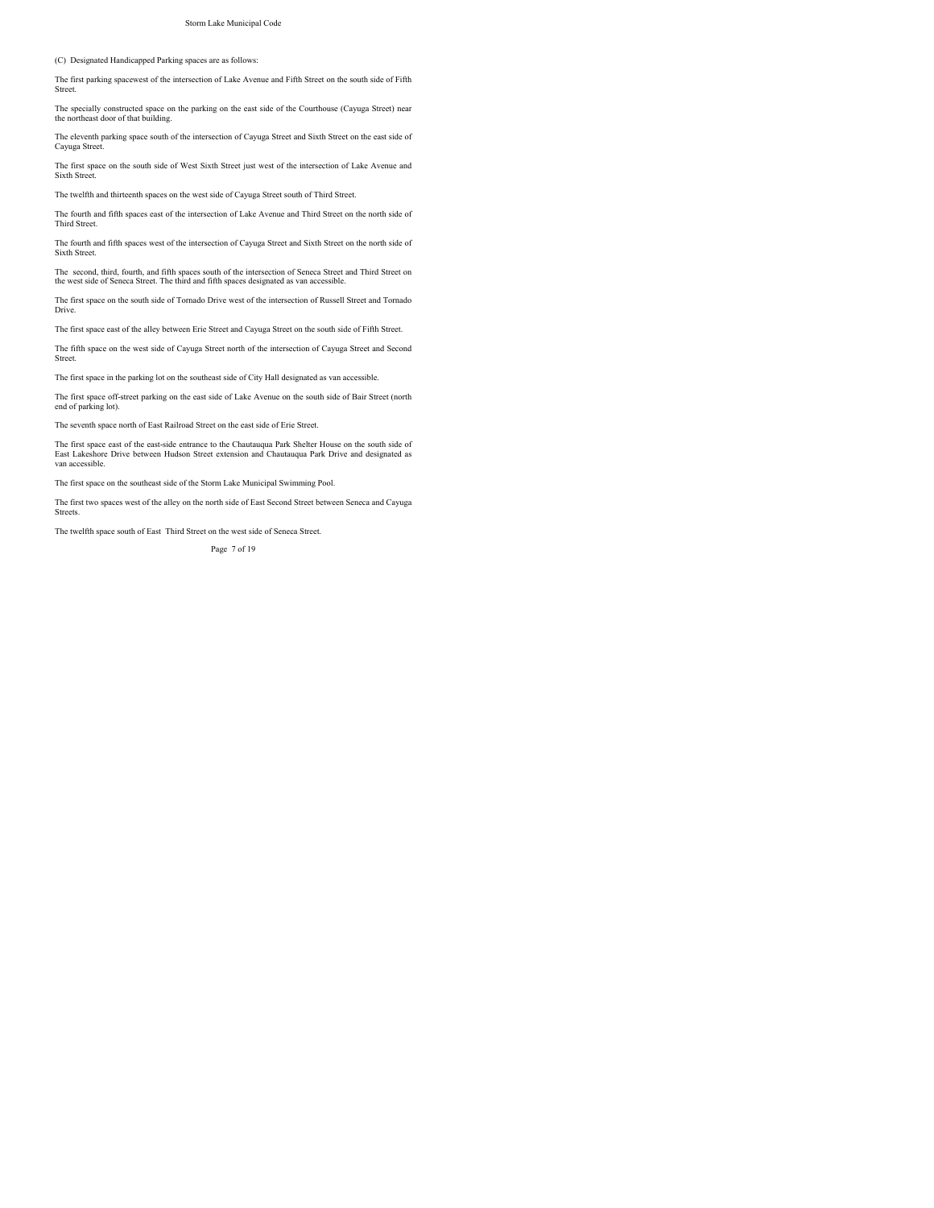(C) Designated Handicapped Parking spaces are as follows:

The first parking spacewest of the intersection of Lake Avenue and Fifth Street on the south side of Fifth Street.

The specially constructed space on the parking on the east side of the Courthouse (Cayuga Street) near the northeast door of that building.

The eleventh parking space south of the intersection of Cayuga Street and Sixth Street on the east side of Cayuga Street.

The first space on the south side of West Sixth Street just west of the intersection of Lake Avenue and Sixth Street.

The twelfth and thirteenth spaces on the west side of Cayuga Street south of Third Street.

The fourth and fifth spaces east of the intersection of Lake Avenue and Third Street on the north side of Third Street.

The fourth and fifth spaces west of the intersection of Cayuga Street and Sixth Street on the north side of Sixth Street.

The second, third, fourth, and fifth spaces south of the intersection of Seneca Street and Third Street on the west side of Seneca Street. The third and fifth spaces designated as van accessible.

The first space on the south side of Tornado Drive west of the intersection of Russell Street and Tornado Drive.

The first space east of the alley between Erie Street and Cayuga Street on the south side of Fifth Street.

The fifth space on the west side of Cayuga Street north of the intersection of Cayuga Street and Second Street.

The first space in the parking lot on the southeast side of City Hall designated as van accessible.

The first space off-street parking on the east side of Lake Avenue on the south side of Bair Street (north end of parking lot).

The seventh space north of East Railroad Street on the east side of Erie Street.

The first space east of the east-side entrance to the Chautauqua Park Shelter House on the south side of East Lakeshore Drive between Hudson Street extension and Chautauqua Park Drive and designated as van accessible.

The first space on the southeast side of the Storm Lake Municipal Swimming Pool.

The first two spaces west of the alley on the north side of East Second Street between Seneca and Cayuga Streets.

The twelfth space south of East Third Street on the west side of Seneca Street.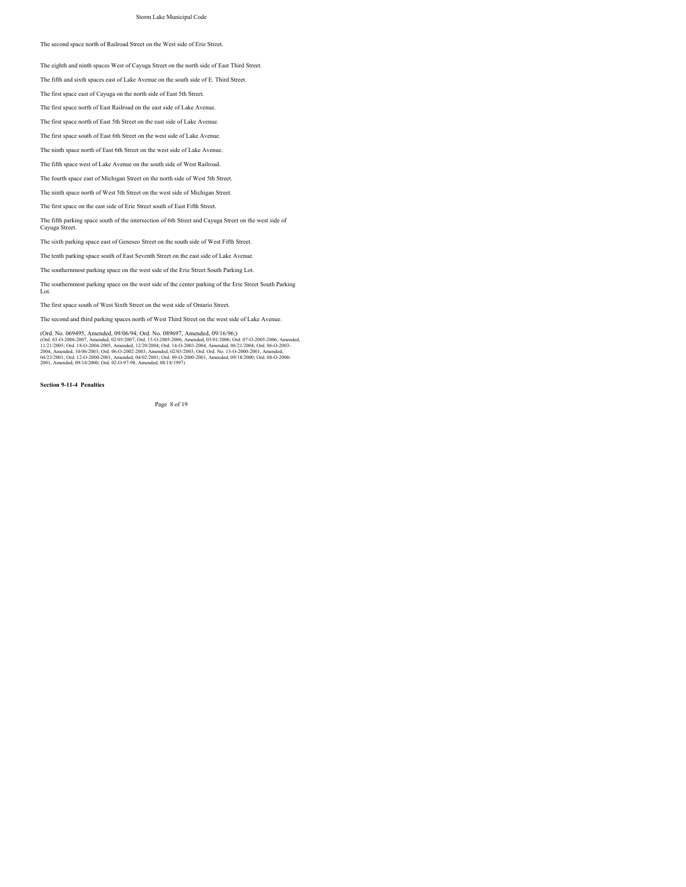The second space north of Railroad Street on the West side of Erie Street.

The eighth and ninth spaces West of Cayuga Street on the north side of East Third Street.

The fifth and sixth spaces east of Lake Avenue on the south side of E. Third Street.

The first space east of Cayuga on the north side of East 5th Street.

The first space north of East Railroad on the east side of Lake Avenue.

The first space north of East 5th Street on the east side of Lake Avenue.

The first space south of East 6th Street on the west side of Lake Avenue.

The ninth space north of East 6th Street on the west side of Lake Avenue.

The fifth space west of Lake Avenue on the south side of West Railroad.

The fourth space east of Michigan Street on the north side of West 5th Street.

The ninth space north of West 5th Street on the west side of Michigan Street.

The first space on the east side of Erie Street south of East Fifth Street.

The fifth parking space south of the intersection of 6th Street and Cayuga Street on the west side of Cayuga Street.

The sixth parking space east of Geneseo Street on the south side of West Fifth Street.

The tenth parking space south of East Seventh Street on the east side of Lake Avenue.

The southernmost parking space on the west side of the Erie Street South Parking Lot.

The southernmost parking space on the west side of the center parking of the Erie Street South Parking Lot.

The first space south of West Sixth Street on the west side of Ontario Street.

The second and third parking spaces north of West Third Street on the west side of Lake Avenue.

(Ord. No. 069495, Amended, 09/06/94; Ord. No. 089697, Amended, 09/16/96;)
(Ord. 03-O-2006-2007, Amended, 02/05/2007; Ord. 15-O-2005-2006, Amended, 05/01/2006; Ord. 07-O-2005-2006, Amended, 11/21/2005; Ord. 18-O-2004-2005, Amended, 12/20/2004; Ord. 14-O-2003-2004, Amended, 06/21/2004; Ord. 06-O-2003-2004, Amended, 10/06/2003; Ord. 06-O-2002-2003, Amended, 02/03/2003; Ord. Ord. No. 13-O-2000-2001, Amended, 04/23/2001; Ord. 12-O-2000-2001, Amended, 04/02/2001; Ord. 09-O-2000-2001, Amended, 09/18/2000; Ord. 08-O-2000-2001, Amended, 09/14/2000; Ord. 02-O-97-98, Amended, 08/18/1997)

**Section 9-11-4 Penalties**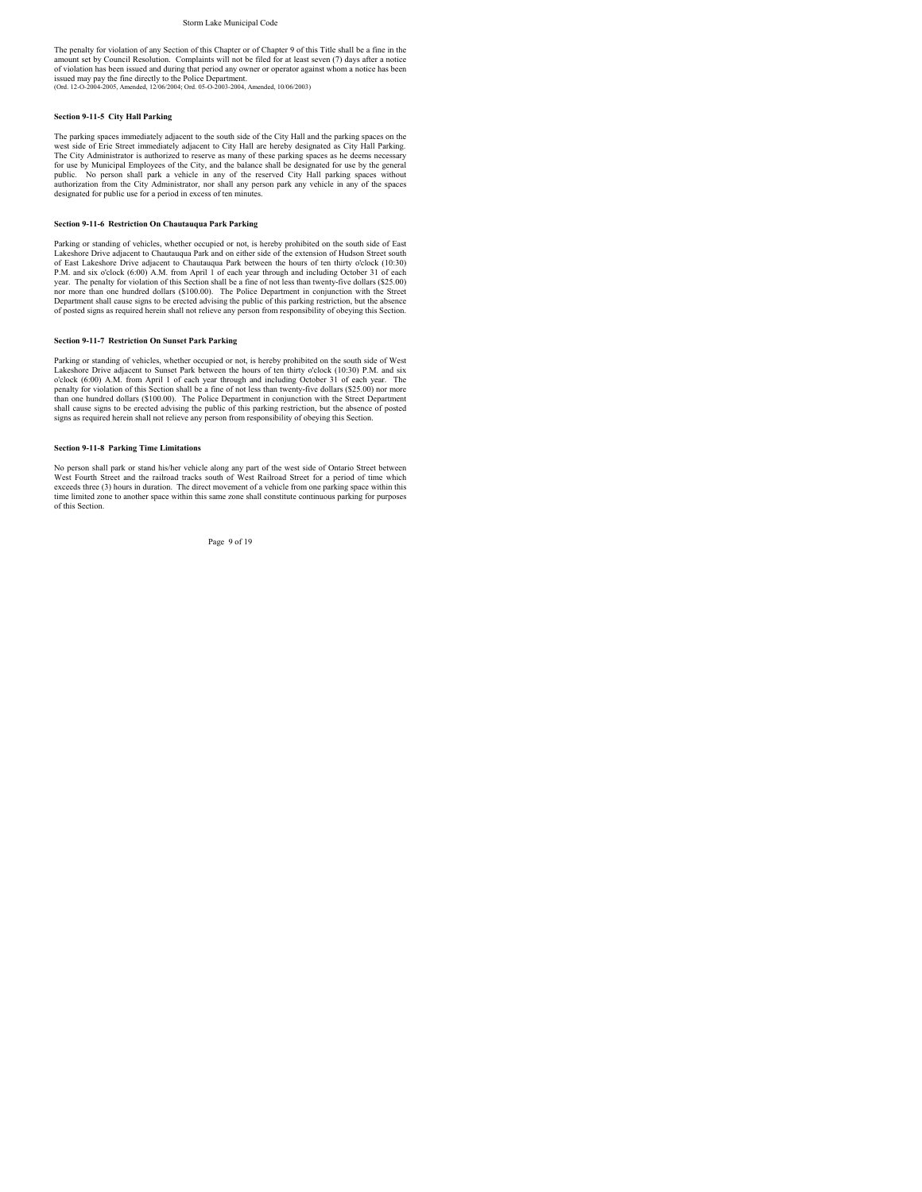The penalty for violation of any Section of this Chapter or of Chapter 9 of this Title shall be a fine in the amount set by Council Resolution. Complaints will not be filed for at least seven (7) days after a notice of violation has been issued and during that period any owner or operator against whom a notice has been issued may pay the fine directly to the Police Department.
(Ord. 12-O-2004-2005, Amended, 12/06/2004; Ord. 05-O-2003-2004, Amended, 10/06/2003)

### Section 9-11-5 City Hall Parking

The parking spaces immediately adjacent to the south side of the City Hall and the parking spaces on the west side of Erie Street immediately adjacent to City Hall are hereby designated as City Hall Parking. The City Administrator is authorized to reserve as many of these parking spaces as he deems necessary for use by Municipal Employees of the City, and the balance shall be designated for use by the general public. No person shall park a vehicle in any of the reserved City Hall parking spaces without authorization from the City Administrator, nor shall any person park any vehicle in any of the spaces designated for public use for a period in excess of ten minutes.

### Section 9-11-6 Restriction On Chautauqua Park Parking

Parking or standing of vehicles, whether occupied or not, is hereby prohibited on the south side of East Lakeshore Drive adjacent to Chautauqua Park and on either side of the extension of Hudson Street south of East Lakeshore Drive adjacent to Chautauqua Park between the hours of ten thirty o'clock (10:30) P.M. and six o'clock (6:00) A.M. from April 1 of each year through and including October 31 of each year. The penalty for violation of this Section shall be a fine of not less than twenty-five dollars ($25.00) nor more than one hundred dollars ($100.00). The Police Department in conjunction with the Street Department shall cause signs to be erected advising the public of this parking restriction, but the absence of posted signs as required herein shall not relieve any person from responsibility of obeying this Section.

### Section 9-11-7 Restriction On Sunset Park Parking

Parking or standing of vehicles, whether occupied or not, is hereby prohibited on the south side of West Lakeshore Drive adjacent to Sunset Park between the hours of ten thirty o'clock (10:30) P.M. and six o'clock (6:00) A.M. from April 1 of each year through and including October 31 of each year. The penalty for violation of this Section shall be a fine of not less than twenty-five dollars ($25.00) nor more than one hundred dollars ($100.00). The Police Department in conjunction with the Street Department shall cause signs to be erected advising the public of this parking restriction, but the absence of posted signs as required herein shall not relieve any person from responsibility of obeying this Section.

### Section 9-11-8 Parking Time Limitations

No person shall park or stand his/her vehicle along any part of the west side of Ontario Street between West Fourth Street and the railroad tracks south of West Railroad Street for a period of time which exceeds three (3) hours in duration. The direct movement of a vehicle from one parking space within this time limited zone to another space within this same zone shall constitute continuous parking for purposes of this Section.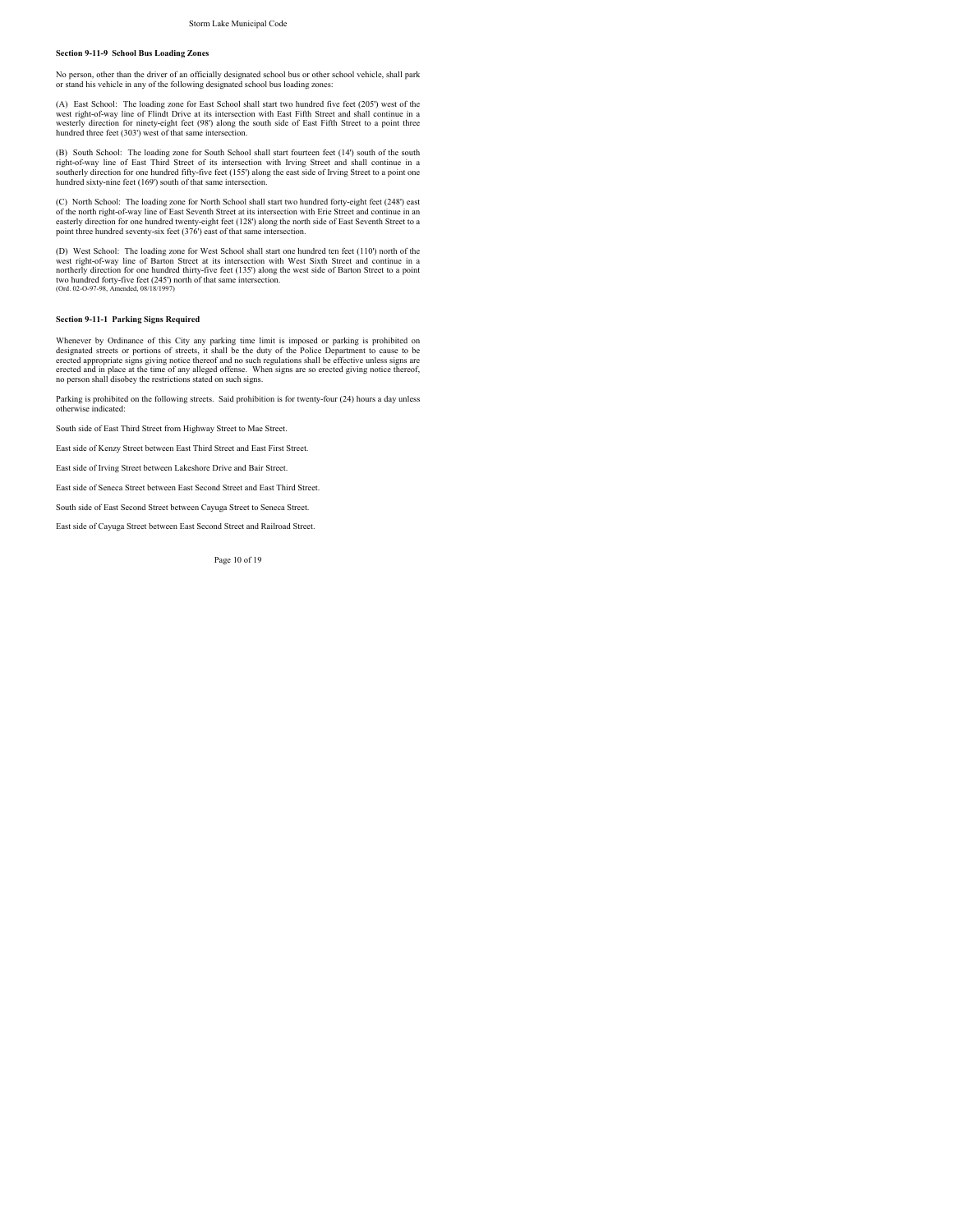### Section 9-11-9 School Bus Loading Zones

No person, other than the driver of an officially designated school bus or other school vehicle, shall park or stand his vehicle in any of the following designated school bus loading zones:

(A) East School: The loading zone for East School shall start two hundred five feet (205') west of the west right-of-way line of Flindt Drive at its intersection with East Fifth Street and shall continue in a westerly direction for ninety-eight feet (98') along the south side of East Fifth Street to a point three hundred three feet (303') west of that same intersection.

(B) South School: The loading zone for South School shall start fourteen feet (14') south of the south right-of-way line of East Third Street of its intersection with Irving Street and shall continue in a southerly direction for one hundred fifty-five feet (155') along the east side of Irving Street to a point one hundred sixty-nine feet (169') south of that same intersection.

(C) North School: The loading zone for North School shall start two hundred forty-eight feet (248') east of the north right-of-way line of East Seventh Street at its intersection with Erie Street and continue in an easterly direction for one hundred twenty-eight feet (128') along the north side of East Seventh Street to a point three hundred seventy-six feet (376') east of that same intersection.

(D) West School: The loading zone for West School shall start one hundred ten feet (110') north of the west right-of-way line of Barton Street at its intersection with West Sixth Street and continue in a northerly direction for one hundred thirty-five feet (135') along the west side of Barton Street to a point two hundred forty-five feet (245') north of that same intersection.
(Ord. 02-O-97-98, Amended, 08/18/1997)

### Section 9-11-1 Parking Signs Required

Whenever by Ordinance of this City any parking time limit is imposed or parking is prohibited on designated streets or portions of streets, it shall be the duty of the Police Department to cause to be erected appropriate signs giving notice thereof and no such regulations shall be effective unless signs are erected and in place at the time of any alleged offense. When signs are so erected giving notice thereof, no person shall disobey the restrictions stated on such signs.

Parking is prohibited on the following streets. Said prohibition is for twenty-four (24) hours a day unless otherwise indicated:

South side of East Third Street from Highway Street to Mae Street.

East side of Kenzy Street between East Third Street and East First Street.

East side of Irving Street between Lakeshore Drive and Bair Street.

East side of Seneca Street between East Second Street and East Third Street.

South side of East Second Street between Cayuga Street to Seneca Street.

East side of Cayuga Street between East Second Street and Railroad Street.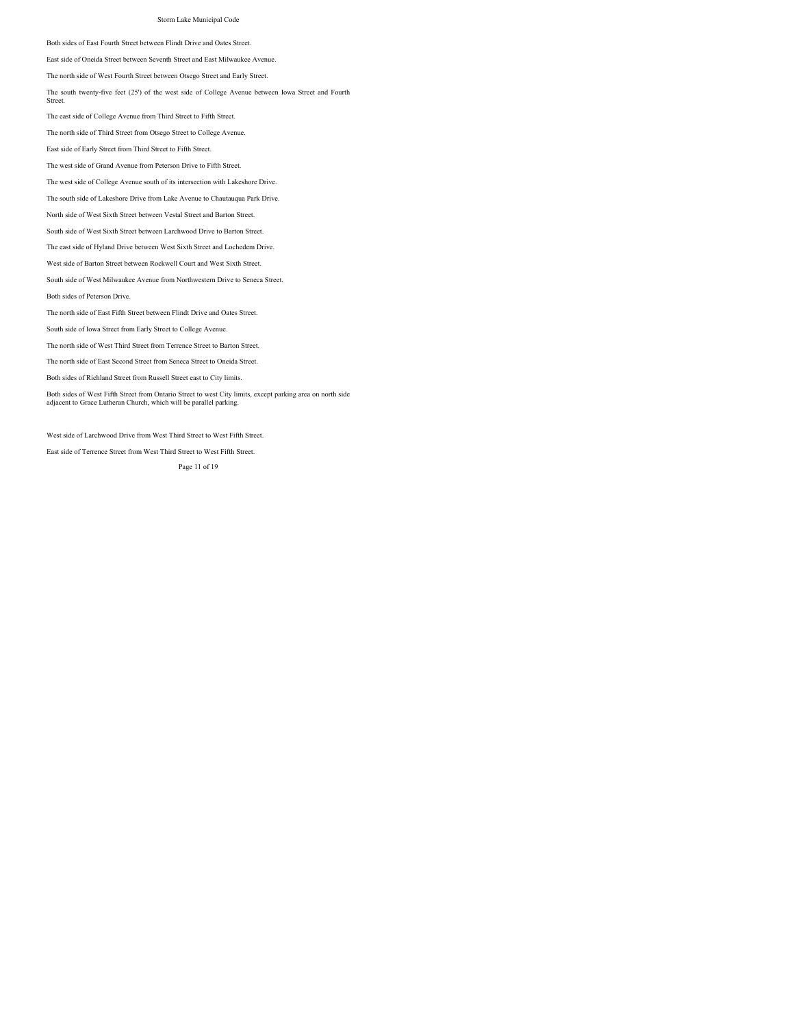Both sides of East Fourth Street between Flindt Drive and Oates Street.

East side of Oneida Street between Seventh Street and East Milwaukee Avenue.

The north side of West Fourth Street between Otsego Street and Early Street.

The south twenty-five feet (25') of the west side of College Avenue between Iowa Street and Fourth Street.

The east side of College Avenue from Third Street to Fifth Street.

The north side of Third Street from Otsego Street to College Avenue.

East side of Early Street from Third Street to Fifth Street.

The west side of Grand Avenue from Peterson Drive to Fifth Street.

The west side of College Avenue south of its intersection with Lakeshore Drive.

The south side of Lakeshore Drive from Lake Avenue to Chautauqua Park Drive.

North side of West Sixth Street between Vestal Street and Barton Street.

South side of West Sixth Street between Larchwood Drive to Barton Street.

The east side of Hyland Drive between West Sixth Street and Lochedem Drive.

West side of Barton Street between Rockwell Court and West Sixth Street.

South side of West Milwaukee Avenue from Northwestern Drive to Seneca Street.

Both sides of Peterson Drive.

The north side of East Fifth Street between Flindt Drive and Oates Street.

South side of Iowa Street from Early Street to College Avenue.

The north side of West Third Street from Terrence Street to Barton Street.

The north side of East Second Street from Seneca Street to Oneida Street.

Both sides of Richland Street from Russell Street east to City limits.

Both sides of West Fifth Street from Ontario Street to west City limits, except parking area on north side adjacent to Grace Lutheran Church, which will be parallel parking.

West side of Larchwood Drive from West Third Street to West Fifth Street.

East side of Terrence Street from West Third Street to West Fifth Street.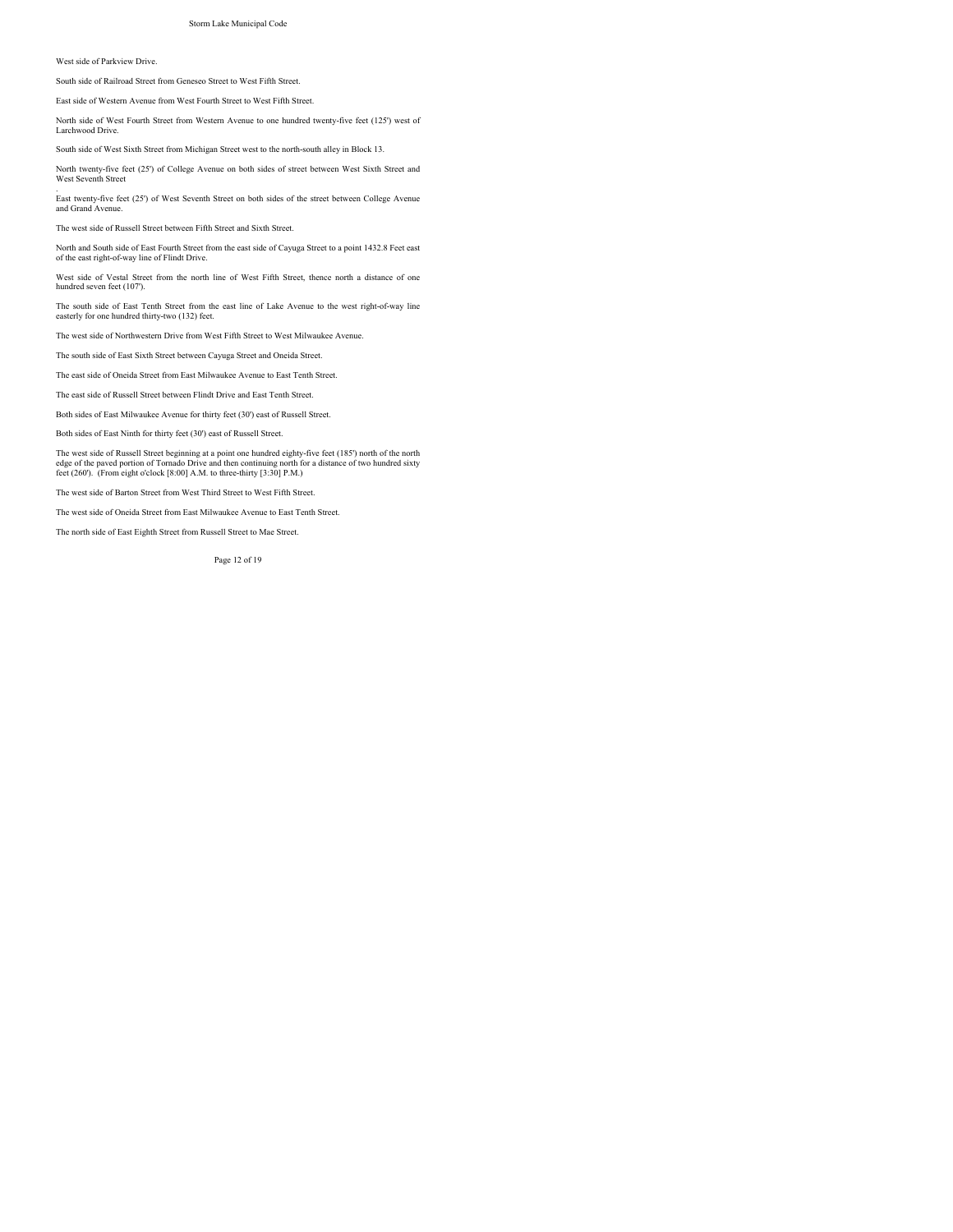West side of Parkview Drive.

South side of Railroad Street from Geneseo Street to West Fifth Street.

East side of Western Avenue from West Fourth Street to West Fifth Street.

North side of West Fourth Street from Western Avenue to one hundred twenty-five feet (125') west of Larchwood Drive.

South side of West Sixth Street from Michigan Street west to the north-south alley in Block 13.

North twenty-five feet (25') of College Avenue on both sides of street between West Sixth Street and West Seventh Street

.
East twenty-five feet (25') of West Seventh Street on both sides of the street between College Avenue and Grand Avenue.

The west side of Russell Street between Fifth Street and Sixth Street.

North and South side of East Fourth Street from the east side of Cayuga Street to a point 1432.8 Feet east of the east right-of-way line of Flindt Drive.

West side of Vestal Street from the north line of West Fifth Street, thence north a distance of one hundred seven feet (107').

The south side of East Tenth Street from the east line of Lake Avenue to the west right-of-way line easterly for one hundred thirty-two (132) feet.

The west side of Northwestern Drive from West Fifth Street to West Milwaukee Avenue.

The south side of East Sixth Street between Cayuga Street and Oneida Street.

The east side of Oneida Street from East Milwaukee Avenue to East Tenth Street.

The east side of Russell Street between Flindt Drive and East Tenth Street.

Both sides of East Milwaukee Avenue for thirty feet (30') east of Russell Street.

Both sides of East Ninth for thirty feet (30') east of Russell Street.

The west side of Russell Street beginning at a point one hundred eighty-five feet (185') north of the north edge of the paved portion of Tornado Drive and then continuing north for a distance of two hundred sixty feet (260'). (From eight o'clock [8:00] A.M. to three-thirty [3:30] P.M.)

The west side of Barton Street from West Third Street to West Fifth Street.

The west side of Oneida Street from East Milwaukee Avenue to East Tenth Street.

The north side of East Eighth Street from Russell Street to Mae Street.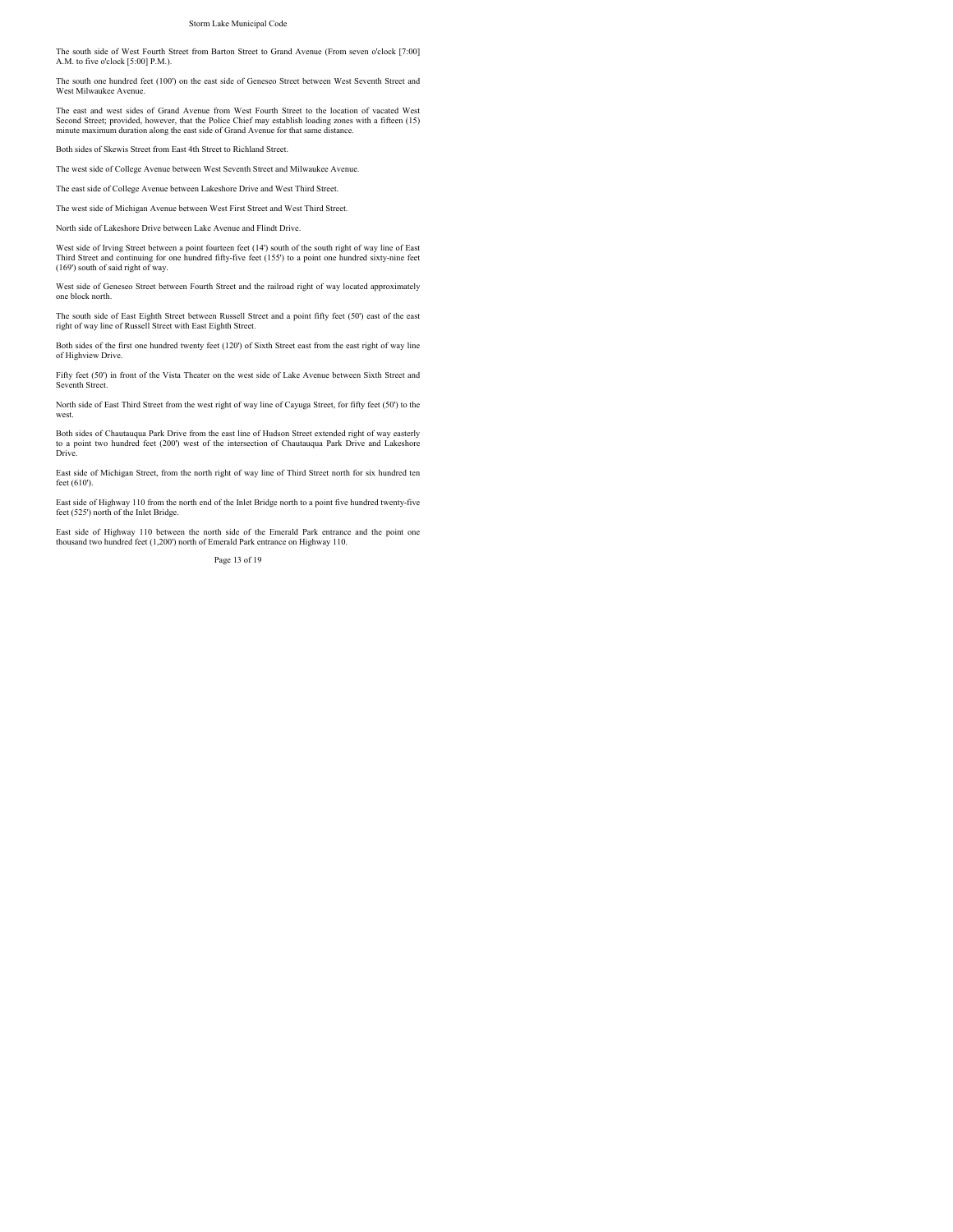The south side of West Fourth Street from Barton Street to Grand Avenue (From seven o'clock [7:00] A.M. to five o'clock [5:00] P.M.).

The south one hundred feet (100') on the east side of Geneseo Street between West Seventh Street and West Milwaukee Avenue.

The east and west sides of Grand Avenue from West Fourth Street to the location of vacated West Second Street; provided, however, that the Police Chief may establish loading zones with a fifteen (15) minute maximum duration along the east side of Grand Avenue for that same distance.

Both sides of Skewis Street from East 4th Street to Richland Street.

The west side of College Avenue between West Seventh Street and Milwaukee Avenue.

The east side of College Avenue between Lakeshore Drive and West Third Street.

The west side of Michigan Avenue between West First Street and West Third Street.

North side of Lakeshore Drive between Lake Avenue and Flindt Drive.

West side of Irving Street between a point fourteen feet (14') south of the south right of way line of East Third Street and continuing for one hundred fifty-five feet (155') to a point one hundred sixty-nine feet (169') south of said right of way.

West side of Geneseo Street between Fourth Street and the railroad right of way located approximately one block north.

The south side of East Eighth Street between Russell Street and a point fifty feet (50') east of the east right of way line of Russell Street with East Eighth Street.

Both sides of the first one hundred twenty feet (120') of Sixth Street east from the east right of way line of Highview Drive.

Fifty feet (50') in front of the Vista Theater on the west side of Lake Avenue between Sixth Street and Seventh Street.

North side of East Third Street from the west right of way line of Cayuga Street, for fifty feet (50') to the west.

Both sides of Chautauqua Park Drive from the east line of Hudson Street extended right of way easterly to a point two hundred feet (200') west of the intersection of Chautauqua Park Drive and Lakeshore Drive.

East side of Michigan Street, from the north right of way line of Third Street north for six hundred ten feet (610').

East side of Highway 110 from the north end of the Inlet Bridge north to a point five hundred twenty-five feet (525') north of the Inlet Bridge.

East side of Highway 110 between the north side of the Emerald Park entrance and the point one thousand two hundred feet (1,200') north of Emerald Park entrance on Highway 110.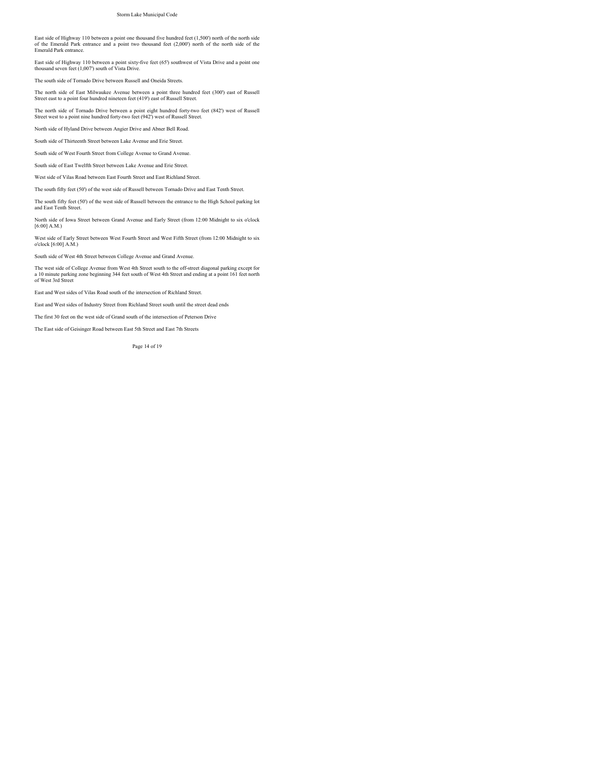East side of Highway 110 between a point one thousand five hundred feet (1,500') north of the north side of the Emerald Park entrance and a point two thousand feet (2,000') north of the north side of the Emerald Park entrance.

East side of Highway 110 between a point sixty-five feet (65') southwest of Vista Drive and a point one thousand seven feet (1,007') south of Vista Drive.

The south side of Tornado Drive between Russell and Oneida Streets.

The north side of East Milwaukee Avenue between a point three hundred feet (300') east of Russell Street east to a point four hundred nineteen feet (419') east of Russell Street.

The north side of Tornado Drive between a point eight hundred forty-two feet (842') west of Russell Street west to a point nine hundred forty-two feet (942') west of Russell Street.

North side of Hyland Drive between Angier Drive and Abner Bell Road.

South side of Thirteenth Street between Lake Avenue and Erie Street.

South side of West Fourth Street from College Avenue to Grand Avenue.

South side of East Twelfth Street between Lake Avenue and Erie Street.

West side of Vilas Road between East Fourth Street and East Richland Street.

The south fifty feet (50') of the west side of Russell between Tornado Drive and East Tenth Street.

The south fifty feet (50') of the west side of Russell between the entrance to the High School parking lot and East Tenth Street.

North side of Iowa Street between Grand Avenue and Early Street (from 12:00 Midnight to six o'clock [6:00] A.M.)

West side of Early Street between West Fourth Street and West Fifth Street (from 12:00 Midnight to six o'clock [6:00] A.M.)

South side of West 4th Street between College Avenue and Grand Avenue.

The west side of College Avenue from West 4th Street south to the off-street diagonal parking except for a 10 minute parking zone beginning 344 feet south of West 4th Street and ending at a point 161 feet north of West 3rd Street

East and West sides of Vilas Road south of the intersection of Richland Street.

East and West sides of Industry Street from Richland Street south until the street dead ends

The first 30 feet on the west side of Grand south of the intersection of Peterson Drive

The East side of Geisinger Road between East 5th Street and East 7th Streets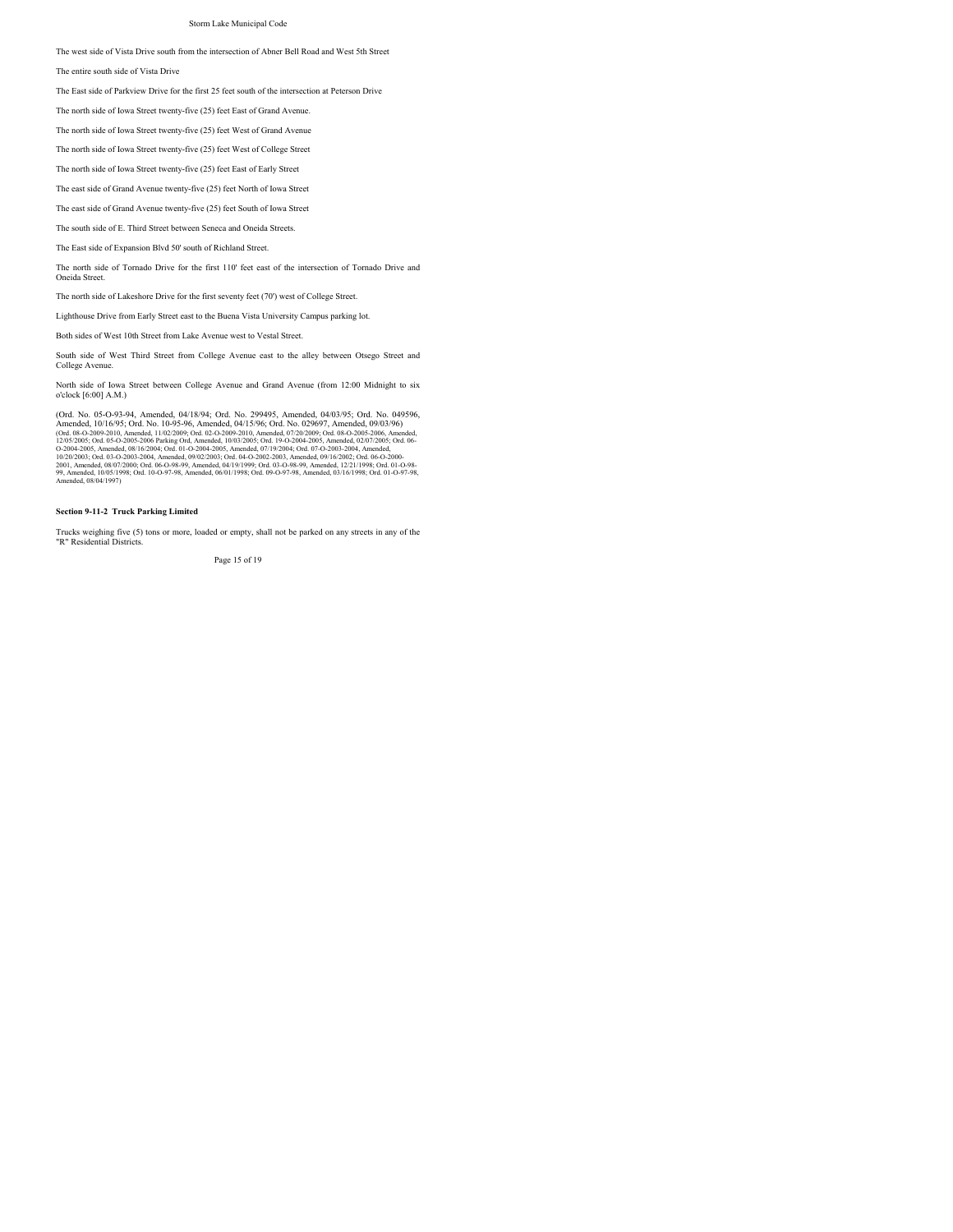The west side of Vista Drive south from the intersection of Abner Bell Road and West 5th Street

The entire south side of Vista Drive

The East side of Parkview Drive for the first 25 feet south of the intersection at Peterson Drive

The north side of Iowa Street twenty-five (25) feet East of Grand Avenue.

The north side of Iowa Street twenty-five (25) feet West of Grand Avenue

The north side of Iowa Street twenty-five (25) feet West of College Street

The north side of Iowa Street twenty-five (25) feet East of Early Street

The east side of Grand Avenue twenty-five (25) feet North of Iowa Street

The east side of Grand Avenue twenty-five (25) feet South of Iowa Street

The south side of E. Third Street between Seneca and Oneida Streets.

The East side of Expansion Blvd 50' south of Richland Street.

The north side of Tornado Drive for the first 110' feet east of the intersection of Tornado Drive and Oneida Street.

The north side of Lakeshore Drive for the first seventy feet (70') west of College Street.

Lighthouse Drive from Early Street east to the Buena Vista University Campus parking lot.

Both sides of West 10th Street from Lake Avenue west to Vestal Street.

South side of West Third Street from College Avenue east to the alley between Otsego Street and College Avenue.

North side of Iowa Street between College Avenue and Grand Avenue (from 12:00 Midnight to six o'clock [6:00] A.M.)

(Ord. No. 05-O-93-94, Amended, 04/18/94; Ord. No. 299495, Amended, 04/03/95; Ord. No. 049596, Amended, 10/16/95; Ord. No. 10-95-96, Amended, 04/15/96; Ord. No. 029697, Amended, 09/03/96) (Ord. 08-O-2009-2010, Amended, 11/02/2009; Ord. 02-O-2009-2010, Amended, 07/20/2009; Ord. 08-O-2005-2006, Amended, 12/05/2005; Ord. 05-O-2005-2006 Parking Ord, Amended, 10/03/2005; Ord. 19-O-2004-2005, Amended, 02/07/2005; Ord. 06-O-2004-2005, Amended, 08/16/2004; Ord. 01-O-2004-2005, Amended, 07/19/2004; Ord. 07-O-2003-2004, Amended, 10/20/2003; Ord. 03-O-2003-2004, Amended, 09/02/2003; Ord. 04-O-2002-2003, Amended, 09/16/2002; Ord. 06-O-2000-2001, Amended, 08/07/2000; Ord. 06-O-98-99, Amended, 04/19/1999; Ord. 03-O-98-99, Amended, 12/21/1998; Ord. 01-O-98-99, Amended, 10/05/1998; Ord. 10-O-97-98, Amended, 06/01/1998; Ord. 09-O-97-98, Amended, 03/16/1998; Ord. 01-O-97-98, Amended, 08/04/1997)

**Section 9-11-2 Truck Parking Limited**

Trucks weighing five (5) tons or more, loaded or empty, shall not be parked on any streets in any of the "R" Residential Districts.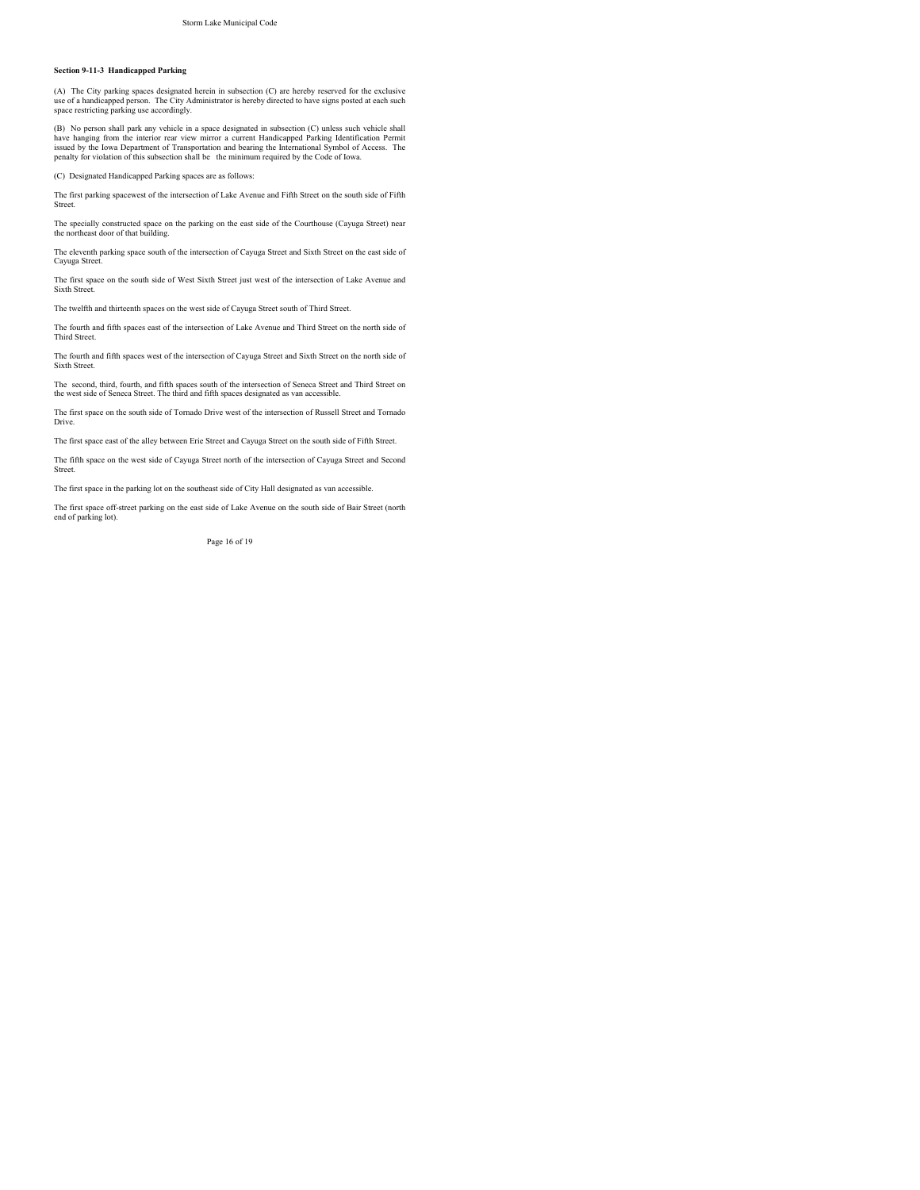**Section 9-11-3 Handicapped Parking**

(A) The City parking spaces designated herein in subsection (C) are hereby reserved for the exclusive use of a handicapped person. The City Administrator is hereby directed to have signs posted at each such space restricting parking use accordingly.

(B) No person shall park any vehicle in a space designated in subsection (C) unless such vehicle shall have hanging from the interior rear view mirror a current Handicapped Parking Identification Permit issued by the Iowa Department of Transportation and bearing the International Symbol of Access. The penalty for violation of this subsection shall be the minimum required by the Code of Iowa.

(C) Designated Handicapped Parking spaces are as follows:

The first parking spacewest of the intersection of Lake Avenue and Fifth Street on the south side of Fifth Street.

The specially constructed space on the parking on the east side of the Courthouse (Cayuga Street) near the northeast door of that building.

The eleventh parking space south of the intersection of Cayuga Street and Sixth Street on the east side of Cayuga Street.

The first space on the south side of West Sixth Street just west of the intersection of Lake Avenue and Sixth Street.

The twelfth and thirteenth spaces on the west side of Cayuga Street south of Third Street.

The fourth and fifth spaces east of the intersection of Lake Avenue and Third Street on the north side of Third Street.

The fourth and fifth spaces west of the intersection of Cayuga Street and Sixth Street on the north side of Sixth Street.

The second, third, fourth, and fifth spaces south of the intersection of Seneca Street and Third Street on the west side of Seneca Street. The third and fifth spaces designated as van accessible.

The first space on the south side of Tornado Drive west of the intersection of Russell Street and Tornado Drive.

The first space east of the alley between Erie Street and Cayuga Street on the south side of Fifth Street.

The fifth space on the west side of Cayuga Street north of the intersection of Cayuga Street and Second Street.

The first space in the parking lot on the southeast side of City Hall designated as van accessible.

The first space off-street parking on the east side of Lake Avenue on the south side of Bair Street (north end of parking lot).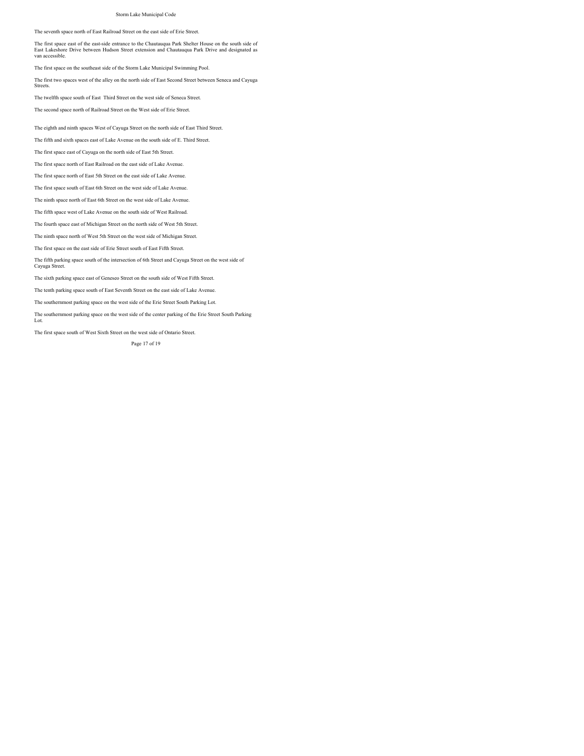The seventh space north of East Railroad Street on the east side of Erie Street.

The first space east of the east-side entrance to the Chautauqua Park Shelter House on the south side of East Lakeshore Drive between Hudson Street extension and Chautauqua Park Drive and designated as van accessible.

The first space on the southeast side of the Storm Lake Municipal Swimming Pool.

The first two spaces west of the alley on the north side of East Second Street between Seneca and Cayuga Streets.

The twelfth space south of East Third Street on the west side of Seneca Street.

The second space north of Railroad Street on the West side of Erie Street.

The eighth and ninth spaces West of Cayuga Street on the north side of East Third Street.

The fifth and sixth spaces east of Lake Avenue on the south side of E. Third Street.

The first space east of Cayuga on the north side of East 5th Street.

The first space north of East Railroad on the east side of Lake Avenue.

The first space north of East 5th Street on the east side of Lake Avenue.

The first space south of East 6th Street on the west side of Lake Avenue.

The ninth space north of East 6th Street on the west side of Lake Avenue.

The fifth space west of Lake Avenue on the south side of West Railroad.

The fourth space east of Michigan Street on the north side of West 5th Street.

The ninth space north of West 5th Street on the west side of Michigan Street.

The first space on the east side of Erie Street south of East Fifth Street.

The fifth parking space south of the intersection of 6th Street and Cayuga Street on the west side of Cayuga Street.

The sixth parking space east of Geneseo Street on the south side of West Fifth Street.

The tenth parking space south of East Seventh Street on the east side of Lake Avenue.

The southernmost parking space on the west side of the Erie Street South Parking Lot.

The southernmost parking space on the west side of the center parking of the Erie Street South Parking Lot.

The first space south of West Sixth Street on the west side of Ontario Street.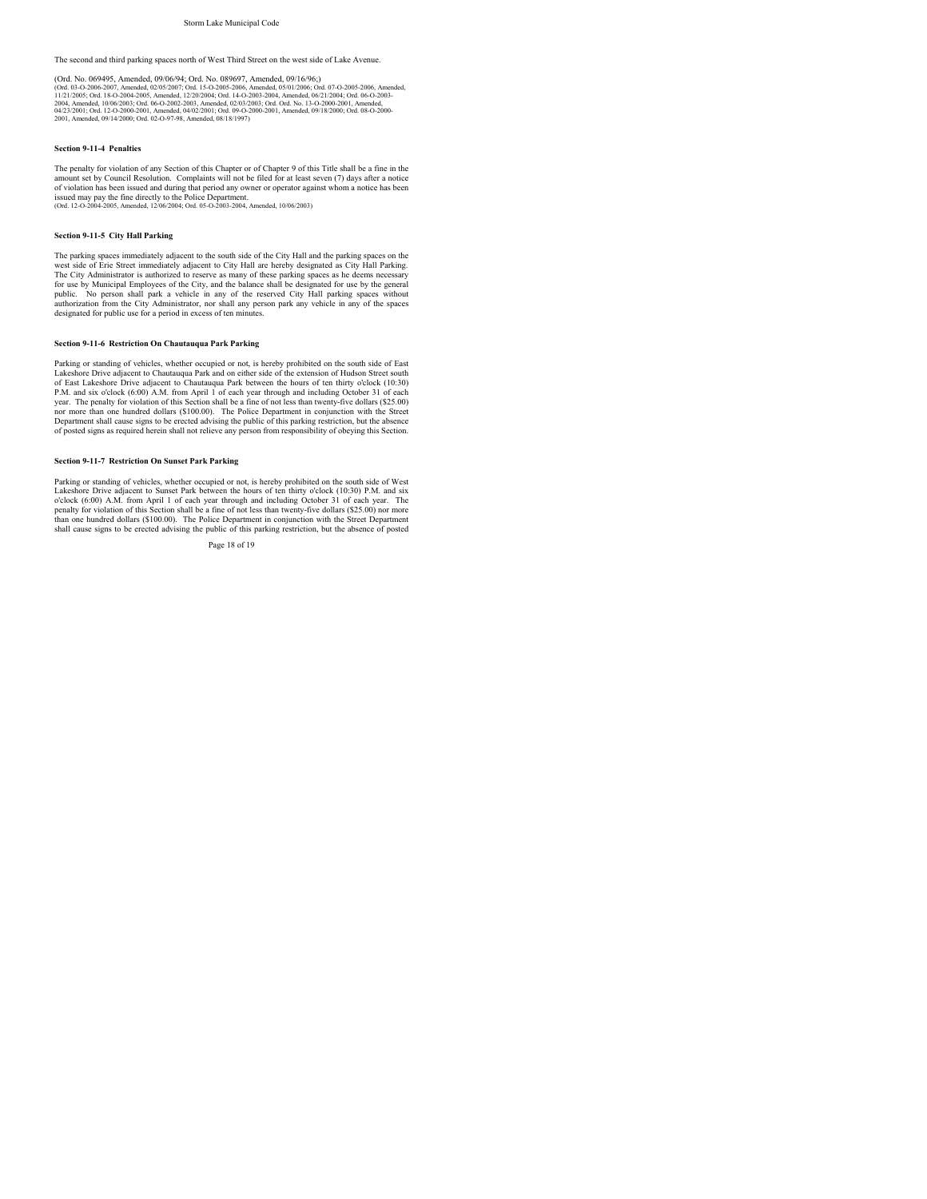The second and third parking spaces north of West Third Street on the west side of Lake Avenue.

(Ord. No. 069495, Amended, 09/06/94; Ord. No. 089697, Amended, 09/16/96;)
(Ord. 03-O-2006-2007, Amended, 02/05/2007; Ord. 15-O-2005-2006, Amended, 05/01/2006; Ord. 07-O-2005-2006, Amended, 11/21/2005; Ord. 18-O-2004-2005, Amended, 12/20/2004; Ord. 14-O-2003-2004, Amended, 06/21/2004; Ord. 06-O-2003-2004, Amended, 10/06/2003; Ord. 06-O-2002-2003, Amended, 02/03/2003; Ord. Ord. No. 13-O-2000-2001, Amended, 04/23/2001; Ord. 12-O-2000-2001, Amended, 04/02/2001; Ord. 09-O-2000-2001, Amended, 09/18/2000; Ord. 08-O-2000-2001, Amended, 09/14/2000; Ord. 02-O-97-98, Amended, 08/18/1997)

### Section 9-11-4 Penalties

The penalty for violation of any Section of this Chapter or of Chapter 9 of this Title shall be a fine in the amount set by Council Resolution. Complaints will not be filed for at least seven (7) days after a notice of violation has been issued and during that period any owner or operator against whom a notice has been issued may pay the fine directly to the Police Department.
(Ord. 12-O-2004-2005, Amended, 12/06/2004; Ord. 05-O-2003-2004, Amended, 10/06/2003)

### Section 9-11-5 City Hall Parking

The parking spaces immediately adjacent to the south side of the City Hall and the parking spaces on the west side of Erie Street immediately adjacent to City Hall are hereby designated as City Hall Parking. The City Administrator is authorized to reserve as many of these parking spaces as he deems necessary for use by Municipal Employees of the City, and the balance shall be designated for use by the general public. No person shall park a vehicle in any of the reserved City Hall parking spaces without authorization from the City Administrator, nor shall any person park any vehicle in any of the spaces designated for public use for a period in excess of ten minutes.

### Section 9-11-6 Restriction On Chautauqua Park Parking

Parking or standing of vehicles, whether occupied or not, is hereby prohibited on the south side of East Lakeshore Drive adjacent to Chautauqua Park and on either side of the extension of Hudson Street south of East Lakeshore Drive adjacent to Chautauqua Park between the hours of ten thirty o'clock (10:30) P.M. and six o'clock (6:00) A.M. from April 1 of each year through and including October 31 of each year. The penalty for violation of this Section shall be a fine of not less than twenty-five dollars ($25.00) nor more than one hundred dollars ($100.00). The Police Department in conjunction with the Street Department shall cause signs to be erected advising the public of this parking restriction, but the absence of posted signs as required herein shall not relieve any person from responsibility of obeying this Section.

### Section 9-11-7 Restriction On Sunset Park Parking

Parking or standing of vehicles, whether occupied or not, is hereby prohibited on the south side of West Lakeshore Drive adjacent to Sunset Park between the hours of ten thirty o'clock (10:30) P.M. and six o'clock (6:00) A.M. from April 1 of each year through and including October 31 of each year. The penalty for violation of this Section shall be a fine of not less than twenty-five dollars ($25.00) nor more than one hundred dollars ($100.00). The Police Department in conjunction with the Street Department shall cause signs to be erected advising the public of this parking restriction, but the absence of posted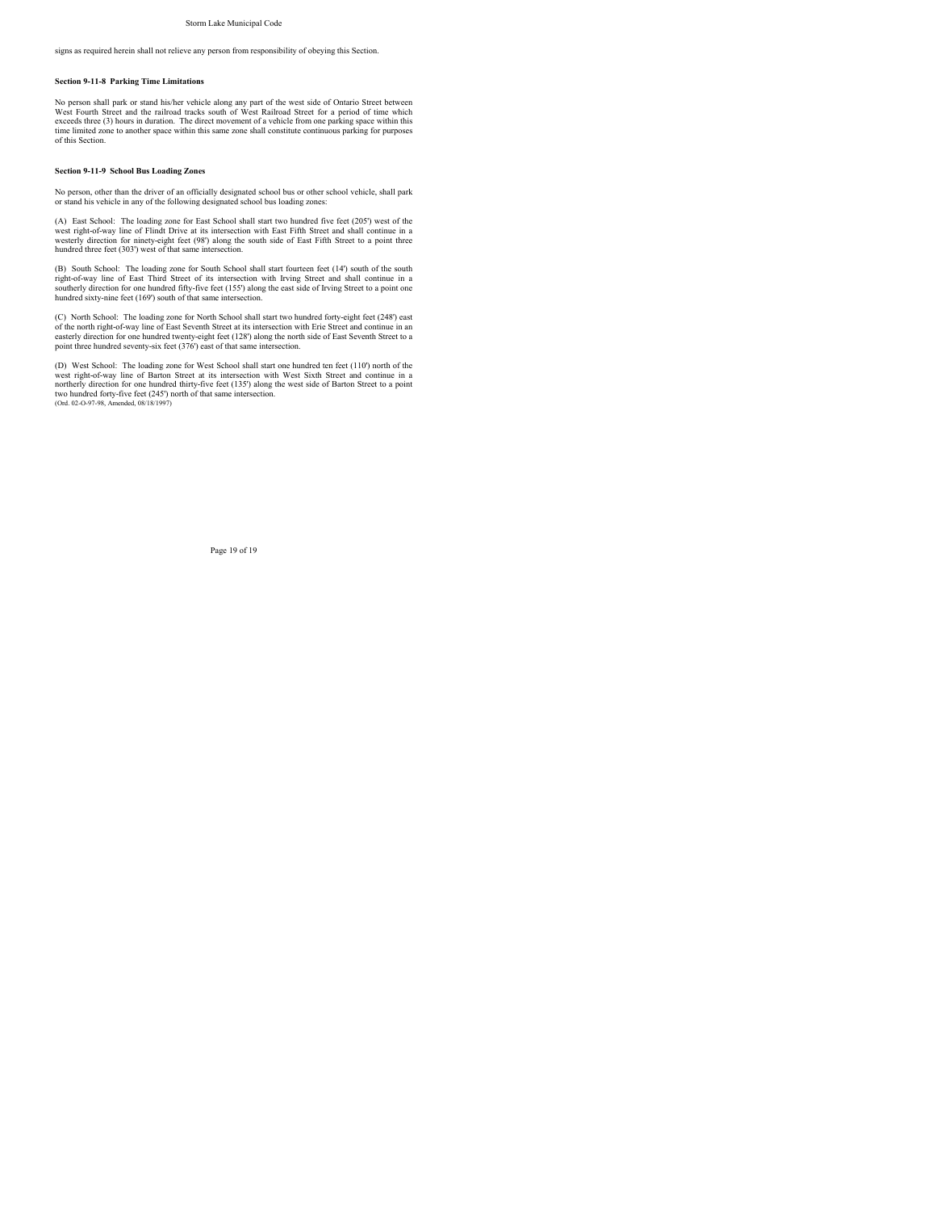signs as required herein shall not relieve any person from responsibility of obeying this Section.

**Section 9-11-8 Parking Time Limitations**

No person shall park or stand his/her vehicle along any part of the west side of Ontario Street between West Fourth Street and the railroad tracks south of West Railroad Street for a period of time which exceeds three (3) hours in duration. The direct movement of a vehicle from one parking space within this time limited zone to another space within this same zone shall constitute continuous parking for purposes of this Section.

**Section 9-11-9 School Bus Loading Zones**

No person, other than the driver of an officially designated school bus or other school vehicle, shall park or stand his vehicle in any of the following designated school bus loading zones:

(A) East School: The loading zone for East School shall start two hundred five feet (205') west of the west right-of-way line of Flindt Drive at its intersection with East Fifth Street and shall continue in a westerly direction for ninety-eight feet (98') along the south side of East Fifth Street to a point three hundred three feet (303') west of that same intersection.

(B) South School: The loading zone for South School shall start fourteen feet (14') south of the south right-of-way line of East Third Street of its intersection with Irving Street and shall continue in a southerly direction for one hundred fifty-five feet (155') along the east side of Irving Street to a point one hundred sixty-nine feet (169') south of that same intersection.

(C) North School: The loading zone for North School shall start two hundred forty-eight feet (248') east of the north right-of-way line of East Seventh Street at its intersection with Erie Street and continue in an easterly direction for one hundred twenty-eight feet (128') along the north side of East Seventh Street to a point three hundred seventy-six feet (376') east of that same intersection.

(D) West School: The loading zone for West School shall start one hundred ten feet (110') north of the west right-of-way line of Barton Street at its intersection with West Sixth Street and continue in a northerly direction for one hundred thirty-five feet (135') along the west side of Barton Street to a point two hundred forty-five feet (245') north of that same intersection.
(Ord. 02-O-97-98, Amended, 08/18/1997)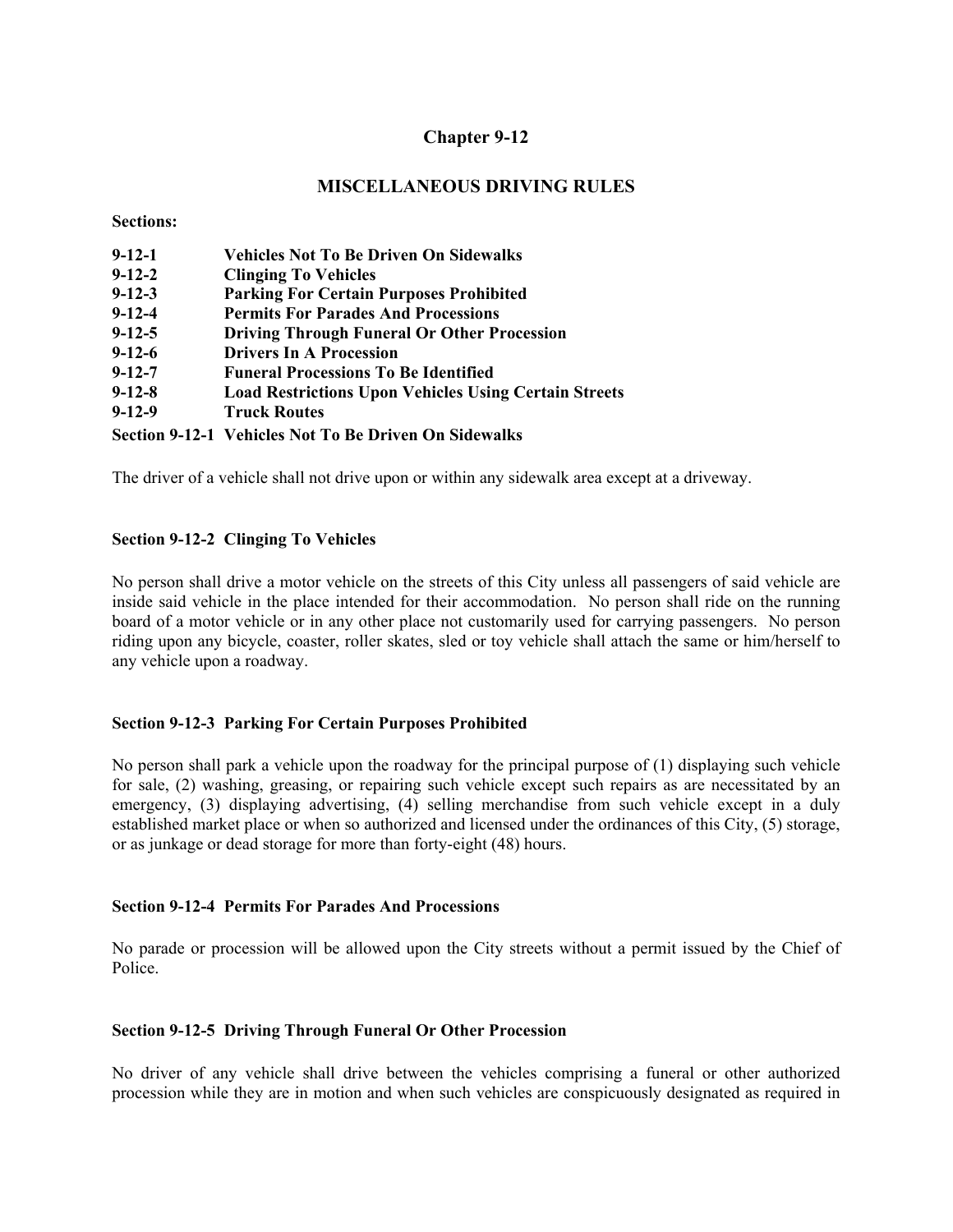# Chapter 9-12

## MISCELLANEOUS DRIVING RULES

**Sections:**

| | |
|---|---|
| **9-12-1** | **Vehicles Not To Be Driven On Sidewalks** |
| **9-12-2** | **Clinging To Vehicles** |
| **9-12-3** | **Parking For Certain Purposes Prohibited** |
| **9-12-4** | **Permits For Parades And Processions** |
| **9-12-5** | **Driving Through Funeral Or Other Procession** |
| **9-12-6** | **Drivers In A Procession** |
| **9-12-7** | **Funeral Processions To Be Identified** |
| **9-12-8** | **Load Restrictions Upon Vehicles Using Certain Streets** |
| **9-12-9** | **Truck Routes** |

### Section 9-12-1 Vehicles Not To Be Driven On Sidewalks

The driver of a vehicle shall not drive upon or within any sidewalk area except at a driveway.

### Section 9-12-2 Clinging To Vehicles

No person shall drive a motor vehicle on the streets of this City unless all passengers of said vehicle are inside said vehicle in the place intended for their accommodation. No person shall ride on the running board of a motor vehicle or in any other place not customarily used for carrying passengers. No person riding upon any bicycle, coaster, roller skates, sled or toy vehicle shall attach the same or him/herself to any vehicle upon a roadway.

### Section 9-12-3 Parking For Certain Purposes Prohibited

No person shall park a vehicle upon the roadway for the principal purpose of (1) displaying such vehicle for sale, (2) washing, greasing, or repairing such vehicle except such repairs as are necessitated by an emergency, (3) displaying advertising, (4) selling merchandise from such vehicle except in a duly established market place or when so authorized and licensed under the ordinances of this City, (5) storage, or as junkage or dead storage for more than forty-eight (48) hours.

### Section 9-12-4 Permits For Parades And Processions

No parade or procession will be allowed upon the City streets without a permit issued by the Chief of Police.

### Section 9-12-5 Driving Through Funeral Or Other Procession

No driver of any vehicle shall drive between the vehicles comprising a funeral or other authorized procession while they are in motion and when such vehicles are conspicuously designated as required in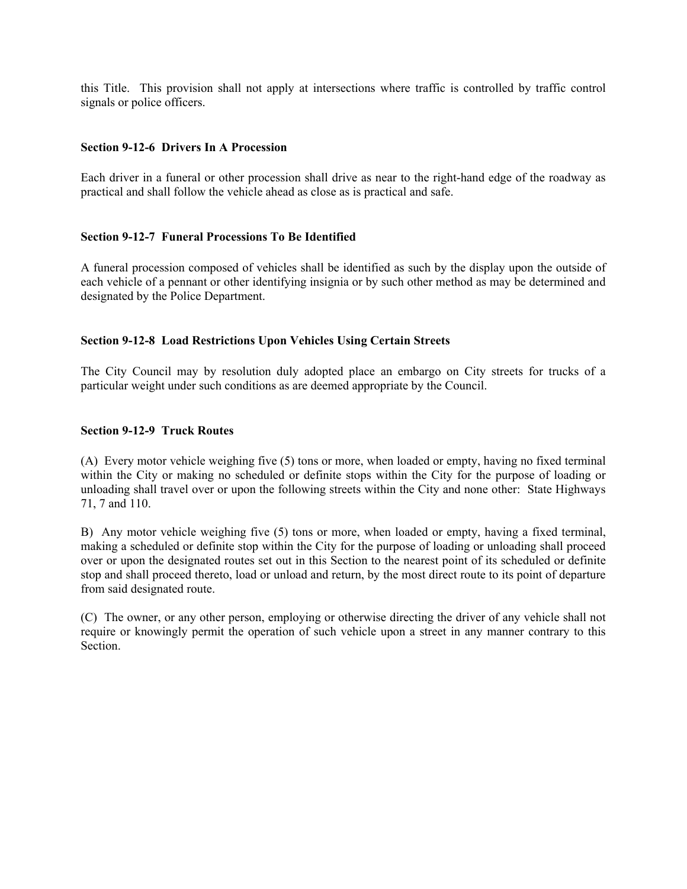this Title. This provision shall not apply at intersections where traffic is controlled by traffic control signals or police officers.

### Section 9-12-6 Drivers In A Procession

Each driver in a funeral or other procession shall drive as near to the right-hand edge of the roadway as practical and shall follow the vehicle ahead as close as is practical and safe.

### Section 9-12-7 Funeral Processions To Be Identified

A funeral procession composed of vehicles shall be identified as such by the display upon the outside of each vehicle of a pennant or other identifying insignia or by such other method as may be determined and designated by the Police Department.

### Section 9-12-8 Load Restrictions Upon Vehicles Using Certain Streets

The City Council may by resolution duly adopted place an embargo on City streets for trucks of a particular weight under such conditions as are deemed appropriate by the Council.

### Section 9-12-9 Truck Routes

(A) Every motor vehicle weighing five (5) tons or more, when loaded or empty, having no fixed terminal within the City or making no scheduled or definite stops within the City for the purpose of loading or unloading shall travel over or upon the following streets within the City and none other: State Highways 71, 7 and 110.

B) Any motor vehicle weighing five (5) tons or more, when loaded or empty, having a fixed terminal, making a scheduled or definite stop within the City for the purpose of loading or unloading shall proceed over or upon the designated routes set out in this Section to the nearest point of its scheduled or definite stop and shall proceed thereto, load or unload and return, by the most direct route to its point of departure from said designated route.

(C) The owner, or any other person, employing or otherwise directing the driver of any vehicle shall not require or knowingly permit the operation of such vehicle upon a street in any manner contrary to this Section.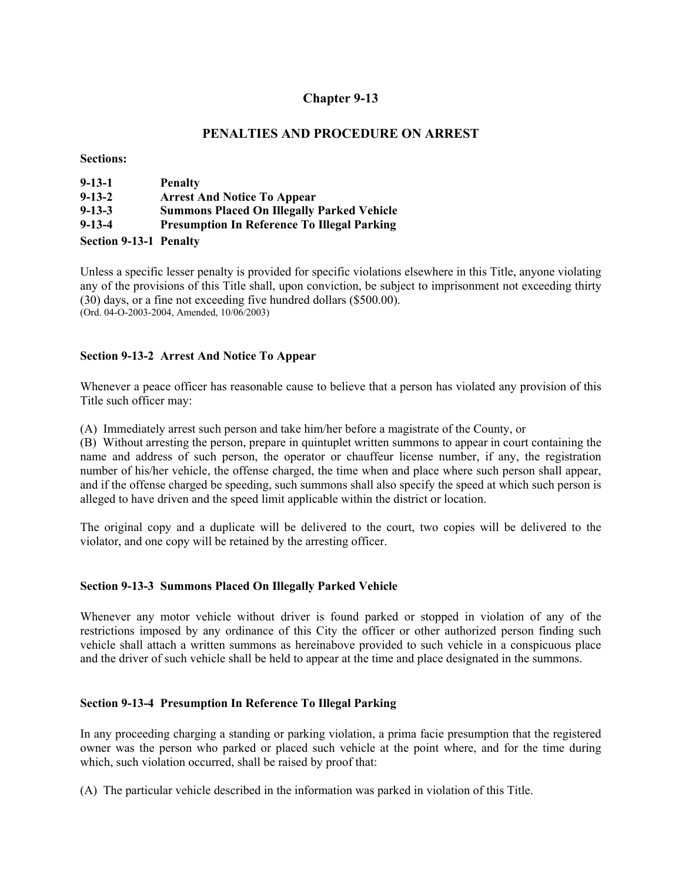# Chapter 9-13

## PENALTIES AND PROCEDURE ON ARREST

**Sections:**

| | |
|---|---|
| **9-13-1** | **Penalty** |
| **9-13-2** | **Arrest And Notice To Appear** |
| **9-13-3** | **Summons Placed On Illegally Parked Vehicle** |
| **9-13-4** | **Presumption In Reference To Illegal Parking** |

### Section 9-13-1 Penalty

Unless a specific lesser penalty is provided for specific violations elsewhere in this Title, anyone violating any of the provisions of this Title shall, upon conviction, be subject to imprisonment not exceeding thirty (30) days, or a fine not exceeding five hundred dollars ($500.00).
(Ord. 04-O-2003-2004, Amended, 10/06/2003)

### Section 9-13-2 Arrest And Notice To Appear

Whenever a peace officer has reasonable cause to believe that a person has violated any provision of this Title such officer may:

(A) Immediately arrest such person and take him/her before a magistrate of the County, or
(B) Without arresting the person, prepare in quintuplet written summons to appear in court containing the name and address of such person, the operator or chauffeur license number, if any, the registration number of his/her vehicle, the offense charged, the time when and place where such person shall appear, and if the offense charged be speeding, such summons shall also specify the speed at which such person is alleged to have driven and the speed limit applicable within the district or location.

The original copy and a duplicate will be delivered to the court, two copies will be delivered to the violator, and one copy will be retained by the arresting officer.

### Section 9-13-3 Summons Placed On Illegally Parked Vehicle

Whenever any motor vehicle without driver is found parked or stopped in violation of any of the restrictions imposed by any ordinance of this City the officer or other authorized person finding such vehicle shall attach a written summons as hereinabove provided to such vehicle in a conspicuous place and the driver of such vehicle shall be held to appear at the time and place designated in the summons.

### Section 9-13-4 Presumption In Reference To Illegal Parking

In any proceeding charging a standing or parking violation, a prima facie presumption that the registered owner was the person who parked or placed such vehicle at the point where, and for the time during which, such violation occurred, shall be raised by proof that:

(A) The particular vehicle described in the information was parked in violation of this Title.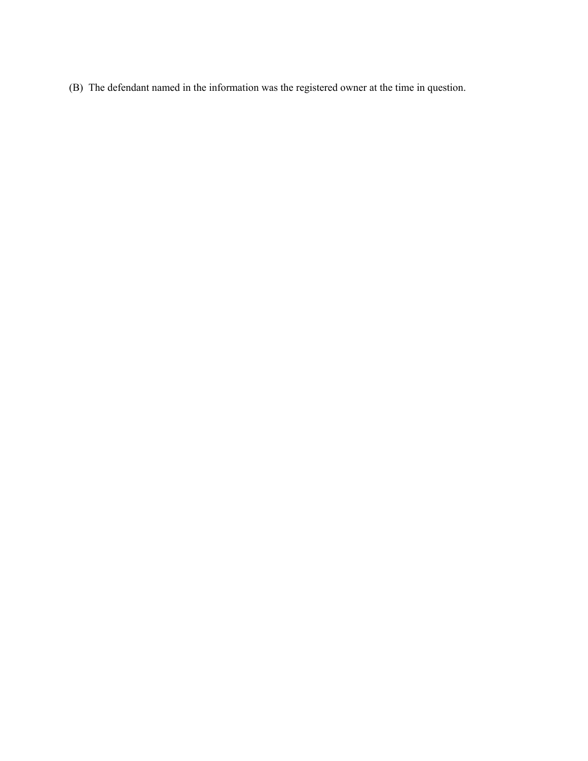(B) The defendant named in the information was the registered owner at the time in question.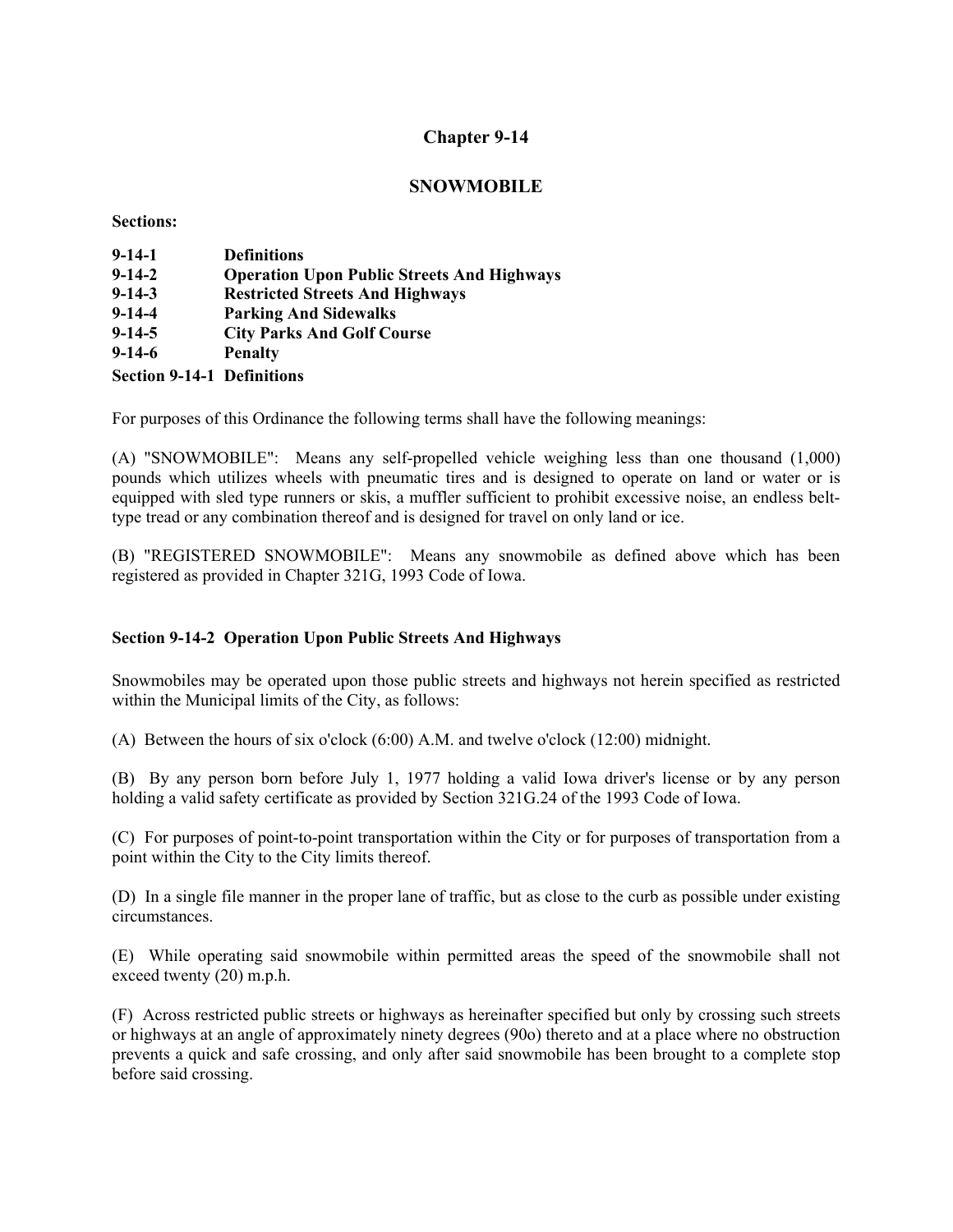# Chapter 9-14

## SNOWMOBILE

**Sections:**

| | |
|---|---|
| **9-14-1** | **Definitions** |
| **9-14-2** | **Operation Upon Public Streets And Highways** |
| **9-14-3** | **Restricted Streets And Highways** |
| **9-14-4** | **Parking And Sidewalks** |
| **9-14-5** | **City Parks And Golf Course** |
| **9-14-6** | **Penalty** |

### Section 9-14-1 Definitions

For purposes of this Ordinance the following terms shall have the following meanings:

(A) "SNOWMOBILE": Means any self-propelled vehicle weighing less than one thousand (1,000) pounds which utilizes wheels with pneumatic tires and is designed to operate on land or water or is equipped with sled type runners or skis, a muffler sufficient to prohibit excessive noise, an endless belt-type tread or any combination thereof and is designed for travel on only land or ice.

(B) "REGISTERED SNOWMOBILE": Means any snowmobile as defined above which has been registered as provided in Chapter 321G, 1993 Code of Iowa.

### Section 9-14-2 Operation Upon Public Streets And Highways

Snowmobiles may be operated upon those public streets and highways not herein specified as restricted within the Municipal limits of the City, as follows:

(A) Between the hours of six o'clock (6:00) A.M. and twelve o'clock (12:00) midnight.

(B) By any person born before July 1, 1977 holding a valid Iowa driver's license or by any person holding a valid safety certificate as provided by Section 321G.24 of the 1993 Code of Iowa.

(C) For purposes of point-to-point transportation within the City or for purposes of transportation from a point within the City to the City limits thereof.

(D) In a single file manner in the proper lane of traffic, but as close to the curb as possible under existing circumstances.

(E) While operating said snowmobile within permitted areas the speed of the snowmobile shall not exceed twenty (20) m.p.h.

(F) Across restricted public streets or highways as hereinafter specified but only by crossing such streets or highways at an angle of approximately ninety degrees (90o) thereto and at a place where no obstruction prevents a quick and safe crossing, and only after said snowmobile has been brought to a complete stop before said crossing.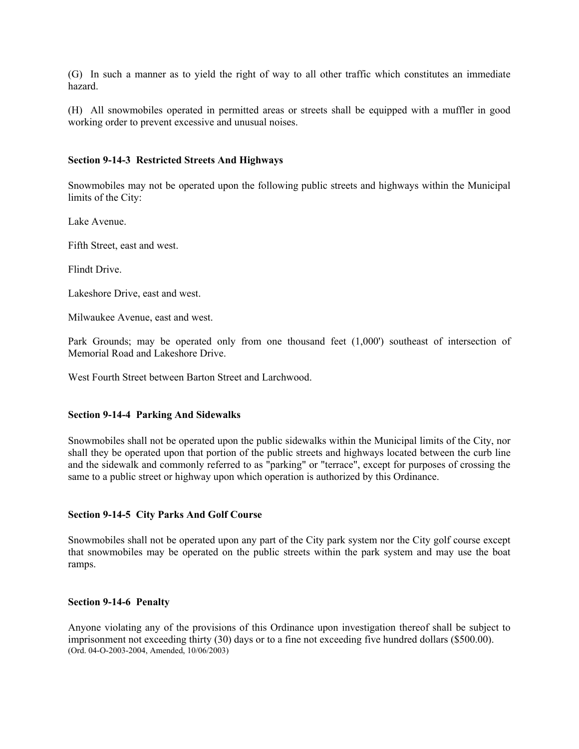(G) In such a manner as to yield the right of way to all other traffic which constitutes an immediate hazard.

(H) All snowmobiles operated in permitted areas or streets shall be equipped with a muffler in good working order to prevent excessive and unusual noises.

**Section 9-14-3 Restricted Streets And Highways**

Snowmobiles may not be operated upon the following public streets and highways within the Municipal limits of the City:

Lake Avenue.

Fifth Street, east and west.

Flindt Drive.

Lakeshore Drive, east and west.

Milwaukee Avenue, east and west.

Park Grounds; may be operated only from one thousand feet (1,000') southeast of intersection of Memorial Road and Lakeshore Drive.

West Fourth Street between Barton Street and Larchwood.

**Section 9-14-4 Parking And Sidewalks**

Snowmobiles shall not be operated upon the public sidewalks within the Municipal limits of the City, nor shall they be operated upon that portion of the public streets and highways located between the curb line and the sidewalk and commonly referred to as "parking" or "terrace", except for purposes of crossing the same to a public street or highway upon which operation is authorized by this Ordinance.

**Section 9-14-5 City Parks And Golf Course**

Snowmobiles shall not be operated upon any part of the City park system nor the City golf course except that snowmobiles may be operated on the public streets within the park system and may use the boat ramps.

**Section 9-14-6 Penalty**

Anyone violating any of the provisions of this Ordinance upon investigation thereof shall be subject to imprisonment not exceeding thirty (30) days or to a fine not exceeding five hundred dollars ($500.00).
(Ord. 04-O-2003-2004, Amended, 10/06/2003)